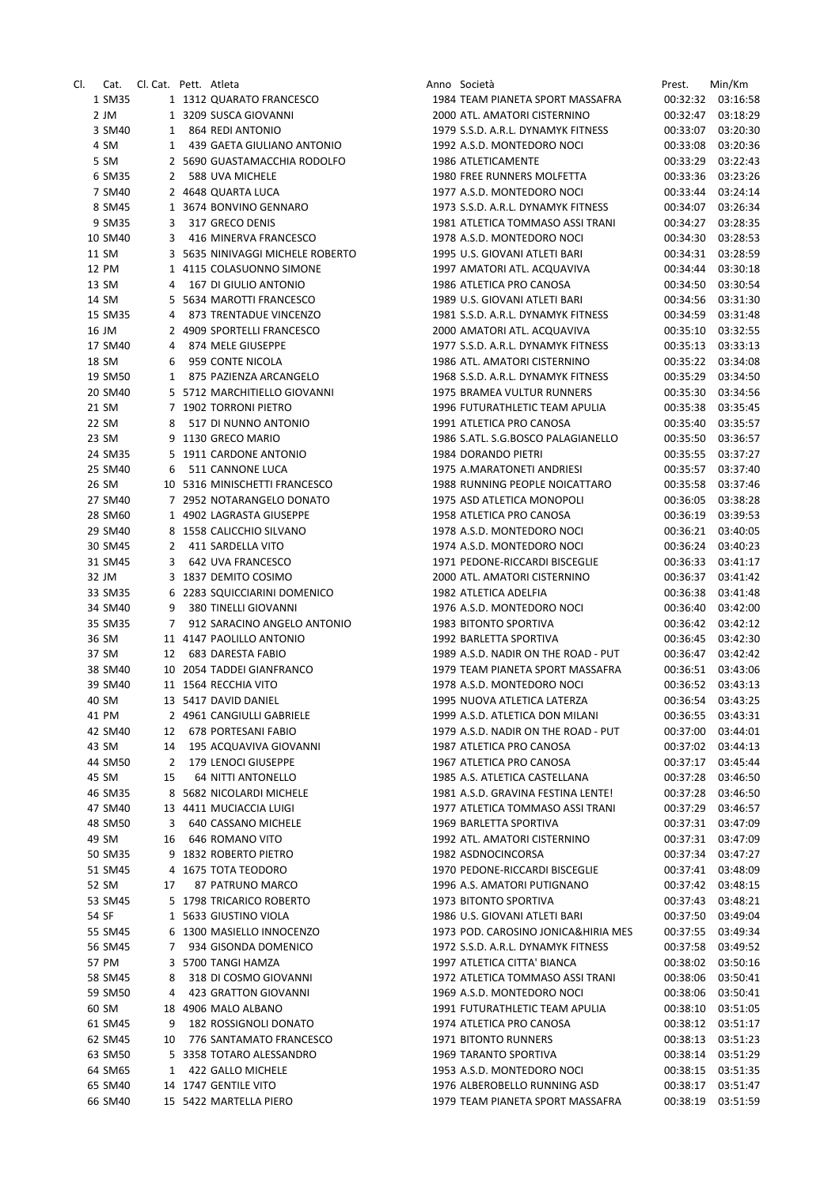| Cl. | Cat. | Cl. Cat. | Pett. | Atleta | Anno | Società | Prest. | Min/Km |
|---|---|---|---|---|---|---|---|---|
| 1 | SM35 | 1 | 1312 | QUARATO FRANCESCO | 1984 | TEAM PIANETA SPORT MASSAFRA | 00:32:32 | 03:16:58 |
| 2 | JM | 1 | 3209 | SUSCA GIOVANNI | 2000 | ATL. AMATORI CISTERNINO | 00:32:47 | 03:18:29 |
| 3 | SM40 | 1 | 864 | REDI ANTONIO | 1979 | S.S.D. A.R.L. DYNAMYK FITNESS | 00:33:07 | 03:20:30 |
| 4 | SM | 1 | 439 | GAETA GIULIANO ANTONIO | 1992 | A.S.D. MONTEDORO NOCI | 00:33:08 | 03:20:36 |
| 5 | SM | 2 | 5690 | GUASTAMACCHIA RODOLFO | 1986 | ATLETICAMENTE | 00:33:29 | 03:22:43 |
| 6 | SM35 | 2 | 588 | UVA MICHELE | 1980 | FREE RUNNERS MOLFETTA | 00:33:36 | 03:23:26 |
| 7 | SM40 | 2 | 4648 | QUARTA LUCA | 1977 | A.S.D. MONTEDORO NOCI | 00:33:44 | 03:24:14 |
| 8 | SM45 | 1 | 3674 | BONVINO GENNARO | 1973 | S.S.D. A.R.L. DYNAMYK FITNESS | 00:34:07 | 03:26:34 |
| 9 | SM35 | 3 | 317 | GRECO DENIS | 1981 | ATLETICA TOMMASO ASSI TRANI | 00:34:27 | 03:28:35 |
| 10 | SM40 | 3 | 416 | MINERVA FRANCESCO | 1978 | A.S.D. MONTEDORO NOCI | 00:34:30 | 03:28:53 |
| 11 | SM | 3 | 5635 | NINIVAGGI MICHELE ROBERTO | 1995 | U.S. GIOVANI ATLETI BARI | 00:34:31 | 03:28:59 |
| 12 | PM | 1 | 4115 | COLASUONNO SIMONE | 1997 | AMATORI ATL. ACQUAVIVA | 00:34:44 | 03:30:18 |
| 13 | SM | 4 | 167 | DI GIULIO ANTONIO | 1986 | ATLETICA PRO CANOSA | 00:34:50 | 03:30:54 |
| 14 | SM | 5 | 5634 | MAROTTI FRANCESCO | 1989 | U.S. GIOVANI ATLETI BARI | 00:34:56 | 03:31:30 |
| 15 | SM35 | 4 | 873 | TRENTADUE VINCENZO | 1981 | S.S.D. A.R.L. DYNAMYK FITNESS | 00:34:59 | 03:31:48 |
| 16 | JM | 2 | 4909 | SPORTELLI FRANCESCO | 2000 | AMATORI ATL. ACQUAVIVA | 00:35:10 | 03:32:55 |
| 17 | SM40 | 4 | 874 | MELE GIUSEPPE | 1977 | S.S.D. A.R.L. DYNAMYK FITNESS | 00:35:13 | 03:33:13 |
| 18 | SM | 6 | 959 | CONTE NICOLA | 1986 | ATL. AMATORI CISTERNINO | 00:35:22 | 03:34:08 |
| 19 | SM50 | 1 | 875 | PAZIENZA ARCANGELO | 1968 | S.S.D. A.R.L. DYNAMYK FITNESS | 00:35:29 | 03:34:50 |
| 20 | SM40 | 5 | 5712 | MARCHITIELLO GIOVANNI | 1975 | BRAMEA VULTUR RUNNERS | 00:35:30 | 03:34:56 |
| 21 | SM | 7 | 1902 | TORRONI PIETRO | 1996 | FUTURATHLETIC TEAM APULIA | 00:35:38 | 03:35:45 |
| 22 | SM | 8 | 517 | DI NUNNO ANTONIO | 1991 | ATLETICA PRO CANOSA | 00:35:40 | 03:35:57 |
| 23 | SM | 9 | 1130 | GRECO MARIO | 1986 | S.ATL. S.G.BOSCO PALAGIANELLO | 00:35:50 | 03:36:57 |
| 24 | SM35 | 5 | 1911 | CARDONE ANTONIO | 1984 | DORANDO PIETRI | 00:35:55 | 03:37:27 |
| 25 | SM40 | 6 | 511 | CANNONE LUCA | 1975 | A.MARATONETI ANDRIESI | 00:35:57 | 03:37:40 |
| 26 | SM | 10 | 5316 | MINISCHETTI FRANCESCO | 1988 | RUNNING PEOPLE NOICATTARO | 00:35:58 | 03:37:46 |
| 27 | SM40 | 7 | 2952 | NOTARANGELO DONATO | 1975 | ASD ATLETICA MONOPOLI | 00:36:05 | 03:38:28 |
| 28 | SM60 | 1 | 4902 | LAGRASTA GIUSEPPE | 1958 | ATLETICA PRO CANOSA | 00:36:19 | 03:39:53 |
| 29 | SM40 | 8 | 1558 | CALICCHIO SILVANO | 1978 | A.S.D. MONTEDORO NOCI | 00:36:21 | 03:40:05 |
| 30 | SM45 | 2 | 411 | SARDELLA VITO | 1974 | A.S.D. MONTEDORO NOCI | 00:36:24 | 03:40:23 |
| 31 | SM45 | 3 | 642 | UVA FRANCESCO | 1971 | PEDONE-RICCARDI BISCEGLIE | 00:36:33 | 03:41:17 |
| 32 | JM | 3 | 1837 | DEMITO COSIMO | 2000 | ATL. AMATORI CISTERNINO | 00:36:37 | 03:41:42 |
| 33 | SM35 | 6 | 2283 | SQUICCIARINI DOMENICO | 1982 | ATLETICA ADELFIA | 00:36:38 | 03:41:48 |
| 34 | SM40 | 9 | 380 | TINELLI GIOVANNI | 1976 | A.S.D. MONTEDORO NOCI | 00:36:40 | 03:42:00 |
| 35 | SM35 | 7 | 912 | SARACINO ANGELO ANTONIO | 1983 | BITONTO SPORTIVA | 00:36:42 | 03:42:12 |
| 36 | SM | 11 | 4147 | PAOLILLO ANTONIO | 1992 | BARLETTA SPORTIVA | 00:36:45 | 03:42:30 |
| 37 | SM | 12 | 683 | DARESTA FABIO | 1989 | A.S.D. NADIR ON THE ROAD - PUT | 00:36:47 | 03:42:42 |
| 38 | SM40 | 10 | 2054 | TADDEI GIANFRANCO | 1979 | TEAM PIANETA SPORT MASSAFRA | 00:36:51 | 03:43:06 |
| 39 | SM40 | 11 | 1564 | RECCHIA VITO | 1978 | A.S.D. MONTEDORO NOCI | 00:36:52 | 03:43:13 |
| 40 | SM | 13 | 5417 | DAVID DANIEL | 1995 | NUOVA ATLETICA LATERZA | 00:36:54 | 03:43:25 |
| 41 | PM | 2 | 4961 | CANGIULLI GABRIELE | 1999 | A.S.D. ATLETICA DON MILANI | 00:36:55 | 03:43:31 |
| 42 | SM40 | 12 | 678 | PORTESANI FABIO | 1979 | A.S.D. NADIR ON THE ROAD - PUT | 00:37:00 | 03:44:01 |
| 43 | SM | 14 | 195 | ACQUAVIVA GIOVANNI | 1987 | ATLETICA PRO CANOSA | 00:37:02 | 03:44:13 |
| 44 | SM50 | 2 | 179 | LENOCI GIUSEPPE | 1967 | ATLETICA PRO CANOSA | 00:37:17 | 03:45:44 |
| 45 | SM | 15 | 64 | NITTI ANTONELLO | 1985 | A.S. ATLETICA CASTELLANA | 00:37:28 | 03:46:50 |
| 46 | SM35 | 8 | 5682 | NICOLARDI MICHELE | 1981 | A.S.D. GRAVINA FESTINA LENTE! | 00:37:28 | 03:46:50 |
| 47 | SM40 | 13 | 4411 | MUCIACCIA LUIGI | 1977 | ATLETICA TOMMASO ASSI TRANI | 00:37:29 | 03:46:57 |
| 48 | SM50 | 3 | 640 | CASSANO MICHELE | 1969 | BARLETTA SPORTIVA | 00:37:31 | 03:47:09 |
| 49 | SM | 16 | 646 | ROMANO VITO | 1992 | ATL. AMATORI CISTERNINO | 00:37:31 | 03:47:09 |
| 50 | SM35 | 9 | 1832 | ROBERTO PIETRO | 1982 | ASDNOCINCORSA | 00:37:34 | 03:47:27 |
| 51 | SM45 | 4 | 1675 | TOTA TEODORO | 1970 | PEDONE-RICCARDI BISCEGLIE | 00:37:41 | 03:48:09 |
| 52 | SM | 17 | 87 | PATRUNO MARCO | 1996 | A.S. AMATORI PUTIGNANO | 00:37:42 | 03:48:15 |
| 53 | SM45 | 5 | 1798 | TRICARICO ROBERTO | 1973 | BITONTO SPORTIVA | 00:37:43 | 03:48:21 |
| 54 | SF | 1 | 5633 | GIUSTINO VIOLA | 1986 | U.S. GIOVANI ATLETI BARI | 00:37:50 | 03:49:04 |
| 55 | SM45 | 6 | 1300 | MASIELLO INNOCENZO | 1973 | POD. CAROSINO JONICA&HIRIA MES | 00:37:55 | 03:49:34 |
| 56 | SM45 | 7 | 934 | GISONDA DOMENICO | 1972 | S.S.D. A.R.L. DYNAMYK FITNESS | 00:37:58 | 03:49:52 |
| 57 | PM | 3 | 5700 | TANGI HAMZA | 1997 | ATLETICA CITTA' BIANCA | 00:38:02 | 03:50:16 |
| 58 | SM45 | 8 | 318 | DI COSMO GIOVANNI | 1972 | ATLETICA TOMMASO ASSI TRANI | 00:38:06 | 03:50:41 |
| 59 | SM50 | 4 | 423 | GRATTON GIOVANNI | 1969 | A.S.D. MONTEDORO NOCI | 00:38:06 | 03:50:41 |
| 60 | SM | 18 | 4906 | MALO ALBANO | 1991 | FUTURATHLETIC TEAM APULIA | 00:38:10 | 03:51:05 |
| 61 | SM45 | 9 | 182 | ROSSIGNOLI DONATO | 1974 | ATLETICA PRO CANOSA | 00:38:12 | 03:51:17 |
| 62 | SM45 | 10 | 776 | SANTAMATO FRANCESCO | 1971 | BITONTO RUNNERS | 00:38:13 | 03:51:23 |
| 63 | SM50 | 5 | 3358 | TOTARO ALESSANDRO | 1969 | TARANTO SPORTIVA | 00:38:14 | 03:51:29 |
| 64 | SM65 | 1 | 422 | GALLO MICHELE | 1953 | A.S.D. MONTEDORO NOCI | 00:38:15 | 03:51:35 |
| 65 | SM40 | 14 | 1747 | GENTILE VITO | 1976 | ALBEROBELLO RUNNING ASD | 00:38:17 | 03:51:47 |
| 66 | SM40 | 15 | 5422 | MARTELLA PIERO | 1979 | TEAM PIANETA SPORT MASSAFRA | 00:38:19 | 03:51:59 |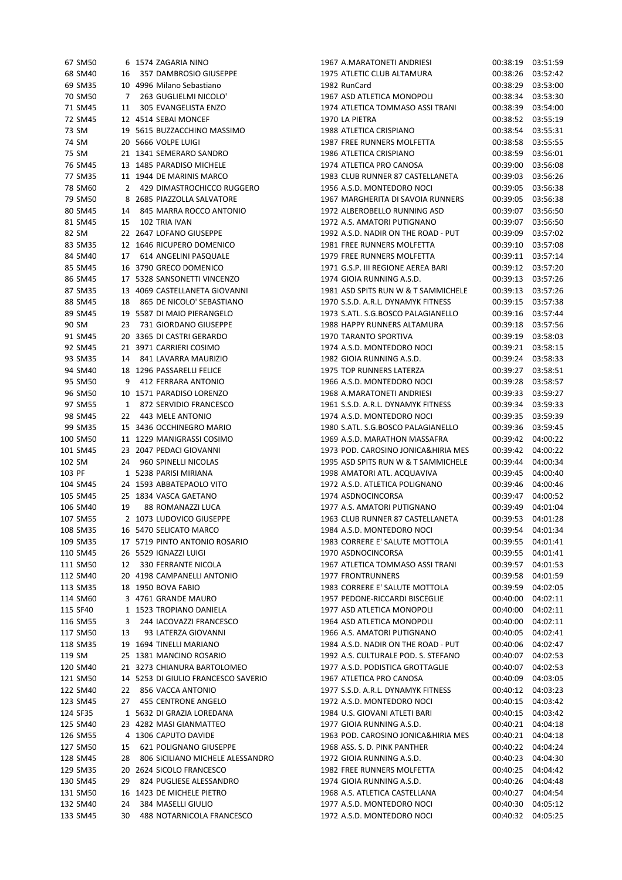| | | | | | | | | |
|---|---|---|---|---|---|---|---|---|
| 67 | SM50 | 6 | 1574 | ZAGARIA NINO | 1967 | A.MARATONETI ANDRIESI | 00:38:19 | 03:51:59 |
| 68 | SM40 | 16 | 357 | DAMBROSIO GIUSEPPE | 1975 | ATLETIC CLUB ALTAMURA | 00:38:26 | 03:52:42 |
| 69 | SM35 | 10 | 4996 | Milano Sebastiano | 1982 | RunCard | 00:38:29 | 03:53:00 |
| 70 | SM50 | 7 | 263 | GUGLIELMI NICOLO' | 1967 | ASD ATLETICA MONOPOLI | 00:38:34 | 03:53:30 |
| 71 | SM45 | 11 | 305 | EVANGELISTA ENZO | 1974 | ATLETICA TOMMASO ASSI TRANI | 00:38:39 | 03:54:00 |
| 72 | SM45 | 12 | 4514 | SEBAI MONCEF | 1970 | LA PIETRA | 00:38:52 | 03:55:19 |
| 73 | SM | 19 | 5615 | BUZZACCHINO MASSIMO | 1988 | ATLETICA CRISPIANO | 00:38:54 | 03:55:31 |
| 74 | SM | 20 | 5666 | VOLPE LUIGI | 1987 | FREE RUNNERS MOLFETTA | 00:38:58 | 03:55:55 |
| 75 | SM | 21 | 1341 | SEMERARO SANDRO | 1986 | ATLETICA CRISPIANO | 00:38:59 | 03:56:01 |
| 76 | SM45 | 13 | 1485 | PARADISO MICHELE | 1974 | ATLETICA PRO CANOSA | 00:39:00 | 03:56:08 |
| 77 | SM35 | 11 | 1944 | DE MARINIS MARCO | 1983 | CLUB RUNNER 87 CASTELLANETA | 00:39:03 | 03:56:26 |
| 78 | SM60 | 2 | 429 | DIMASTROCHICCO RUGGERO | 1956 | A.S.D. MONTEDORO NOCI | 00:39:05 | 03:56:38 |
| 79 | SM50 | 8 | 2685 | PIAZZOLLA SALVATORE | 1967 | MARGHERITA DI SAVOIA RUNNERS | 00:39:05 | 03:56:38 |
| 80 | SM45 | 14 | 845 | MARRA ROCCO ANTONIO | 1972 | ALBEROBELLO RUNNING ASD | 00:39:07 | 03:56:50 |
| 81 | SM45 | 15 | 102 | TRIA IVAN | 1972 | A.S. AMATORI PUTIGNANO | 00:39:07 | 03:56:50 |
| 82 | SM | 22 | 2647 | LOFANO GIUSEPPE | 1992 | A.S.D. NADIR ON THE ROAD - PUT | 00:39:09 | 03:57:02 |
| 83 | SM35 | 12 | 1646 | RICUPERO DOMENICO | 1981 | FREE RUNNERS MOLFETTA | 00:39:10 | 03:57:08 |
| 84 | SM40 | 17 | 614 | ANGELINI PASQUALE | 1979 | FREE RUNNERS MOLFETTA | 00:39:11 | 03:57:14 |
| 85 | SM45 | 16 | 3790 | GRECO DOMENICO | 1971 | G.S.P. III REGIONE AEREA BARI | 00:39:12 | 03:57:20 |
| 86 | SM45 | 17 | 5328 | SANSONETTI VINCENZO | 1974 | GIOIA RUNNING A.S.D. | 00:39:13 | 03:57:26 |
| 87 | SM35 | 13 | 4069 | CASTELLANETA GIOVANNI | 1981 | ASD SPITS RUN W & T SAMMICHELE | 00:39:13 | 03:57:26 |
| 88 | SM45 | 18 | 865 | DE NICOLO' SEBASTIANO | 1970 | S.S.D. A.R.L. DYNAMYK FITNESS | 00:39:15 | 03:57:38 |
| 89 | SM45 | 19 | 5587 | DI MAIO PIERANGELO | 1973 | S.ATL. S.G.BOSCO PALAGIANELLO | 00:39:16 | 03:57:44 |
| 90 | SM | 23 | 731 | GIORDANO GIUSEPPE | 1988 | HAPPY RUNNERS ALTAMURA | 00:39:18 | 03:57:56 |
| 91 | SM45 | 20 | 3365 | DI CASTRI GERARDO | 1970 | TARANTO SPORTIVA | 00:39:19 | 03:58:03 |
| 92 | SM45 | 21 | 3971 | CARRIERI COSIMO | 1974 | A.S.D. MONTEDORO NOCI | 00:39:21 | 03:58:15 |
| 93 | SM35 | 14 | 841 | LAVARRA MAURIZIO | 1982 | GIOIA RUNNING A.S.D. | 00:39:24 | 03:58:33 |
| 94 | SM40 | 18 | 1296 | PASSARELLI FELICE | 1975 | TOP RUNNERS LATERZA | 00:39:27 | 03:58:51 |
| 95 | SM50 | 9 | 412 | FERRARA ANTONIO | 1966 | A.S.D. MONTEDORO NOCI | 00:39:28 | 03:58:57 |
| 96 | SM50 | 10 | 1571 | PARADISO LORENZO | 1968 | A.MARATONETI ANDRIESI | 00:39:33 | 03:59:27 |
| 97 | SM55 | 1 | 872 | SERVIDIO FRANCESCO | 1961 | S.S.D. A.R.L. DYNAMYK FITNESS | 00:39:34 | 03:59:33 |
| 98 | SM45 | 22 | 443 | MELE ANTONIO | 1974 | A.S.D. MONTEDORO NOCI | 00:39:35 | 03:59:39 |
| 99 | SM35 | 15 | 3436 | OCCHINEGRO MARIO | 1980 | S.ATL. S.G.BOSCO PALAGIANELLO | 00:39:36 | 03:59:45 |
| 100 | SM50 | 11 | 1229 | MANIGRASSI COSIMO | 1969 | A.S.D. MARATHON MASSAFRA | 00:39:42 | 04:00:22 |
| 101 | SM45 | 23 | 2047 | PEDACI GIOVANNI | 1973 | POD. CAROSINO JONICA&HIRIA MES | 00:39:42 | 04:00:22 |
| 102 | SM | 24 | 960 | SPINELLI NICOLAS | 1995 | ASD SPITS RUN W & T SAMMICHELE | 00:39:44 | 04:00:34 |
| 103 | PF | 1 | 5238 | PARISI MIRIANA | 1998 | AMATORI ATL. ACQUAVIVA | 00:39:45 | 04:00:40 |
| 104 | SM45 | 24 | 1593 | ABBATEPAOLO VITO | 1972 | A.S.D. ATLETICA POLIGNANO | 00:39:46 | 04:00:46 |
| 105 | SM45 | 25 | 1834 | VASCA GAETANO | 1974 | ASDNOCINCORSA | 00:39:47 | 04:00:52 |
| 106 | SM40 | 19 | 88 | ROMANAZZI LUCA | 1977 | A.S. AMATORI PUTIGNANO | 00:39:49 | 04:01:04 |
| 107 | SM55 | 2 | 1073 | LUDOVICO GIUSEPPE | 1963 | CLUB RUNNER 87 CASTELLANETA | 00:39:53 | 04:01:28 |
| 108 | SM35 | 16 | 5470 | SELICATO MARCO | 1984 | A.S.D. MONTEDORO NOCI | 00:39:54 | 04:01:34 |
| 109 | SM35 | 17 | 5719 | PINTO ANTONIO ROSARIO | 1983 | CORRERE E' SALUTE MOTTOLA | 00:39:55 | 04:01:41 |
| 110 | SM45 | 26 | 5529 | IGNAZZI LUIGI | 1970 | ASDNOCINCORSA | 00:39:55 | 04:01:41 |
| 111 | SM50 | 12 | 330 | FERRANTE NICOLA | 1967 | ATLETICA TOMMASO ASSI TRANI | 00:39:57 | 04:01:53 |
| 112 | SM40 | 20 | 4198 | CAMPANELLI ANTONIO | 1977 | FRONTRUNNERS | 00:39:58 | 04:01:59 |
| 113 | SM35 | 18 | 1950 | BOVA FABIO | 1983 | CORRERE E' SALUTE MOTTOLA | 00:39:59 | 04:02:05 |
| 114 | SM60 | 3 | 4761 | GRANDE MAURO | 1957 | PEDONE-RICCARDI BISCEGLIE | 00:40:00 | 04:02:11 |
| 115 | SF40 | 1 | 1523 | TROPIANO DANIELA | 1977 | ASD ATLETICA MONOPOLI | 00:40:00 | 04:02:11 |
| 116 | SM55 | 3 | 244 | IACOVAZZI FRANCESCO | 1964 | ASD ATLETICA MONOPOLI | 00:40:00 | 04:02:11 |
| 117 | SM50 | 13 | 93 | LATERZA GIOVANNI | 1966 | A.S. AMATORI PUTIGNANO | 00:40:05 | 04:02:41 |
| 118 | SM35 | 19 | 1694 | TINELLI MARIANO | 1984 | A.S.D. NADIR ON THE ROAD - PUT | 00:40:06 | 04:02:47 |
| 119 | SM | 25 | 1381 | MANCINO ROSARIO | 1992 | A.S. CULTURALE POD. S. STEFANO | 00:40:07 | 04:02:53 |
| 120 | SM40 | 21 | 3273 | CHIANURA BARTOLOMEO | 1977 | A.S.D. PODISTICA GROTTAGLIE | 00:40:07 | 04:02:53 |
| 121 | SM50 | 14 | 5253 | DI GIULIO FRANCESCO SAVERIO | 1967 | ATLETICA PRO CANOSA | 00:40:09 | 04:03:05 |
| 122 | SM40 | 22 | 856 | VACCA ANTONIO | 1977 | S.S.D. A.R.L. DYNAMYK FITNESS | 00:40:12 | 04:03:23 |
| 123 | SM45 | 27 | 455 | CENTRONE ANGELO | 1972 | A.S.D. MONTEDORO NOCI | 00:40:15 | 04:03:42 |
| 124 | SF35 | 1 | 5632 | DI GRAZIA LOREDANA | 1984 | U.S. GIOVANI ATLETI BARI | 00:40:15 | 04:03:42 |
| 125 | SM40 | 23 | 4282 | MASI GIANMATTEO | 1977 | GIOIA RUNNING A.S.D. | 00:40:21 | 04:04:18 |
| 126 | SM55 | 4 | 1306 | CAPUTO DAVIDE | 1963 | POD. CAROSINO JONICA&HIRIA MES | 00:40:21 | 04:04:18 |
| 127 | SM50 | 15 | 621 | POLIGNANO GIUSEPPE | 1968 | ASS. S. D. PINK PANTHER | 00:40:22 | 04:04:24 |
| 128 | SM45 | 28 | 806 | SICILIANO MICHELE ALESSANDRO | 1972 | GIOIA RUNNING A.S.D. | 00:40:23 | 04:04:30 |
| 129 | SM35 | 20 | 2624 | SICOLO FRANCESCO | 1982 | FREE RUNNERS MOLFETTA | 00:40:25 | 04:04:42 |
| 130 | SM45 | 29 | 824 | PUGLIESE ALESSANDRO | 1974 | GIOIA RUNNING A.S.D. | 00:40:26 | 04:04:48 |
| 131 | SM50 | 16 | 1423 | DE MICHELE PIETRO | 1968 | A.S. ATLETICA CASTELLANA | 00:40:27 | 04:04:54 |
| 132 | SM40 | 24 | 384 | MASELLI GIULIO | 1977 | A.S.D. MONTEDORO NOCI | 00:40:30 | 04:05:12 |
| 133 | SM45 | 30 | 488 | NOTARNICOLA FRANCESCO | 1972 | A.S.D. MONTEDORO NOCI | 00:40:32 | 04:05:25 |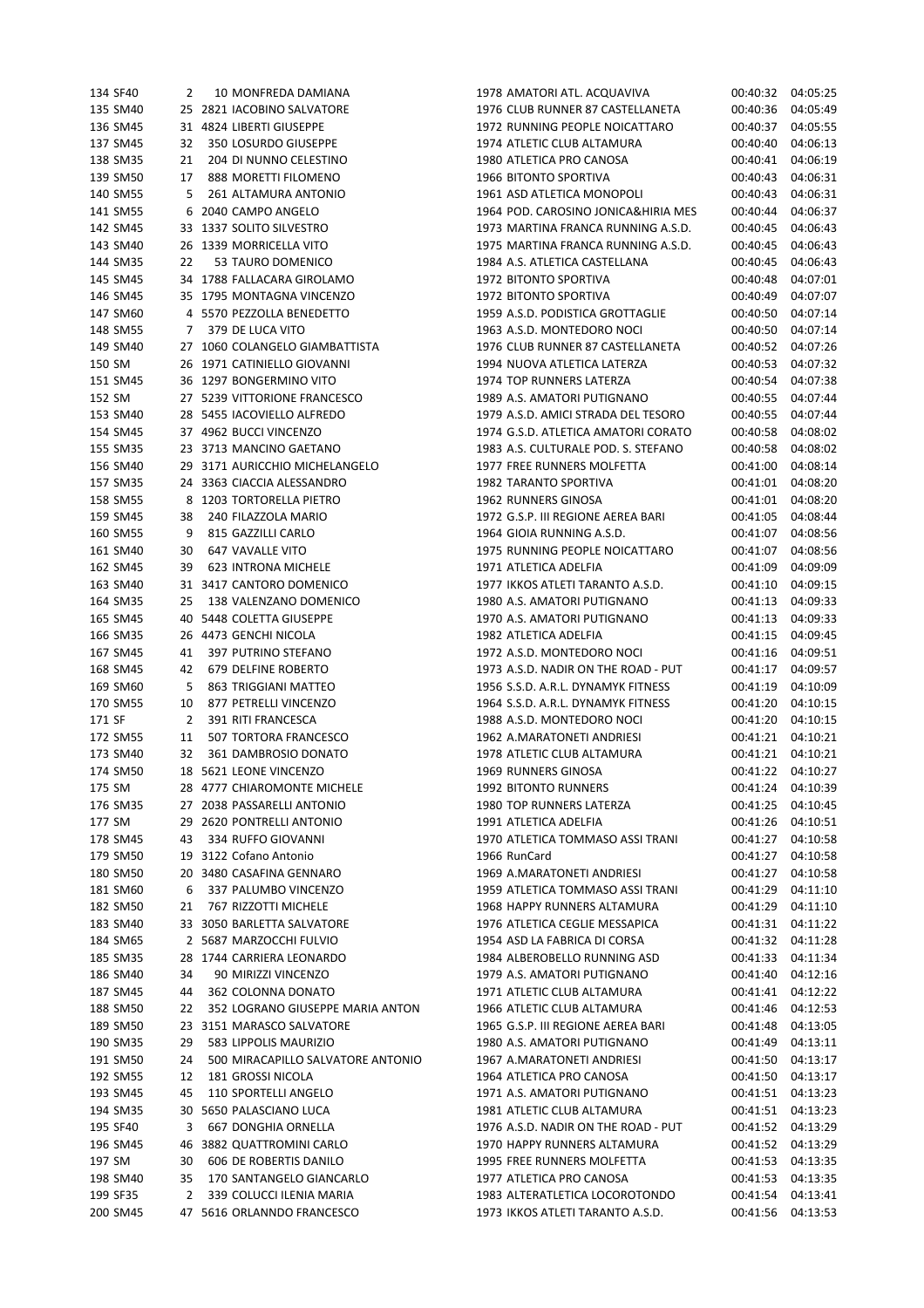| | | | | | | | | |
|---|---|---|---|---|---|---|---|---|
| 134 | SF40 | 2 | 10 | MONFREDA DAMIANA | 1978 | AMATORI ATL. ACQUAVIVA | 00:40:32 | 04:05:25 |
| 135 | SM40 | 25 | 2821 | IACOBINO SALVATORE | 1976 | CLUB RUNNER 87 CASTELLANETA | 00:40:36 | 04:05:49 |
| 136 | SM45 | 31 | 4824 | LIBERTI GIUSEPPE | 1972 | RUNNING PEOPLE NOICATTARO | 00:40:37 | 04:05:55 |
| 137 | SM45 | 32 | 350 | LOSURDO GIUSEPPE | 1974 | ATLETIC CLUB ALTAMURA | 00:40:40 | 04:06:13 |
| 138 | SM35 | 21 | 204 | DI NUNNO CELESTINO | 1980 | ATLETICA PRO CANOSA | 00:40:41 | 04:06:19 |
| 139 | SM50 | 17 | 888 | MORETTI FILOMENO | 1966 | BITONTO SPORTIVA | 00:40:43 | 04:06:31 |
| 140 | SM55 | 5 | 261 | ALTAMURA ANTONIO | 1961 | ASD ATLETICA MONOPOLI | 00:40:43 | 04:06:31 |
| 141 | SM55 | 6 | 2040 | CAMPO ANGELO | 1964 | POD. CAROSINO JONICA&HIRIA MES | 00:40:44 | 04:06:37 |
| 142 | SM45 | 33 | 1337 | SOLITO SILVESTRO | 1973 | MARTINA FRANCA RUNNING A.S.D. | 00:40:45 | 04:06:43 |
| 143 | SM40 | 26 | 1339 | MORRICELLA VITO | 1975 | MARTINA FRANCA RUNNING A.S.D. | 00:40:45 | 04:06:43 |
| 144 | SM35 | 22 | 53 | TAURO DOMENICO | 1984 | A.S. ATLETICA CASTELLANA | 00:40:45 | 04:06:43 |
| 145 | SM45 | 34 | 1788 | FALLACARA GIROLAMO | 1972 | BITONTO SPORTIVA | 00:40:48 | 04:07:01 |
| 146 | SM45 | 35 | 1795 | MONTAGNA VINCENZO | 1972 | BITONTO SPORTIVA | 00:40:49 | 04:07:07 |
| 147 | SM60 | 4 | 5570 | PEZZOLLA BENEDETTO | 1959 | A.S.D. PODISTICA GROTTAGLIE | 00:40:50 | 04:07:14 |
| 148 | SM55 | 7 | 379 | DE LUCA VITO | 1963 | A.S.D. MONTEDORO NOCI | 00:40:50 | 04:07:14 |
| 149 | SM40 | 27 | 1060 | COLANGELO GIAMBATTISTA | 1976 | CLUB RUNNER 87 CASTELLANETA | 00:40:52 | 04:07:26 |
| 150 | SM | 26 | 1971 | CATINIELLO GIOVANNI | 1994 | NUOVA ATLETICA LATERZA | 00:40:53 | 04:07:32 |
| 151 | SM45 | 36 | 1297 | BONGERMINO VITO | 1974 | TOP RUNNERS LATERZA | 00:40:54 | 04:07:38 |
| 152 | SM | 27 | 5239 | VITTORIONE FRANCESCO | 1989 | A.S. AMATORI PUTIGNANO | 00:40:55 | 04:07:44 |
| 153 | SM40 | 28 | 5455 | IACOVIELLO ALFREDO | 1979 | A.S.D. AMICI STRADA DEL TESORO | 00:40:55 | 04:07:44 |
| 154 | SM45 | 37 | 4962 | BUCCI VINCENZO | 1974 | G.S.D. ATLETICA AMATORI CORATO | 00:40:58 | 04:08:02 |
| 155 | SM35 | 23 | 3713 | MANCINO GAETANO | 1983 | A.S. CULTURALE POD. S. STEFANO | 00:40:58 | 04:08:02 |
| 156 | SM40 | 29 | 3171 | AURICCHIO MICHELANGELO | 1977 | FREE RUNNERS MOLFETTA | 00:41:00 | 04:08:14 |
| 157 | SM35 | 24 | 3363 | CIACCIA ALESSANDRO | 1982 | TARANTO SPORTIVA | 00:41:01 | 04:08:20 |
| 158 | SM55 | 8 | 1203 | TORTORELLA PIETRO | 1962 | RUNNERS GINOSA | 00:41:01 | 04:08:20 |
| 159 | SM45 | 38 | 240 | FILAZZOLA MARIO | 1972 | G.S.P. III REGIONE AEREA BARI | 00:41:05 | 04:08:44 |
| 160 | SM55 | 9 | 815 | GAZZILLI CARLO | 1964 | GIOIA RUNNING A.S.D. | 00:41:07 | 04:08:56 |
| 161 | SM40 | 30 | 647 | VAVALLE VITO | 1975 | RUNNING PEOPLE NOICATTARO | 00:41:07 | 04:08:56 |
| 162 | SM45 | 39 | 623 | INTRONA MICHELE | 1971 | ATLETICA ADELFIA | 00:41:09 | 04:09:09 |
| 163 | SM40 | 31 | 3417 | CANTORO DOMENICO | 1977 | IKKOS ATLETI TARANTO A.S.D. | 00:41:10 | 04:09:15 |
| 164 | SM35 | 25 | 138 | VALENZANO DOMENICO | 1980 | A.S. AMATORI PUTIGNANO | 00:41:13 | 04:09:33 |
| 165 | SM45 | 40 | 5448 | COLETTA GIUSEPPE | 1970 | A.S. AMATORI PUTIGNANO | 00:41:13 | 04:09:33 |
| 166 | SM35 | 26 | 4473 | GENCHI NICOLA | 1982 | ATLETICA ADELFIA | 00:41:15 | 04:09:45 |
| 167 | SM45 | 41 | 397 | PUTRINO STEFANO | 1972 | A.S.D. MONTEDORO NOCI | 00:41:16 | 04:09:51 |
| 168 | SM45 | 42 | 679 | DELFINE ROBERTO | 1973 | A.S.D. NADIR ON THE ROAD - PUT | 00:41:17 | 04:09:57 |
| 169 | SM60 | 5 | 863 | TRIGGIANI MATTEO | 1956 | S.S.D. A.R.L. DYNAMYK FITNESS | 00:41:19 | 04:10:09 |
| 170 | SM55 | 10 | 877 | PETRELLI VINCENZO | 1964 | S.S.D. A.R.L. DYNAMYK FITNESS | 00:41:20 | 04:10:15 |
| 171 | SF | 2 | 391 | RITI FRANCESCA | 1988 | A.S.D. MONTEDORO NOCI | 00:41:20 | 04:10:15 |
| 172 | SM55 | 11 | 507 | TORTORA FRANCESCO | 1962 | A.MARATONETI ANDRIESI | 00:41:21 | 04:10:21 |
| 173 | SM40 | 32 | 361 | DAMBROSIO DONATO | 1978 | ATLETIC CLUB ALTAMURA | 00:41:21 | 04:10:21 |
| 174 | SM50 | 18 | 5621 | LEONE VINCENZO | 1969 | RUNNERS GINOSA | 00:41:22 | 04:10:27 |
| 175 | SM | 28 | 4777 | CHIAROMONTE MICHELE | 1992 | BITONTO RUNNERS | 00:41:24 | 04:10:39 |
| 176 | SM35 | 27 | 2038 | PASSARELLI ANTONIO | 1980 | TOP RUNNERS LATERZA | 00:41:25 | 04:10:45 |
| 177 | SM | 29 | 2620 | PONTRELLI ANTONIO | 1991 | ATLETICA ADELFIA | 00:41:26 | 04:10:51 |
| 178 | SM45 | 43 | 334 | RUFFO GIOVANNI | 1970 | ATLETICA TOMMASO ASSI TRANI | 00:41:27 | 04:10:58 |
| 179 | SM50 | 19 | 3122 | Cofano Antonio | 1966 | RunCard | 00:41:27 | 04:10:58 |
| 180 | SM50 | 20 | 3480 | CASAFINA GENNARO | 1969 | A.MARATONETI ANDRIESI | 00:41:27 | 04:10:58 |
| 181 | SM60 | 6 | 337 | PALUMBO VINCENZO | 1959 | ATLETICA TOMMASO ASSI TRANI | 00:41:29 | 04:11:10 |
| 182 | SM50 | 21 | 767 | RIZZOTTI MICHELE | 1968 | HAPPY RUNNERS ALTAMURA | 00:41:29 | 04:11:10 |
| 183 | SM40 | 33 | 3050 | BARLETTA SALVATORE | 1976 | ATLETICA CEGLIE MESSAPICA | 00:41:31 | 04:11:22 |
| 184 | SM65 | 2 | 5687 | MARZOCCHI FULVIO | 1954 | ASD LA FABRICA DI CORSA | 00:41:32 | 04:11:28 |
| 185 | SM35 | 28 | 1744 | CARRIERA LEONARDO | 1984 | ALBEROBELLO RUNNING ASD | 00:41:33 | 04:11:34 |
| 186 | SM40 | 34 | 90 | MIRIZZI VINCENZO | 1979 | A.S. AMATORI PUTIGNANO | 00:41:40 | 04:12:16 |
| 187 | SM45 | 44 | 362 | COLONNA DONATO | 1971 | ATLETIC CLUB ALTAMURA | 00:41:41 | 04:12:22 |
| 188 | SM50 | 22 | 352 | LOGRANO GIUSEPPE MARIA ANTON | 1966 | ATLETIC CLUB ALTAMURA | 00:41:46 | 04:12:53 |
| 189 | SM50 | 23 | 3151 | MARASCO SALVATORE | 1965 | G.S.P. III REGIONE AEREA BARI | 00:41:48 | 04:13:05 |
| 190 | SM35 | 29 | 583 | LIPPOLIS MAURIZIO | 1980 | A.S. AMATORI PUTIGNANO | 00:41:49 | 04:13:11 |
| 191 | SM50 | 24 | 500 | MIRACAPILLO SALVATORE ANTONIO | 1967 | A.MARATONETI ANDRIESI | 00:41:50 | 04:13:17 |
| 192 | SM55 | 12 | 181 | GROSSI NICOLA | 1964 | ATLETICA PRO CANOSA | 00:41:50 | 04:13:17 |
| 193 | SM45 | 45 | 110 | SPORTELLI ANGELO | 1971 | A.S. AMATORI PUTIGNANO | 00:41:51 | 04:13:23 |
| 194 | SM35 | 30 | 5650 | PALASCIANO LUCA | 1981 | ATLETIC CLUB ALTAMURA | 00:41:51 | 04:13:23 |
| 195 | SF40 | 3 | 667 | DONGHIA ORNELLA | 1976 | A.S.D. NADIR ON THE ROAD - PUT | 00:41:52 | 04:13:29 |
| 196 | SM45 | 46 | 3882 | QUATTROMINI CARLO | 1970 | HAPPY RUNNERS ALTAMURA | 00:41:52 | 04:13:29 |
| 197 | SM | 30 | 606 | DE ROBERTIS DANILO | 1995 | FREE RUNNERS MOLFETTA | 00:41:53 | 04:13:35 |
| 198 | SM40 | 35 | 170 | SANTANGELO GIANCARLO | 1977 | ATLETICA PRO CANOSA | 00:41:53 | 04:13:35 |
| 199 | SF35 | 2 | 339 | COLUCCI ILENIA MARIA | 1983 | ALTERATLETICA LOCOROTONDO | 00:41:54 | 04:13:41 |
| 200 | SM45 | 47 | 5616 | ORLANNDO FRANCESCO | 1973 | IKKOS ATLETI TARANTO A.S.D. | 00:41:56 | 04:13:53 |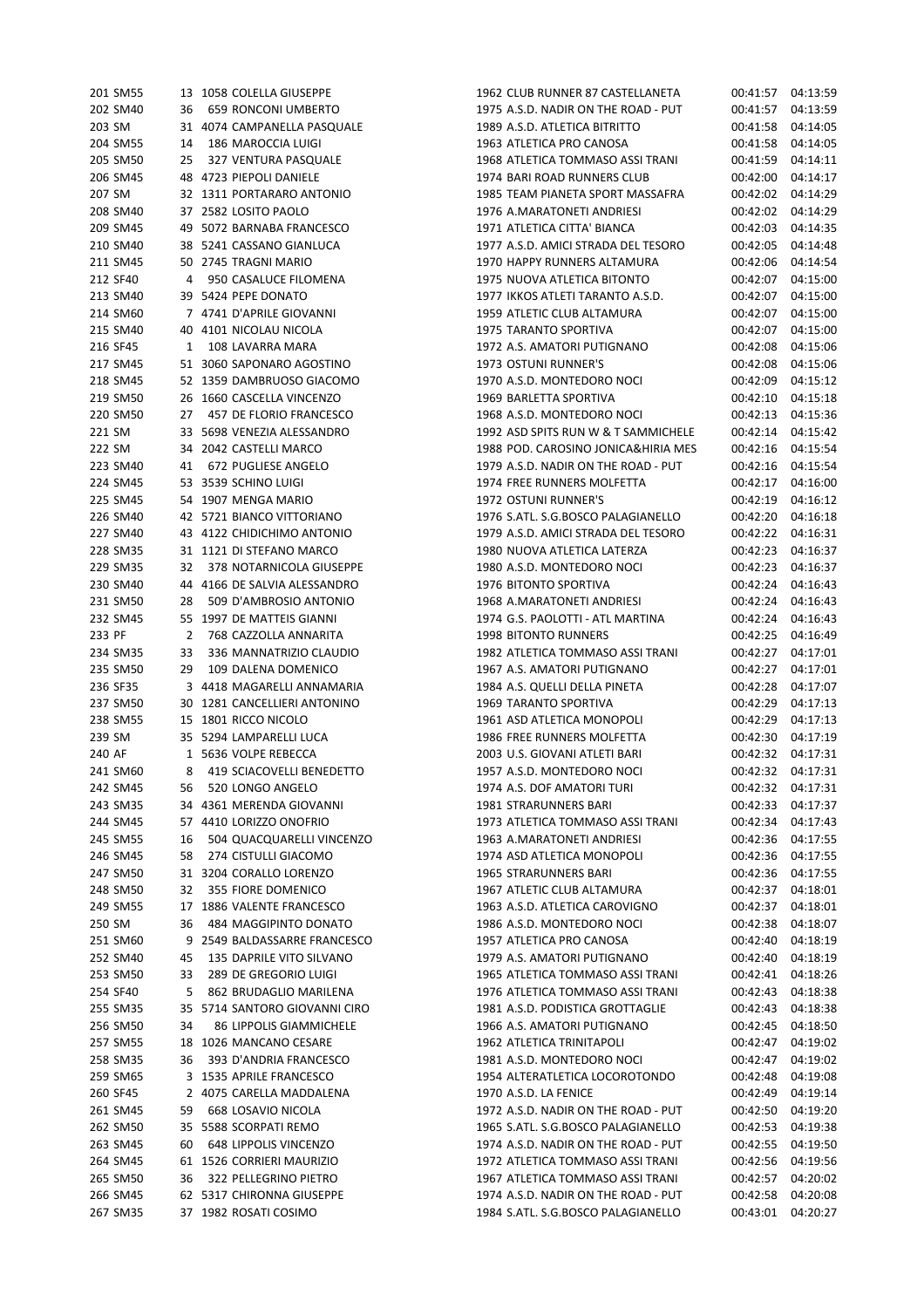| | | | | | | | |
|---|---|---|---|---|---|---|---|
| 201 | SM55 | 13 | 1058 | COLELLA GIUSEPPE | 1962 CLUB RUNNER 87 CASTELLANETA | 00:41:57 | 04:13:59 |
| 202 | SM40 | 36 | 659 | RONCONI UMBERTO | 1975 A.S.D. NADIR ON THE ROAD - PUT | 00:41:57 | 04:13:59 |
| 203 | SM | 31 | 4074 | CAMPANELLA PASQUALE | 1989 A.S.D. ATLETICA BITRITTO | 00:41:58 | 04:14:05 |
| 204 | SM55 | 14 | 186 | MAROCCIA LUIGI | 1963 ATLETICA PRO CANOSA | 00:41:58 | 04:14:05 |
| 205 | SM50 | 25 | 327 | VENTURA PASQUALE | 1968 ATLETICA TOMMASO ASSI TRANI | 00:41:59 | 04:14:11 |
| 206 | SM45 | 48 | 4723 | PIEPOLI DANIELE | 1974 BARI ROAD RUNNERS CLUB | 00:42:00 | 04:14:17 |
| 207 | SM | 32 | 1311 | PORTARARO ANTONIO | 1985 TEAM PIANETA SPORT MASSAFRA | 00:42:02 | 04:14:29 |
| 208 | SM40 | 37 | 2582 | LOSITO PAOLO | 1976 A.MARATONETI ANDRIESI | 00:42:02 | 04:14:29 |
| 209 | SM45 | 49 | 5072 | BARNABA FRANCESCO | 1971 ATLETICA CITTA' BIANCA | 00:42:03 | 04:14:35 |
| 210 | SM40 | 38 | 5241 | CASSANO GIANLUCA | 1977 A.S.D. AMICI STRADA DEL TESORO | 00:42:05 | 04:14:48 |
| 211 | SM45 | 50 | 2745 | TRAGNI MARIO | 1970 HAPPY RUNNERS ALTAMURA | 00:42:06 | 04:14:54 |
| 212 | SF40 | 4 | 950 | CASALUCE FILOMENA | 1975 NUOVA ATLETICA BITONTO | 00:42:07 | 04:15:00 |
| 213 | SM40 | 39 | 5424 | PEPE DONATO | 1977 IKKOS ATLETI TARANTO A.S.D. | 00:42:07 | 04:15:00 |
| 214 | SM60 | 7 | 4741 | D'APRILE GIOVANNI | 1959 ATLETIC CLUB ALTAMURA | 00:42:07 | 04:15:00 |
| 215 | SM40 | 40 | 4101 | NICOLAU NICOLA | 1975 TARANTO SPORTIVA | 00:42:07 | 04:15:00 |
| 216 | SF45 | 1 | 108 | LAVARRA MARA | 1972 A.S. AMATORI PUTIGNANO | 00:42:08 | 04:15:06 |
| 217 | SM45 | 51 | 3060 | SAPONARO AGOSTINO | 1973 OSTUNI RUNNER'S | 00:42:08 | 04:15:06 |
| 218 | SM45 | 52 | 1359 | DAMBRUOSO GIACOMO | 1970 A.S.D. MONTEDORO NOCI | 00:42:09 | 04:15:12 |
| 219 | SM50 | 26 | 1660 | CASCELLA VINCENZO | 1969 BARLETTA SPORTIVA | 00:42:10 | 04:15:18 |
| 220 | SM50 | 27 | 457 | DE FLORIO FRANCESCO | 1968 A.S.D. MONTEDORO NOCI | 00:42:13 | 04:15:36 |
| 221 | SM | 33 | 5698 | VENEZIA ALESSANDRO | 1992 ASD SPITS RUN W & T SAMMICHELE | 00:42:14 | 04:15:42 |
| 222 | SM | 34 | 2042 | CASTELLI MARCO | 1988 POD. CAROSINO JONICA&HIRIA MES | 00:42:16 | 04:15:54 |
| 223 | SM40 | 41 | 672 | PUGLIESE ANGELO | 1979 A.S.D. NADIR ON THE ROAD - PUT | 00:42:16 | 04:15:54 |
| 224 | SM45 | 53 | 3539 | SCHINO LUIGI | 1974 FREE RUNNERS MOLFETTA | 00:42:17 | 04:16:00 |
| 225 | SM45 | 54 | 1907 | MENGA MARIO | 1972 OSTUNI RUNNER'S | 00:42:19 | 04:16:12 |
| 226 | SM40 | 42 | 5721 | BIANCO VITTORIANO | 1976 S.ATL. S.G.BOSCO PALAGIANELLO | 00:42:20 | 04:16:18 |
| 227 | SM40 | 43 | 4122 | CHIDICHIMO ANTONIO | 1979 A.S.D. AMICI STRADA DEL TESORO | 00:42:22 | 04:16:31 |
| 228 | SM35 | 31 | 1121 | DI STEFANO MARCO | 1980 NUOVA ATLETICA LATERZA | 00:42:23 | 04:16:37 |
| 229 | SM35 | 32 | 378 | NOTARNICOLA GIUSEPPE | 1980 A.S.D. MONTEDORO NOCI | 00:42:23 | 04:16:37 |
| 230 | SM40 | 44 | 4166 | DE SALVIA ALESSANDRO | 1976 BITONTO SPORTIVA | 00:42:24 | 04:16:43 |
| 231 | SM50 | 28 | 509 | D'AMBROSIO ANTONIO | 1968 A.MARATONETI ANDRIESI | 00:42:24 | 04:16:43 |
| 232 | SM45 | 55 | 1997 | DE MATTEIS GIANNI | 1974 G.S. PAOLOTTI - ATL MARTINA | 00:42:24 | 04:16:43 |
| 233 | PF | 2 | 768 | CAZZOLLA ANNARITA | 1998 BITONTO RUNNERS | 00:42:25 | 04:16:49 |
| 234 | SM35 | 33 | 336 | MANNATRIZIO CLAUDIO | 1982 ATLETICA TOMMASO ASSI TRANI | 00:42:27 | 04:17:01 |
| 235 | SM50 | 29 | 109 | DALENA DOMENICO | 1967 A.S. AMATORI PUTIGNANO | 00:42:27 | 04:17:01 |
| 236 | SF35 | 3 | 4418 | MAGARELLI ANNAMARIA | 1984 A.S. QUELLI DELLA PINETA | 00:42:28 | 04:17:07 |
| 237 | SM50 | 30 | 1281 | CANCELLIERI ANTONINO | 1969 TARANTO SPORTIVA | 00:42:29 | 04:17:13 |
| 238 | SM55 | 15 | 1801 | RICCO NICOLO | 1961 ASD ATLETICA MONOPOLI | 00:42:29 | 04:17:13 |
| 239 | SM | 35 | 5294 | LAMPARELLI LUCA | 1986 FREE RUNNERS MOLFETTA | 00:42:30 | 04:17:19 |
| 240 | AF | 1 | 5636 | VOLPE REBECCA | 2003 U.S. GIOVANI ATLETI BARI | 00:42:32 | 04:17:31 |
| 241 | SM60 | 8 | 419 | SCIACOVELLI BENEDETTO | 1957 A.S.D. MONTEDORO NOCI | 00:42:32 | 04:17:31 |
| 242 | SM45 | 56 | 520 | LONGO ANGELO | 1974 A.S. DOF AMATORI TURI | 00:42:32 | 04:17:31 |
| 243 | SM35 | 34 | 4361 | MERENDA GIOVANNI | 1981 STRARUNNERS BARI | 00:42:33 | 04:17:37 |
| 244 | SM45 | 57 | 4410 | LORIZZO ONOFRIO | 1973 ATLETICA TOMMASO ASSI TRANI | 00:42:34 | 04:17:43 |
| 245 | SM55 | 16 | 504 | QUACQUARELLI VINCENZO | 1963 A.MARATONETI ANDRIESI | 00:42:36 | 04:17:55 |
| 246 | SM45 | 58 | 274 | CISTULLI GIACOMO | 1974 ASD ATLETICA MONOPOLI | 00:42:36 | 04:17:55 |
| 247 | SM50 | 31 | 3204 | CORALLO LORENZO | 1965 STRARUNNERS BARI | 00:42:36 | 04:17:55 |
| 248 | SM50 | 32 | 355 | FIORE DOMENICO | 1967 ATLETIC CLUB ALTAMURA | 00:42:37 | 04:18:01 |
| 249 | SM55 | 17 | 1886 | VALENTE FRANCESCO | 1963 A.S.D. ATLETICA CAROVIGNO | 00:42:37 | 04:18:01 |
| 250 | SM | 36 | 484 | MAGGIPINTO DONATO | 1986 A.S.D. MONTEDORO NOCI | 00:42:38 | 04:18:07 |
| 251 | SM60 | 9 | 2549 | BALDASSARRE FRANCESCO | 1957 ATLETICA PRO CANOSA | 00:42:40 | 04:18:19 |
| 252 | SM40 | 45 | 135 | DAPRILE VITO SILVANO | 1979 A.S. AMATORI PUTIGNANO | 00:42:40 | 04:18:19 |
| 253 | SM50 | 33 | 289 | DE GREGORIO LUIGI | 1965 ATLETICA TOMMASO ASSI TRANI | 00:42:41 | 04:18:26 |
| 254 | SF40 | 5 | 862 | BRUDAGLIO MARILENA | 1976 ATLETICA TOMMASO ASSI TRANI | 00:42:43 | 04:18:38 |
| 255 | SM35 | 35 | 5714 | SANTORO GIOVANNI CIRO | 1981 A.S.D. PODISTICA GROTTAGLIE | 00:42:43 | 04:18:38 |
| 256 | SM50 | 34 | 86 | LIPPOLIS GIAMMICHELE | 1966 A.S. AMATORI PUTIGNANO | 00:42:45 | 04:18:50 |
| 257 | SM55 | 18 | 1026 | MANCANO CESARE | 1962 ATLETICA TRINITAPOLI | 00:42:47 | 04:19:02 |
| 258 | SM35 | 36 | 393 | D'ANDRIA FRANCESCO | 1981 A.S.D. MONTEDORO NOCI | 00:42:47 | 04:19:02 |
| 259 | SM65 | 3 | 1535 | APRILE FRANCESCO | 1954 ALTERATLETICA LOCOROTONDO | 00:42:48 | 04:19:08 |
| 260 | SF45 | 2 | 4075 | CARELLA MADDALENA | 1970 A.S.D. LA FENICE | 00:42:49 | 04:19:14 |
| 261 | SM45 | 59 | 668 | LOSAVIO NICOLA | 1972 A.S.D. NADIR ON THE ROAD - PUT | 00:42:50 | 04:19:20 |
| 262 | SM50 | 35 | 5588 | SCORPATI REMO | 1965 S.ATL. S.G.BOSCO PALAGIANELLO | 00:42:53 | 04:19:38 |
| 263 | SM45 | 60 | 648 | LIPPOLIS VINCENZO | 1974 A.S.D. NADIR ON THE ROAD - PUT | 00:42:55 | 04:19:50 |
| 264 | SM45 | 61 | 1526 | CORRIERI MAURIZIO | 1972 ATLETICA TOMMASO ASSI TRANI | 00:42:56 | 04:19:56 |
| 265 | SM50 | 36 | 322 | PELLEGRINO PIETRO | 1967 ATLETICA TOMMASO ASSI TRANI | 00:42:57 | 04:20:02 |
| 266 | SM45 | 62 | 5317 | CHIRONNA GIUSEPPE | 1974 A.S.D. NADIR ON THE ROAD - PUT | 00:42:58 | 04:20:08 |
| 267 | SM35 | 37 | 1982 | ROSATI COSIMO | 1984 S.ATL. S.G.BOSCO PALAGIANELLO | 00:43:01 | 04:20:27 |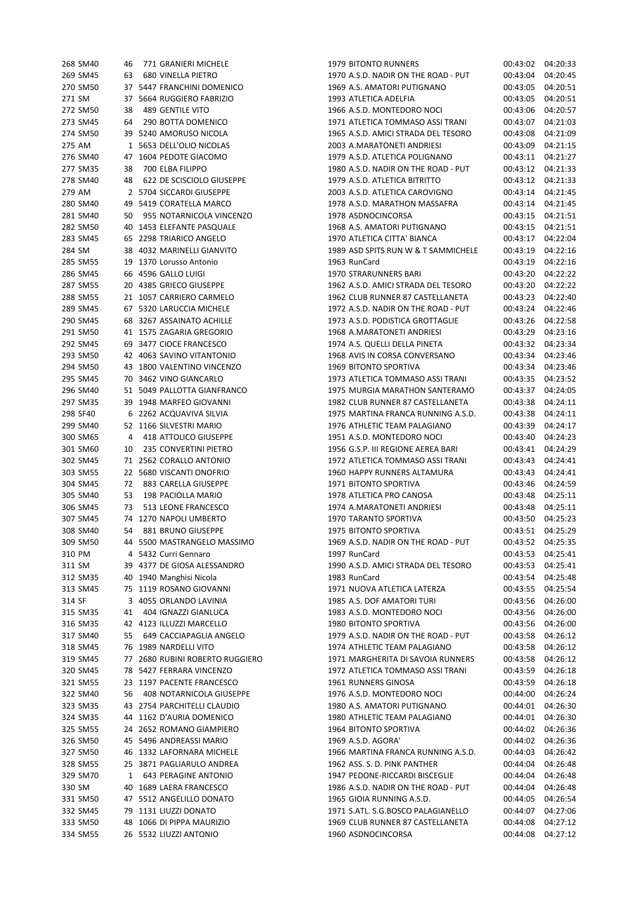| | | | | | | | |
|---|---|---|---|---|---|---|---|
| 268 | SM40 | 46 | 771 | GRANIERI MICHELE | 1979 BITONTO RUNNERS | 00:43:02 | 04:20:33 |
| 269 | SM45 | 63 | 680 | VINELLA PIETRO | 1970 A.S.D. NADIR ON THE ROAD - PUT | 00:43:04 | 04:20:45 |
| 270 | SM50 | 37 | 5447 | FRANCHINI DOMENICO | 1969 A.S. AMATORI PUTIGNANO | 00:43:05 | 04:20:51 |
| 271 | SM | 37 | 5664 | RUGGIERO FABRIZIO | 1993 ATLETICA ADELFIA | 00:43:05 | 04:20:51 |
| 272 | SM50 | 38 | 489 | GENTILE VITO | 1966 A.S.D. MONTEDORO NOCI | 00:43:06 | 04:20:57 |
| 273 | SM45 | 64 | 290 | BOTTA DOMENICO | 1971 ATLETICA TOMMASO ASSI TRANI | 00:43:07 | 04:21:03 |
| 274 | SM50 | 39 | 5240 | AMORUSO NICOLA | 1965 A.S.D. AMICI STRADA DEL TESORO | 00:43:08 | 04:21:09 |
| 275 | AM | 1 | 5653 | DELL'OLIO NICOLAS | 2003 A.MARATONETI ANDRIESI | 00:43:09 | 04:21:15 |
| 276 | SM40 | 47 | 1604 | PEDOTE GIACOMO | 1979 A.S.D. ATLETICA POLIGNANO | 00:43:11 | 04:21:27 |
| 277 | SM35 | 38 | 700 | ELBA FILIPPO | 1980 A.S.D. NADIR ON THE ROAD - PUT | 00:43:12 | 04:21:33 |
| 278 | SM40 | 48 | 622 | DE SCISCIOLO GIUSEPPE | 1979 A.S.D. ATLETICA BITRITTO | 00:43:12 | 04:21:33 |
| 279 | AM | 2 | 5704 | SICCARDI GIUSEPPE | 2003 A.S.D. ATLETICA CAROVIGNO | 00:43:14 | 04:21:45 |
| 280 | SM40 | 49 | 5419 | CORATELLA MARCO | 1978 A.S.D. MARATHON MASSAFRA | 00:43:14 | 04:21:45 |
| 281 | SM40 | 50 | 955 | NOTARNICOLA VINCENZO | 1978 ASDNOCINCORSA | 00:43:15 | 04:21:51 |
| 282 | SM50 | 40 | 1453 | ELEFANTE PASQUALE | 1968 A.S. AMATORI PUTIGNANO | 00:43:15 | 04:21:51 |
| 283 | SM45 | 65 | 2298 | TRIARICO ANGELO | 1970 ATLETICA CITTA' BIANCA | 00:43:17 | 04:22:04 |
| 284 | SM | 38 | 4032 | MARINELLI GIANVITO | 1989 ASD SPITS RUN W & T SAMMICHELE | 00:43:19 | 04:22:16 |
| 285 | SM55 | 19 | 1370 | Lorusso Antonio | 1963 RunCard | 00:43:19 | 04:22:16 |
| 286 | SM45 | 66 | 4596 | GALLO LUIGI | 1970 STRARUNNERS BARI | 00:43:20 | 04:22:22 |
| 287 | SM55 | 20 | 4385 | GRIECO GIUSEPPE | 1962 A.S.D. AMICI STRADA DEL TESORO | 00:43:20 | 04:22:22 |
| 288 | SM55 | 21 | 1057 | CARRIERO CARMELO | 1962 CLUB RUNNER 87 CASTELLANETA | 00:43:23 | 04:22:40 |
| 289 | SM45 | 67 | 5320 | LARUCCIA MICHELE | 1972 A.S.D. NADIR ON THE ROAD - PUT | 00:43:24 | 04:22:46 |
| 290 | SM45 | 68 | 3267 | ASSAINATO ACHILLE | 1973 A.S.D. PODISTICA GROTTAGLIE | 00:43:26 | 04:22:58 |
| 291 | SM50 | 41 | 1575 | ZAGARIA GREGORIO | 1968 A.MARATONETI ANDRIESI | 00:43:29 | 04:23:16 |
| 292 | SM45 | 69 | 3477 | CIOCE FRANCESCO | 1974 A.S. QUELLI DELLA PINETA | 00:43:32 | 04:23:34 |
| 293 | SM50 | 42 | 4063 | SAVINO VITANTONIO | 1968 AVIS IN CORSA CONVERSANO | 00:43:34 | 04:23:46 |
| 294 | SM50 | 43 | 1800 | VALENTINO VINCENZO | 1969 BITONTO SPORTIVA | 00:43:34 | 04:23:46 |
| 295 | SM45 | 70 | 3462 | VINO GIANCARLO | 1973 ATLETICA TOMMASO ASSI TRANI | 00:43:35 | 04:23:52 |
| 296 | SM40 | 51 | 5049 | PALLOTTA GIANFRANCO | 1975 MURGIA MARATHON SANTERAMO | 00:43:37 | 04:24:05 |
| 297 | SM35 | 39 | 1948 | MARFEO GIOVANNI | 1982 CLUB RUNNER 87 CASTELLANETA | 00:43:38 | 04:24:11 |
| 298 | SF40 | 6 | 2262 | ACQUAVIVA SILVIA | 1975 MARTINA FRANCA RUNNING A.S.D. | 00:43:38 | 04:24:11 |
| 299 | SM40 | 52 | 1166 | SILVESTRI MARIO | 1976 ATHLETIC TEAM PALAGIANO | 00:43:39 | 04:24:17 |
| 300 | SM65 | 4 | 418 | ATTOLICO GIUSEPPE | 1951 A.S.D. MONTEDORO NOCI | 00:43:40 | 04:24:23 |
| 301 | SM60 | 10 | 235 | CONVERTINI PIETRO | 1956 G.S.P. III REGIONE AEREA BARI | 00:43:41 | 04:24:29 |
| 302 | SM45 | 71 | 2562 | CORALLO ANTONIO | 1972 ATLETICA TOMMASO ASSI TRANI | 00:43:43 | 04:24:41 |
| 303 | SM55 | 22 | 5680 | VISCANTI ONOFRIO | 1960 HAPPY RUNNERS ALTAMURA | 00:43:43 | 04:24:41 |
| 304 | SM45 | 72 | 883 | CARELLA GIUSEPPE | 1971 BITONTO SPORTIVA | 00:43:46 | 04:24:59 |
| 305 | SM40 | 53 | 198 | PACIOLLA MARIO | 1978 ATLETICA PRO CANOSA | 00:43:48 | 04:25:11 |
| 306 | SM45 | 73 | 513 | LEONE FRANCESCO | 1974 A.MARATONETI ANDRIESI | 00:43:48 | 04:25:11 |
| 307 | SM45 | 74 | 1270 | NAPOLI UMBERTO | 1970 TARANTO SPORTIVA | 00:43:50 | 04:25:23 |
| 308 | SM40 | 54 | 881 | BRUNO GIUSEPPE | 1975 BITONTO SPORTIVA | 00:43:51 | 04:25:29 |
| 309 | SM50 | 44 | 5500 | MASTRANGELO MASSIMO | 1969 A.S.D. NADIR ON THE ROAD - PUT | 00:43:52 | 04:25:35 |
| 310 | PM | 4 | 5432 | Curri Gennaro | 1997 RunCard | 00:43:53 | 04:25:41 |
| 311 | SM | 39 | 4377 | DE GIOSA ALESSANDRO | 1990 A.S.D. AMICI STRADA DEL TESORO | 00:43:53 | 04:25:41 |
| 312 | SM35 | 40 | 1940 | Manghisi Nicola | 1983 RunCard | 00:43:54 | 04:25:48 |
| 313 | SM45 | 75 | 1119 | ROSANO GIOVANNI | 1971 NUOVA ATLETICA LATERZA | 00:43:55 | 04:25:54 |
| 314 | SF | 3 | 4055 | ORLANDO LAVINIA | 1985 A.S. DOF AMATORI TURI | 00:43:56 | 04:26:00 |
| 315 | SM35 | 41 | 404 | IGNAZZI GIANLUCA | 1983 A.S.D. MONTEDORO NOCI | 00:43:56 | 04:26:00 |
| 316 | SM35 | 42 | 4123 | ILLUZZI MARCELLO | 1980 BITONTO SPORTIVA | 00:43:56 | 04:26:00 |
| 317 | SM40 | 55 | 649 | CACCIAPAGLIA ANGELO | 1979 A.S.D. NADIR ON THE ROAD - PUT | 00:43:58 | 04:26:12 |
| 318 | SM45 | 76 | 1989 | NARDELLI VITO | 1974 ATHLETIC TEAM PALAGIANO | 00:43:58 | 04:26:12 |
| 319 | SM45 | 77 | 2680 | RUBINI ROBERTO RUGGIERO | 1971 MARGHERITA DI SAVOIA RUNNERS | 00:43:58 | 04:26:12 |
| 320 | SM45 | 78 | 5427 | FERRARA VINCENZO | 1972 ATLETICA TOMMASO ASSI TRANI | 00:43:59 | 04:26:18 |
| 321 | SM55 | 23 | 1197 | PACENTE FRANCESCO | 1961 RUNNERS GINOSA | 00:43:59 | 04:26:18 |
| 322 | SM40 | 56 | 408 | NOTARNICOLA GIUSEPPE | 1976 A.S.D. MONTEDORO NOCI | 00:44:00 | 04:26:24 |
| 323 | SM35 | 43 | 2754 | PARCHITELLI CLAUDIO | 1980 A.S. AMATORI PUTIGNANO | 00:44:01 | 04:26:30 |
| 324 | SM35 | 44 | 1162 | D'AURIA DOMENICO | 1980 ATHLETIC TEAM PALAGIANO | 00:44:01 | 04:26:30 |
| 325 | SM55 | 24 | 2652 | ROMANO GIAMPIERO | 1964 BITONTO SPORTIVA | 00:44:02 | 04:26:36 |
| 326 | SM50 | 45 | 5496 | ANDREASSI MARIO | 1969 A.S.D. AGORA' | 00:44:02 | 04:26:36 |
| 327 | SM50 | 46 | 1332 | LAFORNARA MICHELE | 1966 MARTINA FRANCA RUNNING A.S.D. | 00:44:03 | 04:26:42 |
| 328 | SM55 | 25 | 3871 | PAGLIARULO ANDREA | 1962 ASS. S. D. PINK PANTHER | 00:44:04 | 04:26:48 |
| 329 | SM70 | 1 | 643 | PERAGINE ANTONIO | 1947 PEDONE-RICCARDI BISCEGLIE | 00:44:04 | 04:26:48 |
| 330 | SM | 40 | 1689 | LAERA FRANCESCO | 1986 A.S.D. NADIR ON THE ROAD - PUT | 00:44:04 | 04:26:48 |
| 331 | SM50 | 47 | 5512 | ANGELILLO DONATO | 1965 GIOIA RUNNING A.S.D. | 00:44:05 | 04:26:54 |
| 332 | SM45 | 79 | 1131 | LIUZZI DONATO | 1971 S.ATL. S.G.BOSCO PALAGIANELLO | 00:44:07 | 04:27:06 |
| 333 | SM50 | 48 | 1066 | DI PIPPA MAURIZIO | 1969 CLUB RUNNER 87 CASTELLANETA | 00:44:08 | 04:27:12 |
| 334 | SM55 | 26 | 5532 | LIUZZI ANTONIO | 1960 ASDNOCINCORSA | 00:44:08 | 04:27:12 |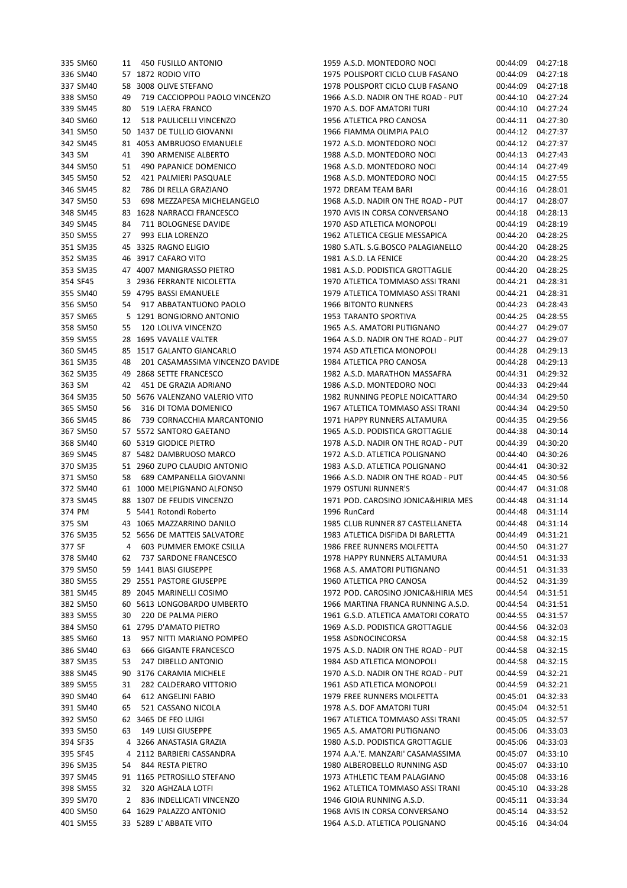| | | | | | | | | |
|---|---|---|---|---|---|---|---|---|
| 335 | SM60 | 11 | 450 | FUSILLO ANTONIO | 1959 | A.S.D. MONTEDORO NOCI | 00:44:09 | 04:27:18 |
| 336 | SM40 | 57 | 1872 | RODIO VITO | 1975 | POLISPORT CICLO CLUB FASANO | 00:44:09 | 04:27:18 |
| 337 | SM40 | 58 | 3008 | OLIVE STEFANO | 1978 | POLISPORT CICLO CLUB FASANO | 00:44:09 | 04:27:18 |
| 338 | SM50 | 49 | 719 | CACCIOPPOLI PAOLO VINCENZO | 1966 | A.S.D. NADIR ON THE ROAD - PUT | 00:44:10 | 04:27:24 |
| 339 | SM45 | 80 | 519 | LAERA FRANCO | 1970 | A.S. DOF AMATORI TURI | 00:44:10 | 04:27:24 |
| 340 | SM60 | 12 | 518 | PAULICELLI VINCENZO | 1956 | ATLETICA PRO CANOSA | 00:44:11 | 04:27:30 |
| 341 | SM50 | 50 | 1437 | DE TULLIO GIOVANNI | 1966 | FIAMMA OLIMPIA PALO | 00:44:12 | 04:27:37 |
| 342 | SM45 | 81 | 4053 | AMBRUOSO EMANUELE | 1972 | A.S.D. MONTEDORO NOCI | 00:44:12 | 04:27:37 |
| 343 | SM | 41 | 390 | ARMENISE ALBERTO | 1988 | A.S.D. MONTEDORO NOCI | 00:44:13 | 04:27:43 |
| 344 | SM50 | 51 | 490 | PAPANICE DOMENICO | 1968 | A.S.D. MONTEDORO NOCI | 00:44:14 | 04:27:49 |
| 345 | SM50 | 52 | 421 | PALMIERI PASQUALE | 1968 | A.S.D. MONTEDORO NOCI | 00:44:15 | 04:27:55 |
| 346 | SM45 | 82 | 786 | DI RELLA GRAZIANO | 1972 | DREAM TEAM BARI | 00:44:16 | 04:28:01 |
| 347 | SM50 | 53 | 698 | MEZZAPESA MICHELANGELO | 1968 | A.S.D. NADIR ON THE ROAD - PUT | 00:44:17 | 04:28:07 |
| 348 | SM45 | 83 | 1628 | NARRACCI FRANCESCO | 1970 | AVIS IN CORSA CONVERSANO | 00:44:18 | 04:28:13 |
| 349 | SM45 | 84 | 711 | BOLOGNESE DAVIDE | 1970 | ASD ATLETICA MONOPOLI | 00:44:19 | 04:28:19 |
| 350 | SM55 | 27 | 993 | ELIA LORENZO | 1962 | ATLETICA CEGLIE MESSAPICA | 00:44:20 | 04:28:25 |
| 351 | SM35 | 45 | 3325 | RAGNO ELIGIO | 1980 | S.ATL. S.G.BOSCO PALAGIANELLO | 00:44:20 | 04:28:25 |
| 352 | SM35 | 46 | 3917 | CAFARO VITO | 1981 | A.S.D. LA FENICE | 00:44:20 | 04:28:25 |
| 353 | SM35 | 47 | 4007 | MANIGRASSO PIETRO | 1981 | A.S.D. PODISTICA GROTTAGLIE | 00:44:20 | 04:28:25 |
| 354 | SF45 | 3 | 2936 | FERRANTE NICOLETTA | 1970 | ATLETICA TOMMASO ASSI TRANI | 00:44:21 | 04:28:31 |
| 355 | SM40 | 59 | 4795 | BASSI EMANUELE | 1979 | ATLETICA TOMMASO ASSI TRANI | 00:44:21 | 04:28:31 |
| 356 | SM50 | 54 | 917 | ABBATANTUONO PAOLO | 1966 | BITONTO RUNNERS | 00:44:23 | 04:28:43 |
| 357 | SM65 | 5 | 1291 | BONGIORNO ANTONIO | 1953 | TARANTO SPORTIVA | 00:44:25 | 04:28:55 |
| 358 | SM50 | 55 | 120 | LOLIVA VINCENZO | 1965 | A.S. AMATORI PUTIGNANO | 00:44:27 | 04:29:07 |
| 359 | SM55 | 28 | 1695 | VAVALLE VALTER | 1964 | A.S.D. NADIR ON THE ROAD - PUT | 00:44:27 | 04:29:07 |
| 360 | SM45 | 85 | 1517 | GALANTO GIANCARLO | 1974 | ASD ATLETICA MONOPOLI | 00:44:28 | 04:29:13 |
| 361 | SM35 | 48 | 201 | CASAMASSIMA VINCENZO DAVIDE | 1984 | ATLETICA PRO CANOSA | 00:44:28 | 04:29:13 |
| 362 | SM35 | 49 | 2868 | SETTE FRANCESCO | 1982 | A.S.D. MARATHON MASSAFRA | 00:44:31 | 04:29:32 |
| 363 | SM | 42 | 451 | DE GRAZIA ADRIANO | 1986 | A.S.D. MONTEDORO NOCI | 00:44:33 | 04:29:44 |
| 364 | SM35 | 50 | 5676 | VALENZANO VALERIO VITO | 1982 | RUNNING PEOPLE NOICATTARO | 00:44:34 | 04:29:50 |
| 365 | SM50 | 56 | 316 | DI TOMA DOMENICO | 1967 | ATLETICA TOMMASO ASSI TRANI | 00:44:34 | 04:29:50 |
| 366 | SM45 | 86 | 739 | CORNACCHIA MARCANTONIO | 1971 | HAPPY RUNNERS ALTAMURA | 00:44:35 | 04:29:56 |
| 367 | SM50 | 57 | 5572 | SANTORO GAETANO | 1965 | A.S.D. PODISTICA GROTTAGLIE | 00:44:38 | 04:30:14 |
| 368 | SM40 | 60 | 5319 | GIODICE PIETRO | 1978 | A.S.D. NADIR ON THE ROAD - PUT | 00:44:39 | 04:30:20 |
| 369 | SM45 | 87 | 5482 | DAMBRUOSO MARCO | 1972 | A.S.D. ATLETICA POLIGNANO | 00:44:40 | 04:30:26 |
| 370 | SM35 | 51 | 2960 | ZUPO CLAUDIO ANTONIO | 1983 | A.S.D. ATLETICA POLIGNANO | 00:44:41 | 04:30:32 |
| 371 | SM50 | 58 | 689 | CAMPANELLA GIOVANNI | 1966 | A.S.D. NADIR ON THE ROAD - PUT | 00:44:45 | 04:30:56 |
| 372 | SM40 | 61 | 1000 | MELPIGNANO ALFONSO | 1979 | OSTUNI RUNNER'S | 00:44:47 | 04:31:08 |
| 373 | SM45 | 88 | 1307 | DE FEUDIS VINCENZO | 1971 | POD. CAROSINO JONICA&HIRIA MES | 00:44:48 | 04:31:14 |
| 374 | PM | 5 | 5441 | Rotondi Roberto | 1996 | RunCard | 00:44:48 | 04:31:14 |
| 375 | SM | 43 | 1065 | MAZZARRINO DANILO | 1985 | CLUB RUNNER 87 CASTELLANETA | 00:44:48 | 04:31:14 |
| 376 | SM35 | 52 | 5656 | DE MATTEIS SALVATORE | 1983 | ATLETICA DISFIDA DI BARLETTA | 00:44:49 | 04:31:21 |
| 377 | SF | 4 | 603 | PUMMER EMOKE CSILLA | 1986 | FREE RUNNERS MOLFETTA | 00:44:50 | 04:31:27 |
| 378 | SM40 | 62 | 737 | SARDONE FRANCESCO | 1978 | HAPPY RUNNERS ALTAMURA | 00:44:51 | 04:31:33 |
| 379 | SM50 | 59 | 1441 | BIASI GIUSEPPE | 1968 | A.S. AMATORI PUTIGNANO | 00:44:51 | 04:31:33 |
| 380 | SM55 | 29 | 2551 | PASTORE GIUSEPPE | 1960 | ATLETICA PRO CANOSA | 00:44:52 | 04:31:39 |
| 381 | SM45 | 89 | 2045 | MARINELLI COSIMO | 1972 | POD. CAROSINO JONICA&HIRIA MES | 00:44:54 | 04:31:51 |
| 382 | SM50 | 60 | 5613 | LONGOBARDO UMBERTO | 1966 | MARTINA FRANCA RUNNING A.S.D. | 00:44:54 | 04:31:51 |
| 383 | SM55 | 30 | 220 | DE PALMA PIERO | 1961 | G.S.D. ATLETICA AMATORI CORATO | 00:44:55 | 04:31:57 |
| 384 | SM50 | 61 | 2795 | D'AMATO PIETRO | 1969 | A.S.D. PODISTICA GROTTAGLIE | 00:44:56 | 04:32:03 |
| 385 | SM60 | 13 | 957 | NITTI MARIANO POMPEO | 1958 | ASDNOCINCORSA | 00:44:58 | 04:32:15 |
| 386 | SM40 | 63 | 666 | GIGANTE FRANCESCO | 1975 | A.S.D. NADIR ON THE ROAD - PUT | 00:44:58 | 04:32:15 |
| 387 | SM35 | 53 | 247 | DIBELLO ANTONIO | 1984 | ASD ATLETICA MONOPOLI | 00:44:58 | 04:32:15 |
| 388 | SM45 | 90 | 3176 | CARAMIA MICHELE | 1970 | A.S.D. NADIR ON THE ROAD - PUT | 00:44:59 | 04:32:21 |
| 389 | SM55 | 31 | 282 | CALDERARO VITTORIO | 1961 | ASD ATLETICA MONOPOLI | 00:44:59 | 04:32:21 |
| 390 | SM40 | 64 | 612 | ANGELINI FABIO | 1979 | FREE RUNNERS MOLFETTA | 00:45:01 | 04:32:33 |
| 391 | SM40 | 65 | 521 | CASSANO NICOLA | 1978 | A.S. DOF AMATORI TURI | 00:45:04 | 04:32:51 |
| 392 | SM50 | 62 | 3465 | DE FEO LUIGI | 1967 | ATLETICA TOMMASO ASSI TRANI | 00:45:05 | 04:32:57 |
| 393 | SM50 | 63 | 149 | LUISI GIUSEPPE | 1965 | A.S. AMATORI PUTIGNANO | 00:45:06 | 04:33:03 |
| 394 | SF35 | 4 | 3266 | ANASTASIA GRAZIA | 1980 | A.S.D. PODISTICA GROTTAGLIE | 00:45:06 | 04:33:03 |
| 395 | SF45 | 4 | 2112 | BARBIERI CASSANDRA | 1974 | A.A.'E. MANZARI' CASAMASSIMA | 00:45:07 | 04:33:10 |
| 396 | SM35 | 54 | 844 | RESTA PIETRO | 1980 | ALBEROBELLO RUNNING ASD | 00:45:07 | 04:33:10 |
| 397 | SM45 | 91 | 1165 | PETROSILLO STEFANO | 1973 | ATHLETIC TEAM PALAGIANO | 00:45:08 | 04:33:16 |
| 398 | SM55 | 32 | 320 | AGHZALA LOTFI | 1962 | ATLETICA TOMMASO ASSI TRANI | 00:45:10 | 04:33:28 |
| 399 | SM70 | 2 | 836 | INDELLICATI VINCENZO | 1946 | GIOIA RUNNING A.S.D. | 00:45:11 | 04:33:34 |
| 400 | SM50 | 64 | 1629 | PALAZZO ANTONIO | 1968 | AVIS IN CORSA CONVERSANO | 00:45:14 | 04:33:52 |
| 401 | SM55 | 33 | 5289 | L' ABBATE VITO | 1964 | A.S.D. ATLETICA POLIGNANO | 00:45:16 | 04:34:04 |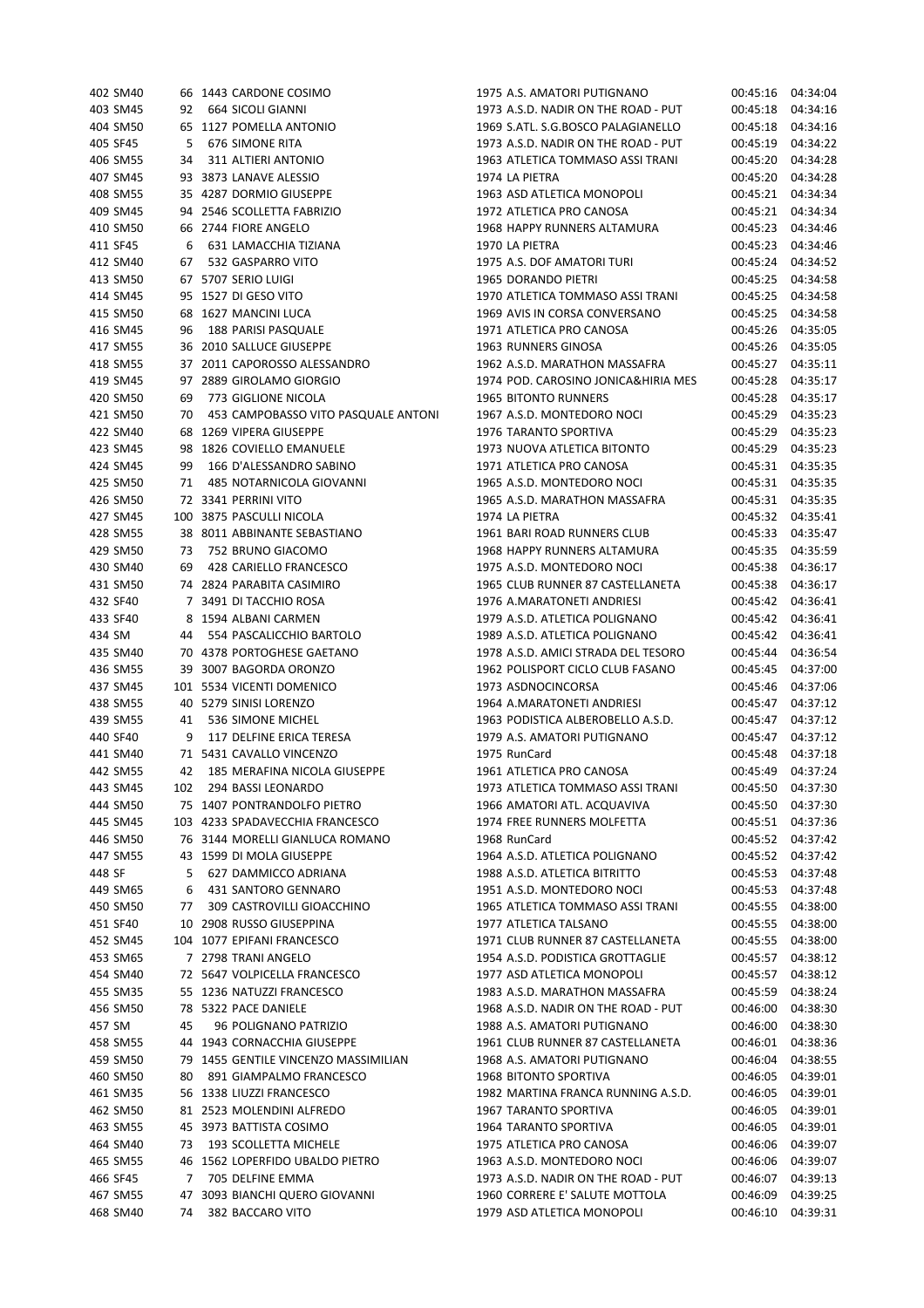| | | | | | | | | |
|---|---|---|---|---|---|---|---|---|
| 402 | SM40 | 66 | 1443 | CARDONE COSIMO | 1975 | A.S. AMATORI PUTIGNANO | 00:45:16 | 04:34:04 |
| 403 | SM45 | 92 | 664 | SICOLI GIANNI | 1973 | A.S.D. NADIR ON THE ROAD - PUT | 00:45:18 | 04:34:16 |
| 404 | SM50 | 65 | 1127 | POMELLA ANTONIO | 1969 | S.ATL. S.G.BOSCO PALAGIANELLO | 00:45:18 | 04:34:16 |
| 405 | SF45 | 5 | 676 | SIMONE RITA | 1973 | A.S.D. NADIR ON THE ROAD - PUT | 00:45:19 | 04:34:22 |
| 406 | SM55 | 34 | 311 | ALTIERI ANTONIO | 1963 | ATLETICA TOMMASO ASSI TRANI | 00:45:20 | 04:34:28 |
| 407 | SM45 | 93 | 3873 | LANAVE ALESSIO | 1974 | LA PIETRA | 00:45:20 | 04:34:28 |
| 408 | SM55 | 35 | 4287 | DORMIO GIUSEPPE | 1963 | ASD ATLETICA MONOPOLI | 00:45:21 | 04:34:34 |
| 409 | SM45 | 94 | 2546 | SCOLLETTA FABRIZIO | 1972 | ATLETICA PRO CANOSA | 00:45:21 | 04:34:34 |
| 410 | SM50 | 66 | 2744 | FIORE ANGELO | 1968 | HAPPY RUNNERS ALTAMURA | 00:45:23 | 04:34:46 |
| 411 | SF45 | 6 | 631 | LAMACCHIA TIZIANA | 1970 | LA PIETRA | 00:45:23 | 04:34:46 |
| 412 | SM40 | 67 | 532 | GASPARRO VITO | 1975 | A.S. DOF AMATORI TURI | 00:45:24 | 04:34:52 |
| 413 | SM50 | 67 | 5707 | SERIO LUIGI | 1965 | DORANDO PIETRI | 00:45:25 | 04:34:58 |
| 414 | SM45 | 95 | 1527 | DI GESO VITO | 1970 | ATLETICA TOMMASO ASSI TRANI | 00:45:25 | 04:34:58 |
| 415 | SM50 | 68 | 1627 | MANCINI LUCA | 1969 | AVIS IN CORSA CONVERSANO | 00:45:25 | 04:34:58 |
| 416 | SM45 | 96 | 188 | PARISI PASQUALE | 1971 | ATLETICA PRO CANOSA | 00:45:26 | 04:35:05 |
| 417 | SM55 | 36 | 2010 | SALLUCE GIUSEPPE | 1963 | RUNNERS GINOSA | 00:45:26 | 04:35:05 |
| 418 | SM55 | 37 | 2011 | CAPOROSSO ALESSANDRO | 1962 | A.S.D. MARATHON MASSAFRA | 00:45:27 | 04:35:11 |
| 419 | SM45 | 97 | 2889 | GIROLAMO GIORGIO | 1974 | POD. CAROSINO JONICA&HIRIA MES | 00:45:28 | 04:35:17 |
| 420 | SM50 | 69 | 773 | GIGLIONE NICOLA | 1965 | BITONTO RUNNERS | 00:45:28 | 04:35:17 |
| 421 | SM50 | 70 | 453 | CAMPOBASSO VITO PASQUALE ANTONI | 1967 | A.S.D. MONTEDORO NOCI | 00:45:29 | 04:35:23 |
| 422 | SM40 | 68 | 1269 | VIPERA GIUSEPPE | 1976 | TARANTO SPORTIVA | 00:45:29 | 04:35:23 |
| 423 | SM45 | 98 | 1826 | COVIELLO EMANUELE | 1973 | NUOVA ATLETICA BITONTO | 00:45:29 | 04:35:23 |
| 424 | SM45 | 99 | 166 | D'ALESSANDRO SABINO | 1971 | ATLETICA PRO CANOSA | 00:45:31 | 04:35:35 |
| 425 | SM50 | 71 | 485 | NOTARNICOLA GIOVANNI | 1965 | A.S.D. MONTEDORO NOCI | 00:45:31 | 04:35:35 |
| 426 | SM50 | 72 | 3341 | PERRINI VITO | 1965 | A.S.D. MARATHON MASSAFRA | 00:45:31 | 04:35:35 |
| 427 | SM45 | 100 | 3875 | PASCULLI NICOLA | 1974 | LA PIETRA | 00:45:32 | 04:35:41 |
| 428 | SM55 | 38 | 8011 | ABBINANTE SEBASTIANO | 1961 | BARI ROAD RUNNERS CLUB | 00:45:33 | 04:35:47 |
| 429 | SM50 | 73 | 752 | BRUNO GIACOMO | 1968 | HAPPY RUNNERS ALTAMURA | 00:45:35 | 04:35:59 |
| 430 | SM40 | 69 | 428 | CARIELLO FRANCESCO | 1975 | A.S.D. MONTEDORO NOCI | 00:45:38 | 04:36:17 |
| 431 | SM50 | 74 | 2824 | PARABITA CASIMIRO | 1965 | CLUB RUNNER 87 CASTELLANETA | 00:45:38 | 04:36:17 |
| 432 | SF40 | 7 | 3491 | DI TACCHIO ROSA | 1976 | A.MARATONETI ANDRIESI | 00:45:42 | 04:36:41 |
| 433 | SF40 | 8 | 1594 | ALBANI CARMEN | 1979 | A.S.D. ATLETICA POLIGNANO | 00:45:42 | 04:36:41 |
| 434 | SM | 44 | 554 | PASCALICCHIO BARTOLO | 1989 | A.S.D. ATLETICA POLIGNANO | 00:45:42 | 04:36:41 |
| 435 | SM40 | 70 | 4378 | PORTOGHESE GAETANO | 1978 | A.S.D. AMICI STRADA DEL TESORO | 00:45:44 | 04:36:54 |
| 436 | SM55 | 39 | 3007 | BAGORDA ORONZO | 1962 | POLISPORT CICLO CLUB FASANO | 00:45:45 | 04:37:00 |
| 437 | SM45 | 101 | 5534 | VICENTI DOMENICO | 1973 | ASDNOCINCORSA | 00:45:46 | 04:37:06 |
| 438 | SM55 | 40 | 5279 | SINISI LORENZO | 1964 | A.MARATONETI ANDRIESI | 00:45:47 | 04:37:12 |
| 439 | SM55 | 41 | 536 | SIMONE MICHEL | 1963 | PODISTICA ALBEROBELLO A.S.D. | 00:45:47 | 04:37:12 |
| 440 | SF40 | 9 | 117 | DELFINE ERICA TERESA | 1979 | A.S. AMATORI PUTIGNANO | 00:45:47 | 04:37:12 |
| 441 | SM40 | 71 | 5431 | CAVALLO VINCENZO | 1975 | RunCard | 00:45:48 | 04:37:18 |
| 442 | SM55 | 42 | 185 | MERAFINA NICOLA GIUSEPPE | 1961 | ATLETICA PRO CANOSA | 00:45:49 | 04:37:24 |
| 443 | SM45 | 102 | 294 | BASSI LEONARDO | 1973 | ATLETICA TOMMASO ASSI TRANI | 00:45:50 | 04:37:30 |
| 444 | SM50 | 75 | 1407 | PONTRANDOLFO PIETRO | 1966 | AMATORI ATL. ACQUAVIVA | 00:45:50 | 04:37:30 |
| 445 | SM45 | 103 | 4233 | SPADAVECCHIA FRANCESCO | 1974 | FREE RUNNERS MOLFETTA | 00:45:51 | 04:37:36 |
| 446 | SM50 | 76 | 3144 | MORELLI GIANLUCA ROMANO | 1968 | RunCard | 00:45:52 | 04:37:42 |
| 447 | SM55 | 43 | 1599 | DI MOLA GIUSEPPE | 1964 | A.S.D. ATLETICA POLIGNANO | 00:45:52 | 04:37:42 |
| 448 | SF | 5 | 627 | DAMMICCO ADRIANA | 1988 | A.S.D. ATLETICA BITRITTO | 00:45:53 | 04:37:48 |
| 449 | SM65 | 6 | 431 | SANTORO GENNARO | 1951 | A.S.D. MONTEDORO NOCI | 00:45:53 | 04:37:48 |
| 450 | SM50 | 77 | 309 | CASTROVILLI GIOACCHINO | 1965 | ATLETICA TOMMASO ASSI TRANI | 00:45:55 | 04:38:00 |
| 451 | SF40 | 10 | 2908 | RUSSO GIUSEPPINA | 1977 | ATLETICA TALSANO | 00:45:55 | 04:38:00 |
| 452 | SM45 | 104 | 1077 | EPIFANI FRANCESCO | 1971 | CLUB RUNNER 87 CASTELLANETA | 00:45:55 | 04:38:00 |
| 453 | SM65 | 7 | 2798 | TRANI ANGELO | 1954 | A.S.D. PODISTICA GROTTAGLIE | 00:45:57 | 04:38:12 |
| 454 | SM40 | 72 | 5647 | VOLPICELLA FRANCESCO | 1977 | ASD ATLETICA MONOPOLI | 00:45:57 | 04:38:12 |
| 455 | SM35 | 55 | 1236 | NATUZZI FRANCESCO | 1983 | A.S.D. MARATHON MASSAFRA | 00:45:59 | 04:38:24 |
| 456 | SM50 | 78 | 5322 | PACE DANIELE | 1968 | A.S.D. NADIR ON THE ROAD - PUT | 00:46:00 | 04:38:30 |
| 457 | SM | 45 | 96 | POLIGNANO PATRIZIO | 1988 | A.S. AMATORI PUTIGNANO | 00:46:00 | 04:38:30 |
| 458 | SM55 | 44 | 1943 | CORNACCHIA GIUSEPPE | 1961 | CLUB RUNNER 87 CASTELLANETA | 00:46:01 | 04:38:36 |
| 459 | SM50 | 79 | 1455 | GENTILE VINCENZO MASSIMILIAN | 1968 | A.S. AMATORI PUTIGNANO | 00:46:04 | 04:38:55 |
| 460 | SM50 | 80 | 891 | GIAMPALMO FRANCESCO | 1968 | BITONTO SPORTIVA | 00:46:05 | 04:39:01 |
| 461 | SM35 | 56 | 1338 | LIUZZI FRANCESCO | 1982 | MARTINA FRANCA RUNNING A.S.D. | 00:46:05 | 04:39:01 |
| 462 | SM50 | 81 | 2523 | MOLENDINI ALFREDO | 1967 | TARANTO SPORTIVA | 00:46:05 | 04:39:01 |
| 463 | SM55 | 45 | 3973 | BATTISTA COSIMO | 1964 | TARANTO SPORTIVA | 00:46:05 | 04:39:01 |
| 464 | SM40 | 73 | 193 | SCOLLETTA MICHELE | 1975 | ATLETICA PRO CANOSA | 00:46:06 | 04:39:07 |
| 465 | SM55 | 46 | 1562 | LOPERFIDO UBALDO PIETRO | 1963 | A.S.D. MONTEDORO NOCI | 00:46:06 | 04:39:07 |
| 466 | SF45 | 7 | 705 | DELFINE EMMA | 1973 | A.S.D. NADIR ON THE ROAD - PUT | 00:46:07 | 04:39:13 |
| 467 | SM55 | 47 | 3093 | BIANCHI QUERO GIOVANNI | 1960 | CORRERE E' SALUTE MOTTOLA | 00:46:09 | 04:39:25 |
| 468 | SM40 | 74 | 382 | BACCARO VITO | 1979 | ASD ATLETICA MONOPOLI | 00:46:10 | 04:39:31 |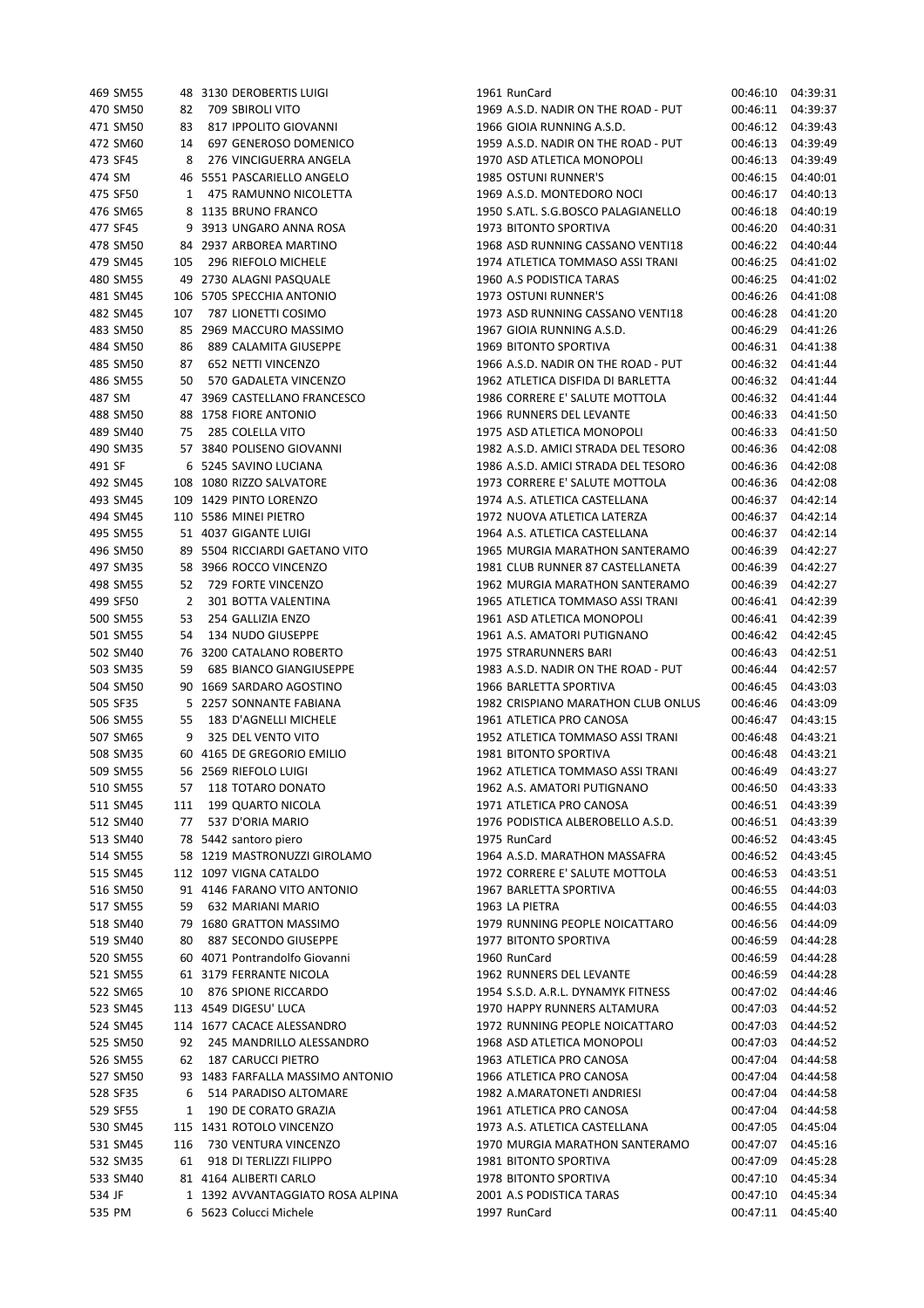| | | | | | | | | |
|---|---|---|---|---|---|---|---|---|
| 469 | SM55 | 48 | 3130 | DEROBERTIS LUIGI | 1961 | RunCard | 00:46:10 | 04:39:31 |
| 470 | SM50 | 82 | 709 | SBIROLI VITO | 1969 | A.S.D. NADIR ON THE ROAD - PUT | 00:46:11 | 04:39:37 |
| 471 | SM50 | 83 | 817 | IPPOLITO GIOVANNI | 1966 | GIOIA RUNNING A.S.D. | 00:46:12 | 04:39:43 |
| 472 | SM60 | 14 | 697 | GENEROSO DOMENICO | 1959 | A.S.D. NADIR ON THE ROAD - PUT | 00:46:13 | 04:39:49 |
| 473 | SF45 | 8 | 276 | VINCIGUERRA ANGELA | 1970 | ASD ATLETICA MONOPOLI | 00:46:13 | 04:39:49 |
| 474 | SM | 46 | 5551 | PASCARIELLO ANGELO | 1985 | OSTUNI RUNNER'S | 00:46:15 | 04:40:01 |
| 475 | SF50 | 1 | 475 | RAMUNNO NICOLETTA | 1969 | A.S.D. MONTEDORO NOCI | 00:46:17 | 04:40:13 |
| 476 | SM65 | 8 | 1135 | BRUNO FRANCO | 1950 | S.ATL. S.G.BOSCO PALAGIANELLO | 00:46:18 | 04:40:19 |
| 477 | SF45 | 9 | 3913 | UNGARO ANNA ROSA | 1973 | BITONTO SPORTIVA | 00:46:20 | 04:40:31 |
| 478 | SM50 | 84 | 2937 | ARBOREA MARTINO | 1968 | ASD RUNNING CASSANO VENTI18 | 00:46:22 | 04:40:44 |
| 479 | SM45 | 105 | 296 | RIEFOLO MICHELE | 1974 | ATLETICA TOMMASO ASSI TRANI | 00:46:25 | 04:41:02 |
| 480 | SM55 | 49 | 2730 | ALAGNI PASQUALE | 1960 | A.S PODISTICA TARAS | 00:46:25 | 04:41:02 |
| 481 | SM45 | 106 | 5705 | SPECCHIA ANTONIO | 1973 | OSTUNI RUNNER'S | 00:46:26 | 04:41:08 |
| 482 | SM45 | 107 | 787 | LIONETTI COSIMO | 1973 | ASD RUNNING CASSANO VENTI18 | 00:46:28 | 04:41:20 |
| 483 | SM50 | 85 | 2969 | MACCURO MASSIMO | 1967 | GIOIA RUNNING A.S.D. | 00:46:29 | 04:41:26 |
| 484 | SM50 | 86 | 889 | CALAMITA GIUSEPPE | 1969 | BITONTO SPORTIVA | 00:46:31 | 04:41:38 |
| 485 | SM50 | 87 | 652 | NETTI VINCENZO | 1966 | A.S.D. NADIR ON THE ROAD - PUT | 00:46:32 | 04:41:44 |
| 486 | SM55 | 50 | 570 | GADALETA VINCENZO | 1962 | ATLETICA DISFIDA DI BARLETTA | 00:46:32 | 04:41:44 |
| 487 | SM | 47 | 3969 | CASTELLANO FRANCESCO | 1986 | CORRERE E' SALUTE MOTTOLA | 00:46:32 | 04:41:44 |
| 488 | SM50 | 88 | 1758 | FIORE ANTONIO | 1966 | RUNNERS DEL LEVANTE | 00:46:33 | 04:41:50 |
| 489 | SM40 | 75 | 285 | COLELLA VITO | 1975 | ASD ATLETICA MONOPOLI | 00:46:33 | 04:41:50 |
| 490 | SM35 | 57 | 3840 | POLISENO GIOVANNI | 1982 | A.S.D. AMICI STRADA DEL TESORO | 00:46:36 | 04:42:08 |
| 491 | SF | 6 | 5245 | SAVINO LUCIANA | 1986 | A.S.D. AMICI STRADA DEL TESORO | 00:46:36 | 04:42:08 |
| 492 | SM45 | 108 | 1080 | RIZZO SALVATORE | 1973 | CORRERE E' SALUTE MOTTOLA | 00:46:36 | 04:42:08 |
| 493 | SM45 | 109 | 1429 | PINTO LORENZO | 1974 | A.S. ATLETICA CASTELLANA | 00:46:37 | 04:42:14 |
| 494 | SM45 | 110 | 5586 | MINEI PIETRO | 1972 | NUOVA ATLETICA LATERZA | 00:46:37 | 04:42:14 |
| 495 | SM55 | 51 | 4037 | GIGANTE LUIGI | 1964 | A.S. ATLETICA CASTELLANA | 00:46:37 | 04:42:14 |
| 496 | SM50 | 89 | 5504 | RICCIARDI GAETANO VITO | 1965 | MURGIA MARATHON SANTERAMO | 00:46:39 | 04:42:27 |
| 497 | SM35 | 58 | 3966 | ROCCO VINCENZO | 1981 | CLUB RUNNER 87 CASTELLANETA | 00:46:39 | 04:42:27 |
| 498 | SM55 | 52 | 729 | FORTE VINCENZO | 1962 | MURGIA MARATHON SANTERAMO | 00:46:39 | 04:42:27 |
| 499 | SF50 | 2 | 301 | BOTTA VALENTINA | 1965 | ATLETICA TOMMASO ASSI TRANI | 00:46:41 | 04:42:39 |
| 500 | SM55 | 53 | 254 | GALLIZIA ENZO | 1961 | ASD ATLETICA MONOPOLI | 00:46:41 | 04:42:39 |
| 501 | SM55 | 54 | 134 | NUDO GIUSEPPE | 1961 | A.S. AMATORI PUTIGNANO | 00:46:42 | 04:42:45 |
| 502 | SM40 | 76 | 3200 | CATALANO ROBERTO | 1975 | STRARUNNERS BARI | 00:46:43 | 04:42:51 |
| 503 | SM35 | 59 | 685 | BIANCO GIANGIUSEPPE | 1983 | A.S.D. NADIR ON THE ROAD - PUT | 00:46:44 | 04:42:57 |
| 504 | SM50 | 90 | 1669 | SARDARO AGOSTINO | 1966 | BARLETTA SPORTIVA | 00:46:45 | 04:43:03 |
| 505 | SF35 | 5 | 2257 | SONNANTE FABIANA | 1982 | CRISPIANO MARATHON CLUB ONLUS | 00:46:46 | 04:43:09 |
| 506 | SM55 | 55 | 183 | D'AGNELLI MICHELE | 1961 | ATLETICA PRO CANOSA | 00:46:47 | 04:43:15 |
| 507 | SM65 | 9 | 325 | DEL VENTO VITO | 1952 | ATLETICA TOMMASO ASSI TRANI | 00:46:48 | 04:43:21 |
| 508 | SM35 | 60 | 4165 | DE GREGORIO EMILIO | 1981 | BITONTO SPORTIVA | 00:46:48 | 04:43:21 |
| 509 | SM55 | 56 | 2569 | RIEFOLO LUIGI | 1962 | ATLETICA TOMMASO ASSI TRANI | 00:46:49 | 04:43:27 |
| 510 | SM55 | 57 | 118 | TOTARO DONATO | 1962 | A.S. AMATORI PUTIGNANO | 00:46:50 | 04:43:33 |
| 511 | SM45 | 111 | 199 | QUARTO NICOLA | 1971 | ATLETICA PRO CANOSA | 00:46:51 | 04:43:39 |
| 512 | SM40 | 77 | 537 | D'ORIA MARIO | 1976 | PODISTICA ALBEROBELLO A.S.D. | 00:46:51 | 04:43:39 |
| 513 | SM40 | 78 | 5442 | santoro piero | 1975 | RunCard | 00:46:52 | 04:43:45 |
| 514 | SM55 | 58 | 1219 | MASTRONUZZI GIROLAMO | 1964 | A.S.D. MARATHON MASSAFRA | 00:46:52 | 04:43:45 |
| 515 | SM45 | 112 | 1097 | VIGNA CATALDO | 1972 | CORRERE E' SALUTE MOTTOLA | 00:46:53 | 04:43:51 |
| 516 | SM50 | 91 | 4146 | FARANO VITO ANTONIO | 1967 | BARLETTA SPORTIVA | 00:46:55 | 04:44:03 |
| 517 | SM55 | 59 | 632 | MARIANI MARIO | 1963 | LA PIETRA | 00:46:55 | 04:44:03 |
| 518 | SM40 | 79 | 1680 | GRATTON MASSIMO | 1979 | RUNNING PEOPLE NOICATTARO | 00:46:56 | 04:44:09 |
| 519 | SM40 | 80 | 887 | SECONDO GIUSEPPE | 1977 | BITONTO SPORTIVA | 00:46:59 | 04:44:28 |
| 520 | SM55 | 60 | 4071 | Pontrandolfo Giovanni | 1960 | RunCard | 00:46:59 | 04:44:28 |
| 521 | SM55 | 61 | 3179 | FERRANTE NICOLA | 1962 | RUNNERS DEL LEVANTE | 00:46:59 | 04:44:28 |
| 522 | SM65 | 10 | 876 | SPIONE RICCARDO | 1954 | S.S.D. A.R.L. DYNAMYK FITNESS | 00:47:02 | 04:44:46 |
| 523 | SM45 | 113 | 4549 | DIGESU' LUCA | 1970 | HAPPY RUNNERS ALTAMURA | 00:47:03 | 04:44:52 |
| 524 | SM45 | 114 | 1677 | CACACE ALESSANDRO | 1972 | RUNNING PEOPLE NOICATTARO | 00:47:03 | 04:44:52 |
| 525 | SM50 | 92 | 245 | MANDRILLO ALESSANDRO | 1968 | ASD ATLETICA MONOPOLI | 00:47:03 | 04:44:52 |
| 526 | SM55 | 62 | 187 | CARUCCI PIETRO | 1963 | ATLETICA PRO CANOSA | 00:47:04 | 04:44:58 |
| 527 | SM50 | 93 | 1483 | FARFALLA MASSIMO ANTONIO | 1966 | ATLETICA PRO CANOSA | 00:47:04 | 04:44:58 |
| 528 | SF35 | 6 | 514 | PARADISO ALTOMARE | 1982 | A.MARATONETI ANDRIESI | 00:47:04 | 04:44:58 |
| 529 | SF55 | 1 | 190 | DE CORATO GRAZIA | 1961 | ATLETICA PRO CANOSA | 00:47:04 | 04:44:58 |
| 530 | SM45 | 115 | 1431 | ROTOLO VINCENZO | 1973 | A.S. ATLETICA CASTELLANA | 00:47:05 | 04:45:04 |
| 531 | SM45 | 116 | 730 | VENTURA VINCENZO | 1970 | MURGIA MARATHON SANTERAMO | 00:47:07 | 04:45:16 |
| 532 | SM35 | 61 | 918 | DI TERLIZZI FILIPPO | 1981 | BITONTO SPORTIVA | 00:47:09 | 04:45:28 |
| 533 | SM40 | 81 | 4164 | ALIBERTI CARLO | 1978 | BITONTO SPORTIVA | 00:47:10 | 04:45:34 |
| 534 | JF | 1 | 1392 | AVVANTAGGIATO ROSA ALPINA | 2001 | A.S PODISTICA TARAS | 00:47:10 | 04:45:34 |
| 535 | PM | 6 | 5623 | Colucci Michele | 1997 | RunCard | 00:47:11 | 04:45:40 |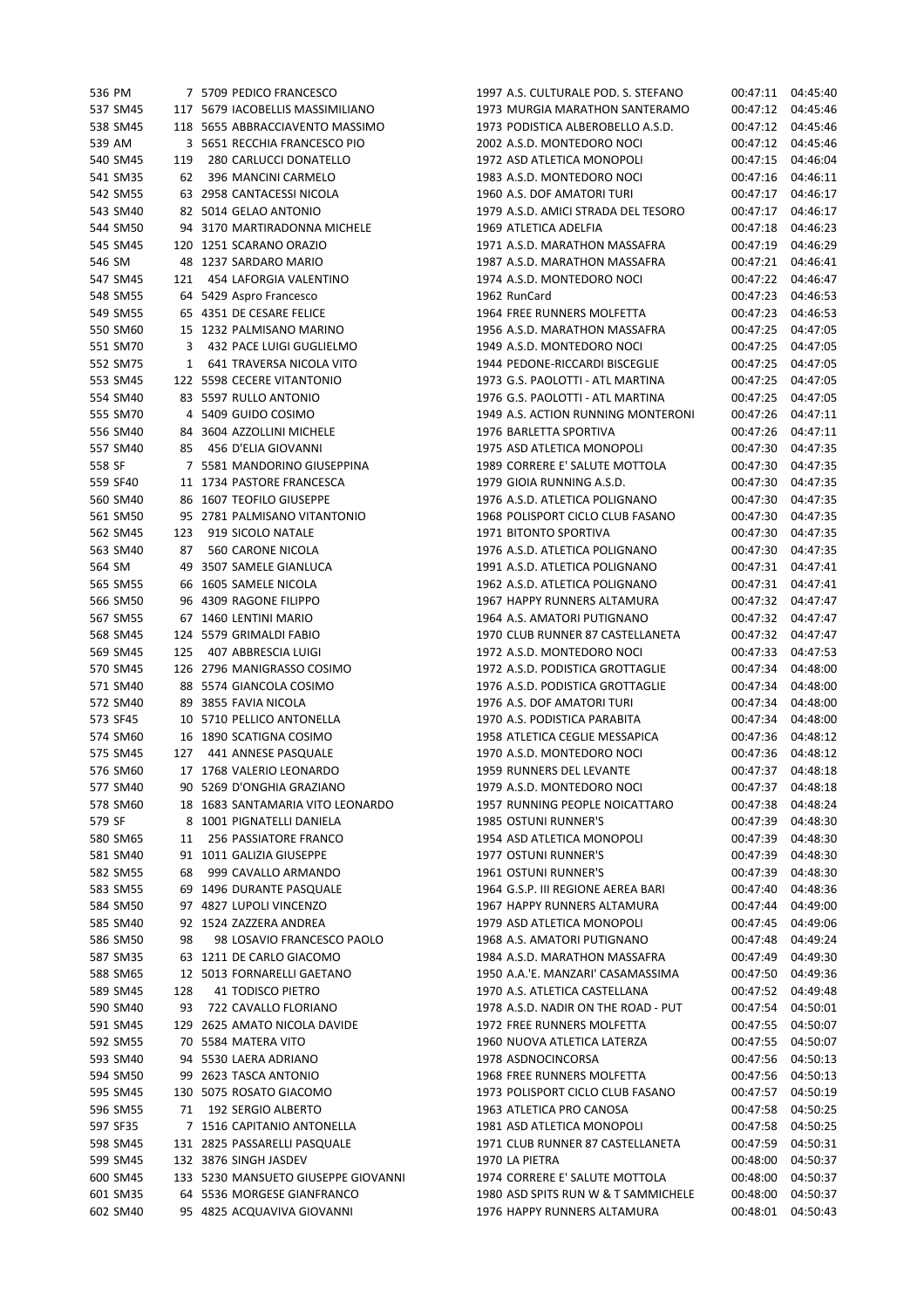| | | | | | | | | |
|---|---|---|---|---|---|---|---|---|
| 536 | PM | 7 | 5709 | PEDICO FRANCESCO | 1997 | A.S. CULTURALE POD. S. STEFANO | 00:47:11 | 04:45:40 |
| 537 | SM45 | 117 | 5679 | IACOBELLIS MASSIMILIANO | 1973 | MURGIA MARATHON SANTERAMO | 00:47:12 | 04:45:46 |
| 538 | SM45 | 118 | 5655 | ABBRACCIAVENTO MASSIMO | 1973 | PODISTICA ALBEROBELLO A.S.D. | 00:47:12 | 04:45:46 |
| 539 | AM | 3 | 5651 | RECCHIA FRANCESCO PIO | 2002 | A.S.D. MONTEDORO NOCI | 00:47:12 | 04:45:46 |
| 540 | SM45 | 119 | 280 | CARLUCCI DONATELLO | 1972 | ASD ATLETICA MONOPOLI | 00:47:15 | 04:46:04 |
| 541 | SM35 | 62 | 396 | MANCINI CARMELO | 1983 | A.S.D. MONTEDORO NOCI | 00:47:16 | 04:46:11 |
| 542 | SM55 | 63 | 2958 | CANTACESSI NICOLA | 1960 | A.S. DOF AMATORI TURI | 00:47:17 | 04:46:17 |
| 543 | SM40 | 82 | 5014 | GELAO ANTONIO | 1979 | A.S.D. AMICI STRADA DEL TESORO | 00:47:17 | 04:46:17 |
| 544 | SM50 | 94 | 3170 | MARTIRADONNA MICHELE | 1969 | ATLETICA ADELFIA | 00:47:18 | 04:46:23 |
| 545 | SM45 | 120 | 1251 | SCARANO ORAZIO | 1971 | A.S.D. MARATHON MASSAFRA | 00:47:19 | 04:46:29 |
| 546 | SM | 48 | 1237 | SARDARO MARIO | 1987 | A.S.D. MARATHON MASSAFRA | 00:47:21 | 04:46:41 |
| 547 | SM45 | 121 | 454 | LAFORGIA VALENTINO | 1974 | A.S.D. MONTEDORO NOCI | 00:47:22 | 04:46:47 |
| 548 | SM55 | 64 | 5429 | Aspro Francesco | 1962 | RunCard | 00:47:23 | 04:46:53 |
| 549 | SM55 | 65 | 4351 | DE CESARE FELICE | 1964 | FREE RUNNERS MOLFETTA | 00:47:23 | 04:46:53 |
| 550 | SM60 | 15 | 1232 | PALMISANO MARINO | 1956 | A.S.D. MARATHON MASSAFRA | 00:47:25 | 04:47:05 |
| 551 | SM70 | 3 | 432 | PACE LUIGI GUGLIELMO | 1949 | A.S.D. MONTEDORO NOCI | 00:47:25 | 04:47:05 |
| 552 | SM75 | 1 | 641 | TRAVERSA NICOLA VITO | 1944 | PEDONE-RICCARDI BISCEGLIE | 00:47:25 | 04:47:05 |
| 553 | SM45 | 122 | 5598 | CECERE VITANTONIO | 1973 | G.S. PAOLOTTI - ATL MARTINA | 00:47:25 | 04:47:05 |
| 554 | SM40 | 83 | 5597 | RULLO ANTONIO | 1976 | G.S. PAOLOTTI - ATL MARTINA | 00:47:25 | 04:47:05 |
| 555 | SM70 | 4 | 5409 | GUIDO COSIMO | 1949 | A.S. ACTION RUNNING MONTERONI | 00:47:26 | 04:47:11 |
| 556 | SM40 | 84 | 3604 | AZZOLLINI MICHELE | 1976 | BARLETTA SPORTIVA | 00:47:26 | 04:47:11 |
| 557 | SM40 | 85 | 456 | D'ELIA GIOVANNI | 1975 | ASD ATLETICA MONOPOLI | 00:47:30 | 04:47:35 |
| 558 | SF | 7 | 5581 | MANDORINO GIUSEPPINA | 1989 | CORRERE E' SALUTE MOTTOLA | 00:47:30 | 04:47:35 |
| 559 | SF40 | 11 | 1734 | PASTORE FRANCESCA | 1979 | GIOIA RUNNING A.S.D. | 00:47:30 | 04:47:35 |
| 560 | SM40 | 86 | 1607 | TEOFILO GIUSEPPE | 1976 | A.S.D. ATLETICA POLIGNANO | 00:47:30 | 04:47:35 |
| 561 | SM50 | 95 | 2781 | PALMISANO VITANTONIO | 1968 | POLISPORT CICLO CLUB FASANO | 00:47:30 | 04:47:35 |
| 562 | SM45 | 123 | 919 | SICOLO NATALE | 1971 | BITONTO SPORTIVA | 00:47:30 | 04:47:35 |
| 563 | SM40 | 87 | 560 | CARONE NICOLA | 1976 | A.S.D. ATLETICA POLIGNANO | 00:47:30 | 04:47:35 |
| 564 | SM | 49 | 3507 | SAMELE GIANLUCA | 1991 | A.S.D. ATLETICA POLIGNANO | 00:47:31 | 04:47:41 |
| 565 | SM55 | 66 | 1605 | SAMELE NICOLA | 1962 | A.S.D. ATLETICA POLIGNANO | 00:47:31 | 04:47:41 |
| 566 | SM50 | 96 | 4309 | RAGONE FILIPPO | 1967 | HAPPY RUNNERS ALTAMURA | 00:47:32 | 04:47:47 |
| 567 | SM55 | 67 | 1460 | LENTINI MARIO | 1964 | A.S. AMATORI PUTIGNANO | 00:47:32 | 04:47:47 |
| 568 | SM45 | 124 | 5579 | GRIMALDI FABIO | 1970 | CLUB RUNNER 87 CASTELLANETA | 00:47:32 | 04:47:47 |
| 569 | SM45 | 125 | 407 | ABBRESCIA LUIGI | 1972 | A.S.D. MONTEDORO NOCI | 00:47:33 | 04:47:53 |
| 570 | SM45 | 126 | 2796 | MANIGRASSO COSIMO | 1972 | A.S.D. PODISTICA GROTTAGLIE | 00:47:34 | 04:48:00 |
| 571 | SM40 | 88 | 5574 | GIANCOLA COSIMO | 1976 | A.S.D. PODISTICA GROTTAGLIE | 00:47:34 | 04:48:00 |
| 572 | SM40 | 89 | 3855 | FAVIA NICOLA | 1976 | A.S. DOF AMATORI TURI | 00:47:34 | 04:48:00 |
| 573 | SF45 | 10 | 5710 | PELLICO ANTONELLA | 1970 | A.S. PODISTICA PARABITA | 00:47:34 | 04:48:00 |
| 574 | SM60 | 16 | 1890 | SCATIGNA COSIMO | 1958 | ATLETICA CEGLIE MESSAPICA | 00:47:36 | 04:48:12 |
| 575 | SM45 | 127 | 441 | ANNESE PASQUALE | 1970 | A.S.D. MONTEDORO NOCI | 00:47:36 | 04:48:12 |
| 576 | SM60 | 17 | 1768 | VALERIO LEONARDO | 1959 | RUNNERS DEL LEVANTE | 00:47:37 | 04:48:18 |
| 577 | SM40 | 90 | 5269 | D'ONGHIA GRAZIANO | 1979 | A.S.D. MONTEDORO NOCI | 00:47:37 | 04:48:18 |
| 578 | SM60 | 18 | 1683 | SANTAMARIA VITO LEONARDO | 1957 | RUNNING PEOPLE NOICATTARO | 00:47:38 | 04:48:24 |
| 579 | SF | 8 | 1001 | PIGNATELLI DANIELA | 1985 | OSTUNI RUNNER'S | 00:47:39 | 04:48:30 |
| 580 | SM65 | 11 | 256 | PASSIATORE FRANCO | 1954 | ASD ATLETICA MONOPOLI | 00:47:39 | 04:48:30 |
| 581 | SM40 | 91 | 1011 | GALIZIA GIUSEPPE | 1977 | OSTUNI RUNNER'S | 00:47:39 | 04:48:30 |
| 582 | SM55 | 68 | 999 | CAVALLO ARMANDO | 1961 | OSTUNI RUNNER'S | 00:47:39 | 04:48:30 |
| 583 | SM55 | 69 | 1496 | DURANTE PASQUALE | 1964 | G.S.P. III REGIONE AEREA BARI | 00:47:40 | 04:48:36 |
| 584 | SM50 | 97 | 4827 | LUPOLI VINCENZO | 1967 | HAPPY RUNNERS ALTAMURA | 00:47:44 | 04:49:00 |
| 585 | SM40 | 92 | 1524 | ZAZZERA ANDREA | 1979 | ASD ATLETICA MONOPOLI | 00:47:45 | 04:49:06 |
| 586 | SM50 | 98 | 98 | LOSAVIO FRANCESCO PAOLO | 1968 | A.S. AMATORI PUTIGNANO | 00:47:48 | 04:49:24 |
| 587 | SM35 | 63 | 1211 | DE CARLO GIACOMO | 1984 | A.S.D. MARATHON MASSAFRA | 00:47:49 | 04:49:30 |
| 588 | SM65 | 12 | 5013 | FORNARELLI GAETANO | 1950 | A.A.'E. MANZARI' CASAMASSIMA | 00:47:50 | 04:49:36 |
| 589 | SM45 | 128 | 41 | TODISCO PIETRO | 1970 | A.S. ATLETICA CASTELLANA | 00:47:52 | 04:49:48 |
| 590 | SM40 | 93 | 722 | CAVALLO FLORIANO | 1978 | A.S.D. NADIR ON THE ROAD - PUT | 00:47:54 | 04:50:01 |
| 591 | SM45 | 129 | 2625 | AMATO NICOLA DAVIDE | 1972 | FREE RUNNERS MOLFETTA | 00:47:55 | 04:50:07 |
| 592 | SM55 | 70 | 5584 | MATERA VITO | 1960 | NUOVA ATLETICA LATERZA | 00:47:55 | 04:50:07 |
| 593 | SM40 | 94 | 5530 | LAERA ADRIANO | 1978 | ASDNOCINCORSA | 00:47:56 | 04:50:13 |
| 594 | SM50 | 99 | 2623 | TASCA ANTONIO | 1968 | FREE RUNNERS MOLFETTA | 00:47:56 | 04:50:13 |
| 595 | SM45 | 130 | 5075 | ROSATO GIACOMO | 1973 | POLISPORT CICLO CLUB FASANO | 00:47:57 | 04:50:19 |
| 596 | SM55 | 71 | 192 | SERGIO ALBERTO | 1963 | ATLETICA PRO CANOSA | 00:47:58 | 04:50:25 |
| 597 | SF35 | 7 | 1516 | CAPITANIO ANTONELLA | 1981 | ASD ATLETICA MONOPOLI | 00:47:58 | 04:50:25 |
| 598 | SM45 | 131 | 2825 | PASSARELLI PASQUALE | 1971 | CLUB RUNNER 87 CASTELLANETA | 00:47:59 | 04:50:31 |
| 599 | SM45 | 132 | 3876 | SINGH JASDEV | 1970 | LA PIETRA | 00:48:00 | 04:50:37 |
| 600 | SM45 | 133 | 5230 | MANSUETO GIUSEPPE GIOVANNI | 1974 | CORRERE E' SALUTE MOTTOLA | 00:48:00 | 04:50:37 |
| 601 | SM35 | 64 | 5536 | MORGESE GIANFRANCO | 1980 | ASD SPITS RUN W & T SAMMICHELE | 00:48:00 | 04:50:37 |
| 602 | SM40 | 95 | 4825 | ACQUAVIVA GIOVANNI | 1976 | HAPPY RUNNERS ALTAMURA | 00:48:01 | 04:50:43 |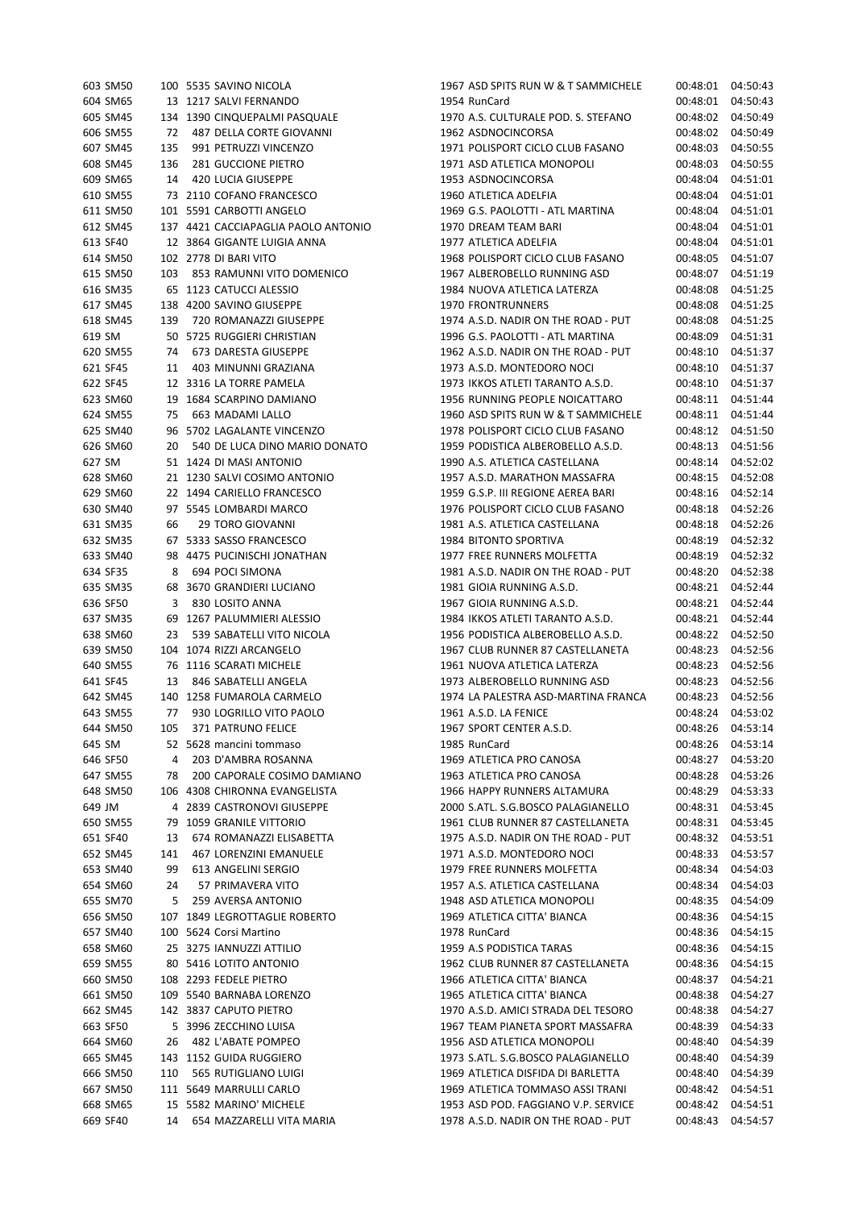| | | | | | | | | |
|---|---|---|---|---|---|---|---|---|
| 603 | SM50 | 100 | 5535 | SAVINO NICOLA | 1967 | ASD SPITS RUN W & T SAMMICHELE | 00:48:01 | 04:50:43 |
| 604 | SM65 | 13 | 1217 | SALVI FERNANDO | 1954 | RunCard | 00:48:01 | 04:50:43 |
| 605 | SM45 | 134 | 1390 | CINQUEPALMI PASQUALE | 1970 | A.S. CULTURALE POD. S. STEFANO | 00:48:02 | 04:50:49 |
| 606 | SM55 | 72 | 487 | DELLA CORTE GIOVANNI | 1962 | ASDNOCINCORSA | 00:48:02 | 04:50:49 |
| 607 | SM45 | 135 | 991 | PETRUZZI VINCENZO | 1971 | POLISPORT CICLO CLUB FASANO | 00:48:03 | 04:50:55 |
| 608 | SM45 | 136 | 281 | GUCCIONE PIETRO | 1971 | ASD ATLETICA MONOPOLI | 00:48:03 | 04:50:55 |
| 609 | SM65 | 14 | 420 | LUCIA GIUSEPPE | 1953 | ASDNOCINCORSA | 00:48:04 | 04:51:01 |
| 610 | SM55 | 73 | 2110 | COFANO FRANCESCO | 1960 | ATLETICA ADELFIA | 00:48:04 | 04:51:01 |
| 611 | SM50 | 101 | 5591 | CARBOTTI ANGELO | 1969 | G.S. PAOLOTTI - ATL MARTINA | 00:48:04 | 04:51:01 |
| 612 | SM45 | 137 | 4421 | CACCIAPAGLIA PAOLO ANTONIO | 1970 | DREAM TEAM BARI | 00:48:04 | 04:51:01 |
| 613 | SF40 | 12 | 3864 | GIGANTE LUIGIA ANNA | 1977 | ATLETICA ADELFIA | 00:48:04 | 04:51:01 |
| 614 | SM50 | 102 | 2778 | DI BARI VITO | 1968 | POLISPORT CICLO CLUB FASANO | 00:48:05 | 04:51:07 |
| 615 | SM50 | 103 | 853 | RAMUNNI VITO DOMENICO | 1967 | ALBEROBELLO RUNNING ASD | 00:48:07 | 04:51:19 |
| 616 | SM35 | 65 | 1123 | CATUCCI ALESSIO | 1984 | NUOVA ATLETICA LATERZA | 00:48:08 | 04:51:25 |
| 617 | SM45 | 138 | 4200 | SAVINO GIUSEPPE | 1970 | FRONTRUNNERS | 00:48:08 | 04:51:25 |
| 618 | SM45 | 139 | 720 | ROMANAZZI GIUSEPPE | 1974 | A.S.D. NADIR ON THE ROAD - PUT | 00:48:08 | 04:51:25 |
| 619 | SM | 50 | 5725 | RUGGIERI CHRISTIAN | 1996 | G.S. PAOLOTTI - ATL MARTINA | 00:48:09 | 04:51:31 |
| 620 | SM55 | 74 | 673 | DARESTA GIUSEPPE | 1962 | A.S.D. NADIR ON THE ROAD - PUT | 00:48:10 | 04:51:37 |
| 621 | SF45 | 11 | 403 | MINUNNI GRAZIANA | 1973 | A.S.D. MONTEDORO NOCI | 00:48:10 | 04:51:37 |
| 622 | SF45 | 12 | 3316 | LA TORRE PAMELA | 1973 | IKKOS ATLETI TARANTO A.S.D. | 00:48:10 | 04:51:37 |
| 623 | SM60 | 19 | 1684 | SCARPINO DAMIANO | 1956 | RUNNING PEOPLE NOICATTARO | 00:48:11 | 04:51:44 |
| 624 | SM55 | 75 | 663 | MADAMI LALLO | 1960 | ASD SPITS RUN W & T SAMMICHELE | 00:48:11 | 04:51:44 |
| 625 | SM40 | 96 | 5702 | LAGALANTE VINCENZO | 1978 | POLISPORT CICLO CLUB FASANO | 00:48:12 | 04:51:50 |
| 626 | SM60 | 20 | 540 | DE LUCA DINO MARIO DONATO | 1959 | PODISTICA ALBEROBELLO A.S.D. | 00:48:13 | 04:51:56 |
| 627 | SM | 51 | 1424 | DI MASI ANTONIO | 1990 | A.S. ATLETICA CASTELLANA | 00:48:14 | 04:52:02 |
| 628 | SM60 | 21 | 1230 | SALVI COSIMO ANTONIO | 1957 | A.S.D. MARATHON MASSAFRA | 00:48:15 | 04:52:08 |
| 629 | SM60 | 22 | 1494 | CARIELLO FRANCESCO | 1959 | G.S.P. III REGIONE AEREA BARI | 00:48:16 | 04:52:14 |
| 630 | SM40 | 97 | 5545 | LOMBARDI MARCO | 1976 | POLISPORT CICLO CLUB FASANO | 00:48:18 | 04:52:26 |
| 631 | SM35 | 66 | 29 | TORO GIOVANNI | 1981 | A.S. ATLETICA CASTELLANA | 00:48:18 | 04:52:26 |
| 632 | SM35 | 67 | 5333 | SASSO FRANCESCO | 1984 | BITONTO SPORTIVA | 00:48:19 | 04:52:32 |
| 633 | SM40 | 98 | 4475 | PUCINISCHI JONATHAN | 1977 | FREE RUNNERS MOLFETTA | 00:48:19 | 04:52:32 |
| 634 | SF35 | 8 | 694 | POCI SIMONA | 1981 | A.S.D. NADIR ON THE ROAD - PUT | 00:48:20 | 04:52:38 |
| 635 | SM35 | 68 | 3670 | GRANDIERI LUCIANO | 1981 | GIOIA RUNNING A.S.D. | 00:48:21 | 04:52:44 |
| 636 | SF50 | 3 | 830 | LOSITO ANNA | 1967 | GIOIA RUNNING A.S.D. | 00:48:21 | 04:52:44 |
| 637 | SM35 | 69 | 1267 | PALUMMIERI ALESSIO | 1984 | IKKOS ATLETI TARANTO A.S.D. | 00:48:21 | 04:52:44 |
| 638 | SM60 | 23 | 539 | SABATELLI VITO NICOLA | 1956 | PODISTICA ALBEROBELLO A.S.D. | 00:48:22 | 04:52:50 |
| 639 | SM50 | 104 | 1074 | RIZZI ARCANGELO | 1967 | CLUB RUNNER 87 CASTELLANETA | 00:48:23 | 04:52:56 |
| 640 | SM55 | 76 | 1116 | SCARATI MICHELE | 1961 | NUOVA ATLETICA LATERZA | 00:48:23 | 04:52:56 |
| 641 | SF45 | 13 | 846 | SABATELLI ANGELA | 1973 | ALBEROBELLO RUNNING ASD | 00:48:23 | 04:52:56 |
| 642 | SM45 | 140 | 1258 | FUMAROLA CARMELO | 1974 | LA PALESTRA ASD-MARTINA FRANCA | 00:48:23 | 04:52:56 |
| 643 | SM55 | 77 | 930 | LOGRILLO VITO PAOLO | 1961 | A.S.D. LA FENICE | 00:48:24 | 04:53:02 |
| 644 | SM50 | 105 | 371 | PATRUNO FELICE | 1967 | SPORT CENTER A.S.D. | 00:48:26 | 04:53:14 |
| 645 | SM | 52 | 5628 | mancini tommaso | 1985 | RunCard | 00:48:26 | 04:53:14 |
| 646 | SF50 | 4 | 203 | D'AMBRA ROSANNA | 1969 | ATLETICA PRO CANOSA | 00:48:27 | 04:53:20 |
| 647 | SM55 | 78 | 200 | CAPORALE COSIMO DAMIANO | 1963 | ATLETICA PRO CANOSA | 00:48:28 | 04:53:26 |
| 648 | SM50 | 106 | 4308 | CHIRONNA EVANGELISTA | 1966 | HAPPY RUNNERS ALTAMURA | 00:48:29 | 04:53:33 |
| 649 | JM | 4 | 2839 | CASTRONOVI GIUSEPPE | 2000 | S.ATL. S.G.BOSCO PALAGIANELLO | 00:48:31 | 04:53:45 |
| 650 | SM55 | 79 | 1059 | GRANILE VITTORIO | 1961 | CLUB RUNNER 87 CASTELLANETA | 00:48:31 | 04:53:45 |
| 651 | SF40 | 13 | 674 | ROMANAZZI ELISABETTA | 1975 | A.S.D. NADIR ON THE ROAD - PUT | 00:48:32 | 04:53:51 |
| 652 | SM45 | 141 | 467 | LORENZINI EMANUELE | 1971 | A.S.D. MONTEDORO NOCI | 00:48:33 | 04:53:57 |
| 653 | SM40 | 99 | 613 | ANGELINI SERGIO | 1979 | FREE RUNNERS MOLFETTA | 00:48:34 | 04:54:03 |
| 654 | SM60 | 24 | 57 | PRIMAVERA VITO | 1957 | A.S. ATLETICA CASTELLANA | 00:48:34 | 04:54:03 |
| 655 | SM70 | 5 | 259 | AVERSA ANTONIO | 1948 | ASD ATLETICA MONOPOLI | 00:48:35 | 04:54:09 |
| 656 | SM50 | 107 | 1849 | LEGROTTAGLIE ROBERTO | 1969 | ATLETICA CITTA' BIANCA | 00:48:36 | 04:54:15 |
| 657 | SM40 | 100 | 5624 | Corsi Martino | 1978 | RunCard | 00:48:36 | 04:54:15 |
| 658 | SM60 | 25 | 3275 | IANNUZZI ATTILIO | 1959 | A.S PODISTICA TARAS | 00:48:36 | 04:54:15 |
| 659 | SM55 | 80 | 5416 | LOTITO ANTONIO | 1962 | CLUB RUNNER 87 CASTELLANETA | 00:48:36 | 04:54:15 |
| 660 | SM50 | 108 | 2293 | FEDELE PIETRO | 1966 | ATLETICA CITTA' BIANCA | 00:48:37 | 04:54:21 |
| 661 | SM50 | 109 | 5540 | BARNABA LORENZO | 1965 | ATLETICA CITTA' BIANCA | 00:48:38 | 04:54:27 |
| 662 | SM45 | 142 | 3837 | CAPUTO PIETRO | 1970 | A.S.D. AMICI STRADA DEL TESORO | 00:48:38 | 04:54:27 |
| 663 | SF50 | 5 | 3996 | ZECCHINO LUISA | 1967 | TEAM PIANETA SPORT MASSAFRA | 00:48:39 | 04:54:33 |
| 664 | SM60 | 26 | 482 | L'ABATE POMPEO | 1956 | ASD ATLETICA MONOPOLI | 00:48:40 | 04:54:39 |
| 665 | SM45 | 143 | 1152 | GUIDA RUGGIERO | 1973 | S.ATL. S.G.BOSCO PALAGIANELLO | 00:48:40 | 04:54:39 |
| 666 | SM50 | 110 | 565 | RUTIGLIANO LUIGI | 1969 | ATLETICA DISFIDA DI BARLETTA | 00:48:40 | 04:54:39 |
| 667 | SM50 | 111 | 5649 | MARRULLI CARLO | 1969 | ATLETICA TOMMASO ASSI TRANI | 00:48:42 | 04:54:51 |
| 668 | SM65 | 15 | 5582 | MARINO' MICHELE | 1953 | ASD POD. FAGGIANO V.P. SERVICE | 00:48:42 | 04:54:51 |
| 669 | SF40 | 14 | 654 | MAZZARELLI VITA MARIA | 1978 | A.S.D. NADIR ON THE ROAD - PUT | 00:48:43 | 04:54:57 |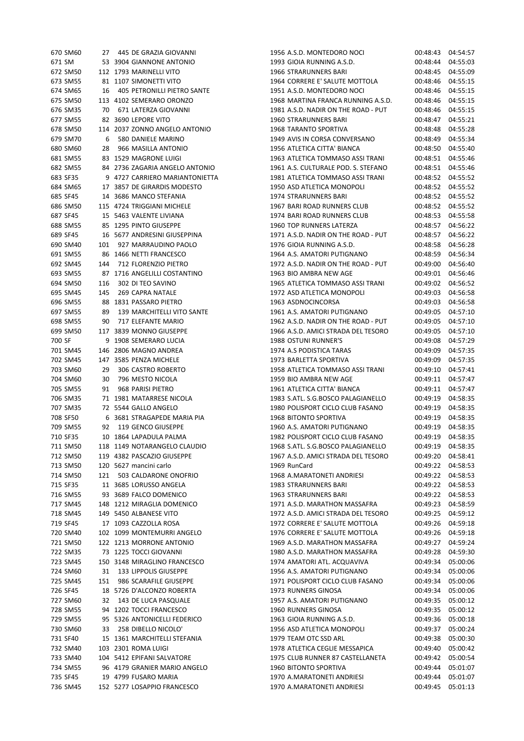| | | | | | | | |
|---|---|---|---|---|---|---|---|
| 670 | SM60 | 27 | 445 DE GRAZIA GIOVANNI | 1956 | A.S.D. MONTEDORO NOCI | 00:48:43 | 04:54:57 |
| 671 | SM | 53 | 3904 GIANNONE ANTONIO | 1993 | GIOIA RUNNING A.S.D. | 00:48:44 | 04:55:03 |
| 672 | SM50 | 112 | 1793 MARINELLI VITO | 1966 | STRARUNNERS BARI | 00:48:45 | 04:55:09 |
| 673 | SM55 | 81 | 1107 SIMONETTI VITO | 1964 | CORRERE E' SALUTE MOTTOLA | 00:48:46 | 04:55:15 |
| 674 | SM65 | 16 | 405 PETRONILLI PIETRO SANTE | 1951 | A.S.D. MONTEDORO NOCI | 00:48:46 | 04:55:15 |
| 675 | SM50 | 113 | 4102 SEMERARO ORONZO | 1968 | MARTINA FRANCA RUNNING A.S.D. | 00:48:46 | 04:55:15 |
| 676 | SM35 | 70 | 671 LATERZA GIOVANNI | 1981 | A.S.D. NADIR ON THE ROAD - PUT | 00:48:46 | 04:55:15 |
| 677 | SM55 | 82 | 3690 LEPORE VITO | 1960 | STRARUNNERS BARI | 00:48:47 | 04:55:21 |
| 678 | SM50 | 114 | 2037 ZONNO ANGELO ANTONIO | 1968 | TARANTO SPORTIVA | 00:48:48 | 04:55:28 |
| 679 | SM70 | 6 | 580 DANIELE MARINO | 1949 | AVIS IN CORSA CONVERSANO | 00:48:49 | 04:55:34 |
| 680 | SM60 | 28 | 966 MASILLA ANTONIO | 1956 | ATLETICA CITTA' BIANCA | 00:48:50 | 04:55:40 |
| 681 | SM55 | 83 | 1529 MAGRONE LUIGI | 1963 | ATLETICA TOMMASO ASSI TRANI | 00:48:51 | 04:55:46 |
| 682 | SM55 | 84 | 2736 ZAGARIA ANGELO ANTONIO | 1961 | A.S. CULTURALE POD. S. STEFANO | 00:48:51 | 04:55:46 |
| 683 | SF35 | 9 | 4727 CARRIERO MARIANTONIETTA | 1981 | ATLETICA TOMMASO ASSI TRANI | 00:48:52 | 04:55:52 |
| 684 | SM65 | 17 | 3857 DE GIRARDIS MODESTO | 1950 | ASD ATLETICA MONOPOLI | 00:48:52 | 04:55:52 |
| 685 | SF45 | 14 | 3686 MANCO STEFANIA | 1974 | STRARUNNERS BARI | 00:48:52 | 04:55:52 |
| 686 | SM50 | 115 | 4724 TRIGGIANI MICHELE | 1967 | BARI ROAD RUNNERS CLUB | 00:48:52 | 04:55:52 |
| 687 | SF45 | 15 | 5463 VALENTE LIVIANA | 1974 | BARI ROAD RUNNERS CLUB | 00:48:53 | 04:55:58 |
| 688 | SM55 | 85 | 1295 PINTO GIUSEPPE | 1960 | TOP RUNNERS LATERZA | 00:48:57 | 04:56:22 |
| 689 | SF45 | 16 | 5677 ANDRESINI GIUSEPPINA | 1971 | A.S.D. NADIR ON THE ROAD - PUT | 00:48:57 | 04:56:22 |
| 690 | SM40 | 101 | 927 MARRAUDINO PAOLO | 1976 | GIOIA RUNNING A.S.D. | 00:48:58 | 04:56:28 |
| 691 | SM55 | 86 | 1466 NETTI FRANCESCO | 1964 | A.S. AMATORI PUTIGNANO | 00:48:59 | 04:56:34 |
| 692 | SM45 | 144 | 712 FLORENZIO PIETRO | 1972 | A.S.D. NADIR ON THE ROAD - PUT | 00:49:00 | 04:56:40 |
| 693 | SM55 | 87 | 1716 ANGELILLI COSTANTINO | 1963 | BIO AMBRA NEW AGE | 00:49:01 | 04:56:46 |
| 694 | SM50 | 116 | 302 DI TEO SAVINO | 1965 | ATLETICA TOMMASO ASSI TRANI | 00:49:02 | 04:56:52 |
| 695 | SM45 | 145 | 269 CAPRA NATALE | 1972 | ASD ATLETICA MONOPOLI | 00:49:03 | 04:56:58 |
| 696 | SM55 | 88 | 1831 PASSARO PIETRO | 1963 | ASDNOCINCORSA | 00:49:03 | 04:56:58 |
| 697 | SM55 | 89 | 139 MARCHITELLI VITO SANTE | 1961 | A.S. AMATORI PUTIGNANO | 00:49:05 | 04:57:10 |
| 698 | SM55 | 90 | 717 ELEFANTE MARIO | 1962 | A.S.D. NADIR ON THE ROAD - PUT | 00:49:05 | 04:57:10 |
| 699 | SM50 | 117 | 3839 MONNO GIUSEPPE | 1966 | A.S.D. AMICI STRADA DEL TESORO | 00:49:05 | 04:57:10 |
| 700 | SF | 9 | 1908 SEMERARO LUCIA | 1988 | OSTUNI RUNNER'S | 00:49:08 | 04:57:29 |
| 701 | SM45 | 146 | 2806 MAGNO ANDREA | 1974 | A.S PODISTICA TARAS | 00:49:09 | 04:57:35 |
| 702 | SM45 | 147 | 3585 PENZA MICHELE | 1973 | BARLETTA SPORTIVA | 00:49:09 | 04:57:35 |
| 703 | SM60 | 29 | 306 CASTRO ROBERTO | 1958 | ATLETICA TOMMASO ASSI TRANI | 00:49:10 | 04:57:41 |
| 704 | SM60 | 30 | 796 MESTO NICOLA | 1959 | BIO AMBRA NEW AGE | 00:49:11 | 04:57:47 |
| 705 | SM55 | 91 | 968 PARISI PIETRO | 1961 | ATLETICA CITTA' BIANCA | 00:49:11 | 04:57:47 |
| 706 | SM35 | 71 | 1981 MATARRESE NICOLA | 1983 | S.ATL. S.G.BOSCO PALAGIANELLO | 00:49:19 | 04:58:35 |
| 707 | SM35 | 72 | 5544 GALLO ANGELO | 1980 | POLISPORT CICLO CLUB FASANO | 00:49:19 | 04:58:35 |
| 708 | SF50 | 6 | 3681 STRAGAPEDE MARIA PIA | 1968 | BITONTO SPORTIVA | 00:49:19 | 04:58:35 |
| 709 | SM55 | 92 | 119 GENCO GIUSEPPE | 1960 | A.S. AMATORI PUTIGNANO | 00:49:19 | 04:58:35 |
| 710 | SF35 | 10 | 1864 LAPADULA PALMA | 1982 | POLISPORT CICLO CLUB FASANO | 00:49:19 | 04:58:35 |
| 711 | SM50 | 118 | 1149 NOTARANGELO CLAUDIO | 1968 | S.ATL. S.G.BOSCO PALAGIANELLO | 00:49:19 | 04:58:35 |
| 712 | SM50 | 119 | 4382 PASCAZIO GIUSEPPE | 1967 | A.S.D. AMICI STRADA DEL TESORO | 00:49:20 | 04:58:41 |
| 713 | SM50 | 120 | 5627 mancini carlo | 1969 | RunCard | 00:49:22 | 04:58:53 |
| 714 | SM50 | 121 | 503 CALDARONE ONOFRIO | 1968 | A.MARATONETI ANDRIESI | 00:49:22 | 04:58:53 |
| 715 | SF35 | 11 | 3685 LORUSSO ANGELA | 1983 | STRARUNNERS BARI | 00:49:22 | 04:58:53 |
| 716 | SM55 | 93 | 3689 FALCO DOMENICO | 1963 | STRARUNNERS BARI | 00:49:22 | 04:58:53 |
| 717 | SM45 | 148 | 1212 MIRAGLIA DOMENICO | 1971 | A.S.D. MARATHON MASSAFRA | 00:49:23 | 04:58:59 |
| 718 | SM45 | 149 | 5450 ALBANESE VITO | 1972 | A.S.D. AMICI STRADA DEL TESORO | 00:49:25 | 04:59:12 |
| 719 | SF45 | 17 | 1093 CAZZOLLA ROSA | 1972 | CORRERE E' SALUTE MOTTOLA | 00:49:26 | 04:59:18 |
| 720 | SM40 | 102 | 1099 MONTEMURRI ANGELO | 1976 | CORRERE E' SALUTE MOTTOLA | 00:49:26 | 04:59:18 |
| 721 | SM50 | 122 | 1213 MORRONE ANTONIO | 1969 | A.S.D. MARATHON MASSAFRA | 00:49:27 | 04:59:24 |
| 722 | SM35 | 73 | 1225 TOCCI GIOVANNI | 1980 | A.S.D. MARATHON MASSAFRA | 00:49:28 | 04:59:30 |
| 723 | SM45 | 150 | 3148 MIRAGLINO FRANCESCO | 1974 | AMATORI ATL. ACQUAVIVA | 00:49:34 | 05:00:06 |
| 724 | SM60 | 31 | 133 LIPPOLIS GIUSEPPE | 1956 | A.S. AMATORI PUTIGNANO | 00:49:34 | 05:00:06 |
| 725 | SM45 | 151 | 986 SCARAFILE GIUSEPPE | 1971 | POLISPORT CICLO CLUB FASANO | 00:49:34 | 05:00:06 |
| 726 | SF45 | 18 | 5726 D'ALCONZO ROBERTA | 1973 | RUNNERS GINOSA | 00:49:34 | 05:00:06 |
| 727 | SM60 | 32 | 143 DE LUCA PASQUALE | 1957 | A.S. AMATORI PUTIGNANO | 00:49:35 | 05:00:12 |
| 728 | SM55 | 94 | 1202 TOCCI FRANCESCO | 1960 | RUNNERS GINOSA | 00:49:35 | 05:00:12 |
| 729 | SM55 | 95 | 5326 ANTONICELLI FEDERICO | 1963 | GIOIA RUNNING A.S.D. | 00:49:36 | 05:00:18 |
| 730 | SM60 | 33 | 258 DIBELLO NICOLO' | 1956 | ASD ATLETICA MONOPOLI | 00:49:37 | 05:00:24 |
| 731 | SF40 | 15 | 1361 MARCHITELLI STEFANIA | 1979 | TEAM OTC SSD ARL | 00:49:38 | 05:00:30 |
| 732 | SM40 | 103 | 2301 ROMA LUIGI | 1978 | ATLETICA CEGLIE MESSAPICA | 00:49:40 | 05:00:42 |
| 733 | SM40 | 104 | 5412 EPIFANI SALVATORE | 1975 | CLUB RUNNER 87 CASTELLANETA | 00:49:42 | 05:00:54 |
| 734 | SM55 | 96 | 4179 GRANIER MARIO ANGELO | 1960 | BITONTO SPORTIVA | 00:49:44 | 05:01:07 |
| 735 | SF45 | 19 | 4799 FUSARO MARIA | 1970 | A.MARATONETI ANDRIESI | 00:49:44 | 05:01:07 |
| 736 | SM45 | 152 | 5277 LOSAPPIO FRANCESCO | 1970 | A.MARATONETI ANDRIESI | 00:49:45 | 05:01:13 |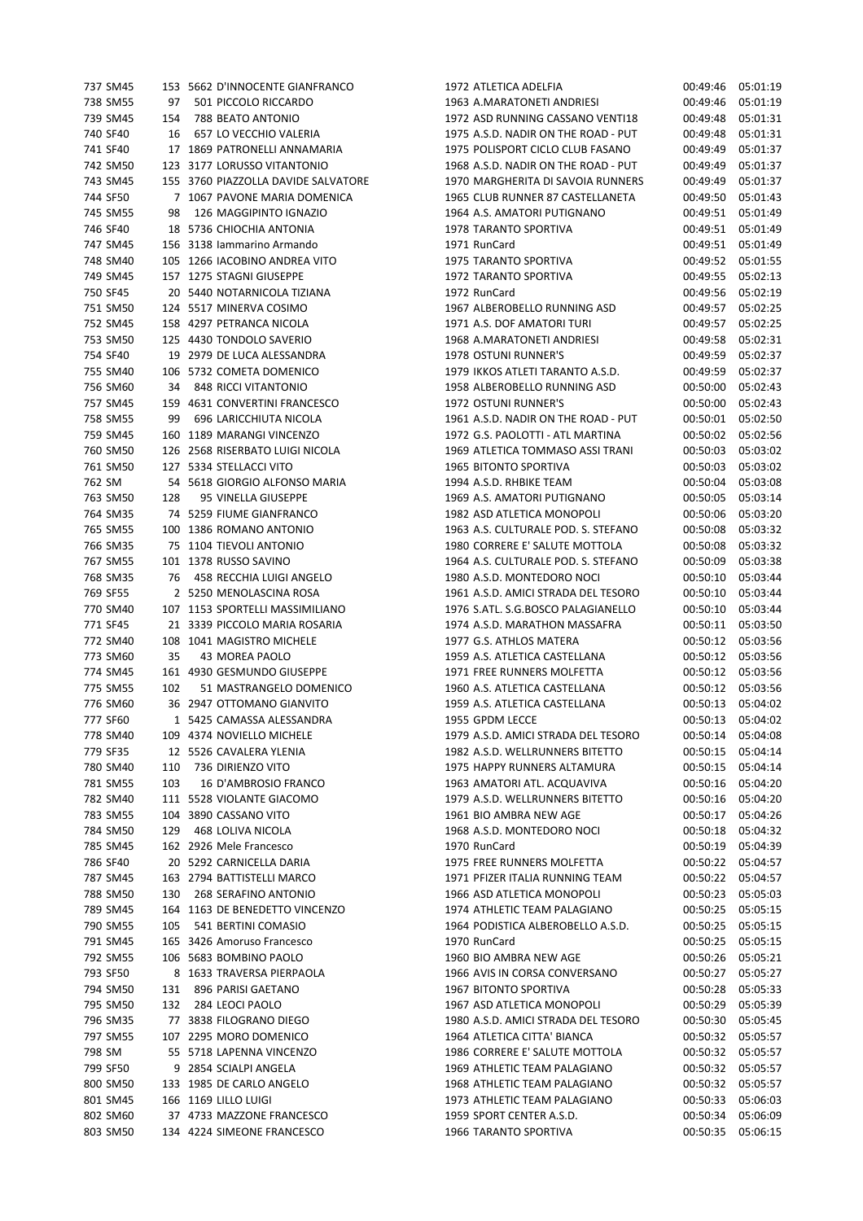| | | | | | | | | |
|---|---|---|---|---|---|---|---|---|
| 737 | SM45 | 153 | 5662 | D'INNOCENTE GIANFRANCO | 1972 | ATLETICA ADELFIA | 00:49:46 | 05:01:19 |
| 738 | SM55 | 97 | 501 | PICCOLO RICCARDO | 1963 | A.MARATONETI ANDRIESI | 00:49:46 | 05:01:19 |
| 739 | SM45 | 154 | 788 | BEATO ANTONIO | 1972 | ASD RUNNING CASSANO VENTI18 | 00:49:48 | 05:01:31 |
| 740 | SF40 | 16 | 657 | LO VECCHIO VALERIA | 1975 | A.S.D. NADIR ON THE ROAD - PUT | 00:49:48 | 05:01:31 |
| 741 | SF40 | 17 | 1869 | PATRONELLI ANNAMARIA | 1975 | POLISPORT CICLO CLUB FASANO | 00:49:49 | 05:01:37 |
| 742 | SM50 | 123 | 3177 | LORUSSO VITANTONIO | 1968 | A.S.D. NADIR ON THE ROAD - PUT | 00:49:49 | 05:01:37 |
| 743 | SM45 | 155 | 3760 | PIAZZOLLA DAVIDE SALVATORE | 1970 | MARGHERITA DI SAVOIA RUNNERS | 00:49:49 | 05:01:37 |
| 744 | SF50 | 7 | 1067 | PAVONE MARIA DOMENICA | 1965 | CLUB RUNNER 87 CASTELLANETA | 00:49:50 | 05:01:43 |
| 745 | SM55 | 98 | 126 | MAGGIPINTO IGNAZIO | 1964 | A.S. AMATORI PUTIGNANO | 00:49:51 | 05:01:49 |
| 746 | SF40 | 18 | 5736 | CHIOCHIA ANTONIA | 1978 | TARANTO SPORTIVA | 00:49:51 | 05:01:49 |
| 747 | SM45 | 156 | 3138 | Iammarino Armando | 1971 | RunCard | 00:49:51 | 05:01:49 |
| 748 | SM40 | 105 | 1266 | IACOBINO ANDREA VITO | 1975 | TARANTO SPORTIVA | 00:49:52 | 05:01:55 |
| 749 | SM45 | 157 | 1275 | STAGNI GIUSEPPE | 1972 | TARANTO SPORTIVA | 00:49:55 | 05:02:13 |
| 750 | SF45 | 20 | 5440 | NOTARNICOLA TIZIANA | 1972 | RunCard | 00:49:56 | 05:02:19 |
| 751 | SM50 | 124 | 5517 | MINERVA COSIMO | 1967 | ALBEROBELLO RUNNING ASD | 00:49:57 | 05:02:25 |
| 752 | SM45 | 158 | 4297 | PETRANCA NICOLA | 1971 | A.S. DOF AMATORI TURI | 00:49:57 | 05:02:25 |
| 753 | SM50 | 125 | 4430 | TONDOLO SAVERIO | 1968 | A.MARATONETI ANDRIESI | 00:49:58 | 05:02:31 |
| 754 | SF40 | 19 | 2979 | DE LUCA ALESSANDRA | 1978 | OSTUNI RUNNER'S | 00:49:59 | 05:02:37 |
| 755 | SM40 | 106 | 5732 | COMETA DOMENICO | 1979 | IKKOS ATLETI TARANTO A.S.D. | 00:49:59 | 05:02:37 |
| 756 | SM60 | 34 | 848 | RICCI VITANTONIO | 1958 | ALBEROBELLO RUNNING ASD | 00:50:00 | 05:02:43 |
| 757 | SM45 | 159 | 4631 | CONVERTINI FRANCESCO | 1972 | OSTUNI RUNNER'S | 00:50:00 | 05:02:43 |
| 758 | SM55 | 99 | 696 | LARICCHIUTA NICOLA | 1961 | A.S.D. NADIR ON THE ROAD - PUT | 00:50:01 | 05:02:50 |
| 759 | SM45 | 160 | 1189 | MARANGI VINCENZO | 1972 | G.S. PAOLOTTI - ATL MARTINA | 00:50:02 | 05:02:56 |
| 760 | SM50 | 126 | 2568 | RISERBATO LUIGI NICOLA | 1969 | ATLETICA TOMMASO ASSI TRANI | 00:50:03 | 05:03:02 |
| 761 | SM50 | 127 | 5334 | STELLACCI VITO | 1965 | BITONTO SPORTIVA | 00:50:03 | 05:03:02 |
| 762 | SM | 54 | 5618 | GIORGIO ALFONSO MARIA | 1994 | A.S.D. RHBIKE TEAM | 00:50:04 | 05:03:08 |
| 763 | SM50 | 128 | 95 | VINELLA GIUSEPPE | 1969 | A.S. AMATORI PUTIGNANO | 00:50:05 | 05:03:14 |
| 764 | SM35 | 74 | 5259 | FIUME GIANFRANCO | 1982 | ASD ATLETICA MONOPOLI | 00:50:06 | 05:03:20 |
| 765 | SM55 | 100 | 1386 | ROMANO ANTONIO | 1963 | A.S. CULTURALE POD. S. STEFANO | 00:50:08 | 05:03:32 |
| 766 | SM35 | 75 | 1104 | TIEVOLI ANTONIO | 1980 | CORRERE E' SALUTE MOTTOLA | 00:50:08 | 05:03:32 |
| 767 | SM55 | 101 | 1378 | RUSSO SAVINO | 1964 | A.S. CULTURALE POD. S. STEFANO | 00:50:09 | 05:03:38 |
| 768 | SM35 | 76 | 458 | RECCHIA LUIGI ANGELO | 1980 | A.S.D. MONTEDORO NOCI | 00:50:10 | 05:03:44 |
| 769 | SF55 | 2 | 5250 | MENOLASCINA ROSA | 1961 | A.S.D. AMICI STRADA DEL TESORO | 00:50:10 | 05:03:44 |
| 770 | SM40 | 107 | 1153 | SPORTELLI MASSIMILIANO | 1976 | S.ATL. S.G.BOSCO PALAGIANELLO | 00:50:10 | 05:03:44 |
| 771 | SF45 | 21 | 3339 | PICCOLO MARIA ROSARIA | 1974 | A.S.D. MARATHON MASSAFRA | 00:50:11 | 05:03:50 |
| 772 | SM40 | 108 | 1041 | MAGISTRO MICHELE | 1977 | G.S. ATHLOS MATERA | 00:50:12 | 05:03:56 |
| 773 | SM60 | 35 | 43 | MOREA PAOLO | 1959 | A.S. ATLETICA CASTELLANA | 00:50:12 | 05:03:56 |
| 774 | SM45 | 161 | 4930 | GESMUNDO GIUSEPPE | 1971 | FREE RUNNERS MOLFETTA | 00:50:12 | 05:03:56 |
| 775 | SM55 | 102 | 51 | MASTRANGELO DOMENICO | 1960 | A.S. ATLETICA CASTELLANA | 00:50:12 | 05:03:56 |
| 776 | SM60 | 36 | 2947 | OTTOMANO GIANVITO | 1959 | A.S. ATLETICA CASTELLANA | 00:50:13 | 05:04:02 |
| 777 | SF60 | 1 | 5425 | CAMASSA ALESSANDRA | 1955 | GPDM LECCE | 00:50:13 | 05:04:02 |
| 778 | SM40 | 109 | 4374 | NOVIELLO MICHELE | 1979 | A.S.D. AMICI STRADA DEL TESORO | 00:50:14 | 05:04:08 |
| 779 | SF35 | 12 | 5526 | CAVALERA YLENIA | 1982 | A.S.D. WELLRUNNERS BITETTO | 00:50:15 | 05:04:14 |
| 780 | SM40 | 110 | 736 | DIRIENZO VITO | 1975 | HAPPY RUNNERS ALTAMURA | 00:50:15 | 05:04:14 |
| 781 | SM55 | 103 | 16 | D'AMBROSIO FRANCO | 1963 | AMATORI ATL. ACQUAVIVA | 00:50:16 | 05:04:20 |
| 782 | SM40 | 111 | 5528 | VIOLANTE GIACOMO | 1979 | A.S.D. WELLRUNNERS BITETTO | 00:50:16 | 05:04:20 |
| 783 | SM55 | 104 | 3890 | CASSANO VITO | 1961 | BIO AMBRA NEW AGE | 00:50:17 | 05:04:26 |
| 784 | SM50 | 129 | 468 | LOLIVA NICOLA | 1968 | A.S.D. MONTEDORO NOCI | 00:50:18 | 05:04:32 |
| 785 | SM45 | 162 | 2926 | Mele Francesco | 1970 | RunCard | 00:50:19 | 05:04:39 |
| 786 | SF40 | 20 | 5292 | CARNICELLA DARIA | 1975 | FREE RUNNERS MOLFETTA | 00:50:22 | 05:04:57 |
| 787 | SM45 | 163 | 2794 | BATTISTELLI MARCO | 1971 | PFIZER ITALIA RUNNING TEAM | 00:50:22 | 05:04:57 |
| 788 | SM50 | 130 | 268 | SERAFINO ANTONIO | 1966 | ASD ATLETICA MONOPOLI | 00:50:23 | 05:05:03 |
| 789 | SM45 | 164 | 1163 | DE BENEDETTO VINCENZO | 1974 | ATHLETIC TEAM PALAGIANO | 00:50:25 | 05:05:15 |
| 790 | SM55 | 105 | 541 | BERTINI COMASIO | 1964 | PODISTICA ALBEROBELLO A.S.D. | 00:50:25 | 05:05:15 |
| 791 | SM45 | 165 | 3426 | Amoruso Francesco | 1970 | RunCard | 00:50:25 | 05:05:15 |
| 792 | SM55 | 106 | 5683 | BOMBINO PAOLO | 1960 | BIO AMBRA NEW AGE | 00:50:26 | 05:05:21 |
| 793 | SF50 | 8 | 1633 | TRAVERSA PIERPAOLA | 1966 | AVIS IN CORSA CONVERSANO | 00:50:27 | 05:05:27 |
| 794 | SM50 | 131 | 896 | PARISI GAETANO | 1967 | BITONTO SPORTIVA | 00:50:28 | 05:05:33 |
| 795 | SM50 | 132 | 284 | LEOCI PAOLO | 1967 | ASD ATLETICA MONOPOLI | 00:50:29 | 05:05:39 |
| 796 | SM35 | 77 | 3838 | FILOGRANO DIEGO | 1980 | A.S.D. AMICI STRADA DEL TESORO | 00:50:30 | 05:05:45 |
| 797 | SM55 | 107 | 2295 | MORO DOMENICO | 1964 | ATLETICA CITTA' BIANCA | 00:50:32 | 05:05:57 |
| 798 | SM | 55 | 5718 | LAPENNA VINCENZO | 1986 | CORRERE E' SALUTE MOTTOLA | 00:50:32 | 05:05:57 |
| 799 | SF50 | 9 | 2854 | SCIALPI ANGELA | 1969 | ATHLETIC TEAM PALAGIANO | 00:50:32 | 05:05:57 |
| 800 | SM50 | 133 | 1985 | DE CARLO ANGELO | 1968 | ATHLETIC TEAM PALAGIANO | 00:50:32 | 05:05:57 |
| 801 | SM45 | 166 | 1169 | LILLO LUIGI | 1973 | ATHLETIC TEAM PALAGIANO | 00:50:33 | 05:06:03 |
| 802 | SM60 | 37 | 4733 | MAZZONE FRANCESCO | 1959 | SPORT CENTER A.S.D. | 00:50:34 | 05:06:09 |
| 803 | SM50 | 134 | 4224 | SIMEONE FRANCESCO | 1966 | TARANTO SPORTIVA | 00:50:35 | 05:06:15 |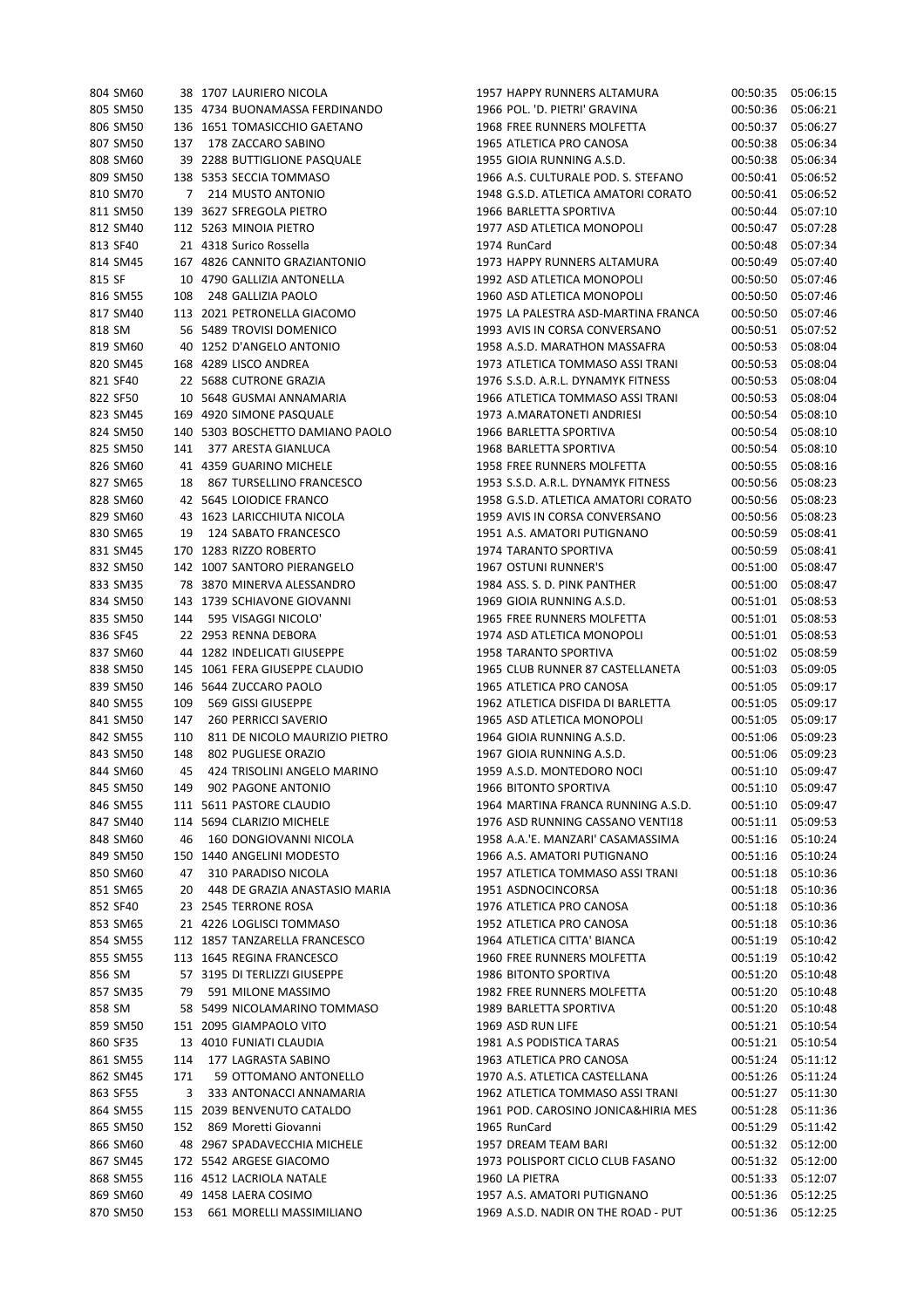| | | | | | | | | |
|---|---|---|---|---|---|---|---|---|
| 804 | SM60 | 38 | 1707 | LAURIERO NICOLA | 1957 | HAPPY RUNNERS ALTAMURA | 00:50:35 | 05:06:15 |
| 805 | SM50 | 135 | 4734 | BUONAMASSA FERDINANDO | 1966 | POL. 'D. PIETRI' GRAVINA | 00:50:36 | 05:06:21 |
| 806 | SM50 | 136 | 1651 | TOMASICCHIO GAETANO | 1968 | FREE RUNNERS MOLFETTA | 00:50:37 | 05:06:27 |
| 807 | SM50 | 137 | 178 | ZACCARO SABINO | 1965 | ATLETICA PRO CANOSA | 00:50:38 | 05:06:34 |
| 808 | SM60 | 39 | 2288 | BUTTIGLIONE PASQUALE | 1955 | GIOIA RUNNING A.S.D. | 00:50:38 | 05:06:34 |
| 809 | SM50 | 138 | 5353 | SECCIA TOMMASO | 1966 | A.S. CULTURALE POD. S. STEFANO | 00:50:41 | 05:06:52 |
| 810 | SM70 | 7 | 214 | MUSTO ANTONIO | 1948 | G.S.D. ATLETICA AMATORI CORATO | 00:50:41 | 05:06:52 |
| 811 | SM50 | 139 | 3627 | SFREGOLA PIETRO | 1966 | BARLETTA SPORTIVA | 00:50:44 | 05:07:10 |
| 812 | SM40 | 112 | 5263 | MINOIA PIETRO | 1977 | ASD ATLETICA MONOPOLI | 00:50:47 | 05:07:28 |
| 813 | SF40 | 21 | 4318 | Surico Rossella | 1974 | RunCard | 00:50:48 | 05:07:34 |
| 814 | SM45 | 167 | 4826 | CANNITO GRAZIANTONIO | 1973 | HAPPY RUNNERS ALTAMURA | 00:50:49 | 05:07:40 |
| 815 | SF | 10 | 4790 | GALLIZIA ANTONELLA | 1992 | ASD ATLETICA MONOPOLI | 00:50:50 | 05:07:46 |
| 816 | SM55 | 108 | 248 | GALLIZIA PAOLO | 1960 | ASD ATLETICA MONOPOLI | 00:50:50 | 05:07:46 |
| 817 | SM40 | 113 | 2021 | PETRONELLA GIACOMO | 1975 | LA PALESTRA ASD-MARTINA FRANCA | 00:50:50 | 05:07:46 |
| 818 | SM | 56 | 5489 | TROVISI DOMENICO | 1993 | AVIS IN CORSA CONVERSANO | 00:50:51 | 05:07:52 |
| 819 | SM60 | 40 | 1252 | D'ANGELO ANTONIO | 1958 | A.S.D. MARATHON MASSAFRA | 00:50:53 | 05:08:04 |
| 820 | SM45 | 168 | 4289 | LISCO ANDREA | 1973 | ATLETICA TOMMASO ASSI TRANI | 00:50:53 | 05:08:04 |
| 821 | SF40 | 22 | 5688 | CUTRONE GRAZIA | 1976 | S.S.D. A.R.L. DYNAMYK FITNESS | 00:50:53 | 05:08:04 |
| 822 | SF50 | 10 | 5648 | GUSMAI ANNAMARIA | 1966 | ATLETICA TOMMASO ASSI TRANI | 00:50:53 | 05:08:04 |
| 823 | SM45 | 169 | 4920 | SIMONE PASQUALE | 1973 | A.MARATONETI ANDRIESI | 00:50:54 | 05:08:10 |
| 824 | SM50 | 140 | 5303 | BOSCHETTO DAMIANO PAOLO | 1966 | BARLETTA SPORTIVA | 00:50:54 | 05:08:10 |
| 825 | SM50 | 141 | 377 | ARESTA GIANLUCA | 1968 | BARLETTA SPORTIVA | 00:50:54 | 05:08:10 |
| 826 | SM60 | 41 | 4359 | GUARINO MICHELE | 1958 | FREE RUNNERS MOLFETTA | 00:50:55 | 05:08:16 |
| 827 | SM65 | 18 | 867 | TURSELLINO FRANCESCO | 1953 | S.S.D. A.R.L. DYNAMYK FITNESS | 00:50:56 | 05:08:23 |
| 828 | SM60 | 42 | 5645 | LOIODICE FRANCO | 1958 | G.S.D. ATLETICA AMATORI CORATO | 00:50:56 | 05:08:23 |
| 829 | SM60 | 43 | 1623 | LARICCHIUTA NICOLA | 1959 | AVIS IN CORSA CONVERSANO | 00:50:56 | 05:08:23 |
| 830 | SM65 | 19 | 124 | SABATO FRANCESCO | 1951 | A.S. AMATORI PUTIGNANO | 00:50:59 | 05:08:41 |
| 831 | SM45 | 170 | 1283 | RIZZO ROBERTO | 1974 | TARANTO SPORTIVA | 00:50:59 | 05:08:41 |
| 832 | SM50 | 142 | 1007 | SANTORO PIERANGELO | 1967 | OSTUNI RUNNER'S | 00:51:00 | 05:08:47 |
| 833 | SM35 | 78 | 3870 | MINERVA ALESSANDRO | 1984 | ASS. S. D. PINK PANTHER | 00:51:00 | 05:08:47 |
| 834 | SM50 | 143 | 1739 | SCHIAVONE GIOVANNI | 1969 | GIOIA RUNNING A.S.D. | 00:51:01 | 05:08:53 |
| 835 | SM50 | 144 | 595 | VISAGGI NICOLO' | 1965 | FREE RUNNERS MOLFETTA | 00:51:01 | 05:08:53 |
| 836 | SF45 | 22 | 2953 | RENNA DEBORA | 1974 | ASD ATLETICA MONOPOLI | 00:51:01 | 05:08:53 |
| 837 | SM60 | 44 | 1282 | INDELICATI GIUSEPPE | 1958 | TARANTO SPORTIVA | 00:51:02 | 05:08:59 |
| 838 | SM50 | 145 | 1061 | FERA GIUSEPPE CLAUDIO | 1965 | CLUB RUNNER 87 CASTELLANETA | 00:51:03 | 05:09:05 |
| 839 | SM50 | 146 | 5644 | ZUCCARO PAOLO | 1965 | ATLETICA PRO CANOSA | 00:51:05 | 05:09:17 |
| 840 | SM55 | 109 | 569 | GISSI GIUSEPPE | 1962 | ATLETICA DISFIDA DI BARLETTA | 00:51:05 | 05:09:17 |
| 841 | SM50 | 147 | 260 | PERRICCI SAVERIO | 1965 | ASD ATLETICA MONOPOLI | 00:51:05 | 05:09:17 |
| 842 | SM55 | 110 | 811 | DE NICOLO MAURIZIO PIETRO | 1964 | GIOIA RUNNING A.S.D. | 00:51:06 | 05:09:23 |
| 843 | SM50 | 148 | 802 | PUGLIESE ORAZIO | 1967 | GIOIA RUNNING A.S.D. | 00:51:06 | 05:09:23 |
| 844 | SM60 | 45 | 424 | TRISOLINI ANGELO MARINO | 1959 | A.S.D. MONTEDORO NOCI | 00:51:10 | 05:09:47 |
| 845 | SM50 | 149 | 902 | PAGONE ANTONIO | 1966 | BITONTO SPORTIVA | 00:51:10 | 05:09:47 |
| 846 | SM55 | 111 | 5611 | PASTORE CLAUDIO | 1964 | MARTINA FRANCA RUNNING A.S.D. | 00:51:10 | 05:09:47 |
| 847 | SM40 | 114 | 5694 | CLARIZIO MICHELE | 1976 | ASD RUNNING CASSANO VENTI18 | 00:51:11 | 05:09:53 |
| 848 | SM60 | 46 | 160 | DONGIOVANNI NICOLA | 1958 | A.A.'E. MANZARI' CASAMASSIMA | 00:51:16 | 05:10:24 |
| 849 | SM50 | 150 | 1440 | ANGELINI MODESTO | 1966 | A.S. AMATORI PUTIGNANO | 00:51:16 | 05:10:24 |
| 850 | SM60 | 47 | 310 | PARADISO NICOLA | 1957 | ATLETICA TOMMASO ASSI TRANI | 00:51:18 | 05:10:36 |
| 851 | SM65 | 20 | 448 | DE GRAZIA ANASTASIO MARIA | 1951 | ASDNOCINCORSA | 00:51:18 | 05:10:36 |
| 852 | SF40 | 23 | 2545 | TERRONE ROSA | 1976 | ATLETICA PRO CANOSA | 00:51:18 | 05:10:36 |
| 853 | SM65 | 21 | 4226 | LOGLISCI TOMMASO | 1952 | ATLETICA PRO CANOSA | 00:51:18 | 05:10:36 |
| 854 | SM55 | 112 | 1857 | TANZARELLA FRANCESCO | 1964 | ATLETICA CITTA' BIANCA | 00:51:19 | 05:10:42 |
| 855 | SM55 | 113 | 1645 | REGINA FRANCESCO | 1960 | FREE RUNNERS MOLFETTA | 00:51:19 | 05:10:42 |
| 856 | SM | 57 | 3195 | DI TERLIZZI GIUSEPPE | 1986 | BITONTO SPORTIVA | 00:51:20 | 05:10:48 |
| 857 | SM35 | 79 | 591 | MILONE MASSIMO | 1982 | FREE RUNNERS MOLFETTA | 00:51:20 | 05:10:48 |
| 858 | SM | 58 | 5499 | NICOLAMARINO TOMMASO | 1989 | BARLETTA SPORTIVA | 00:51:20 | 05:10:48 |
| 859 | SM50 | 151 | 2095 | GIAMPAOLO VITO | 1969 | ASD RUN LIFE | 00:51:21 | 05:10:54 |
| 860 | SF35 | 13 | 4010 | FUNIATI CLAUDIA | 1981 | A.S PODISTICA TARAS | 00:51:21 | 05:10:54 |
| 861 | SM55 | 114 | 177 | LAGRASTA SABINO | 1963 | ATLETICA PRO CANOSA | 00:51:24 | 05:11:12 |
| 862 | SM45 | 171 | 59 | OTTOMANO ANTONELLO | 1970 | A.S. ATLETICA CASTELLANA | 00:51:26 | 05:11:24 |
| 863 | SF55 | 3 | 333 | ANTONACCI ANNAMARIA | 1962 | ATLETICA TOMMASO ASSI TRANI | 00:51:27 | 05:11:30 |
| 864 | SM55 | 115 | 2039 | BENVENUTO CATALDO | 1961 | POD. CAROSINO JONICA&HIRIA MES | 00:51:28 | 05:11:36 |
| 865 | SM50 | 152 | 869 | Moretti Giovanni | 1965 | RunCard | 00:51:29 | 05:11:42 |
| 866 | SM60 | 48 | 2967 | SPADAVECCHIA MICHELE | 1957 | DREAM TEAM BARI | 00:51:32 | 05:12:00 |
| 867 | SM45 | 172 | 5542 | ARGESE GIACOMO | 1973 | POLISPORT CICLO CLUB FASANO | 00:51:32 | 05:12:00 |
| 868 | SM55 | 116 | 4512 | LACRIOLA NATALE | 1960 | LA PIETRA | 00:51:33 | 05:12:07 |
| 869 | SM60 | 49 | 1458 | LAERA COSIMO | 1957 | A.S. AMATORI PUTIGNANO | 00:51:36 | 05:12:25 |
| 870 | SM50 | 153 | 661 | MORELLI MASSIMILIANO | 1969 | A.S.D. NADIR ON THE ROAD - PUT | 00:51:36 | 05:12:25 |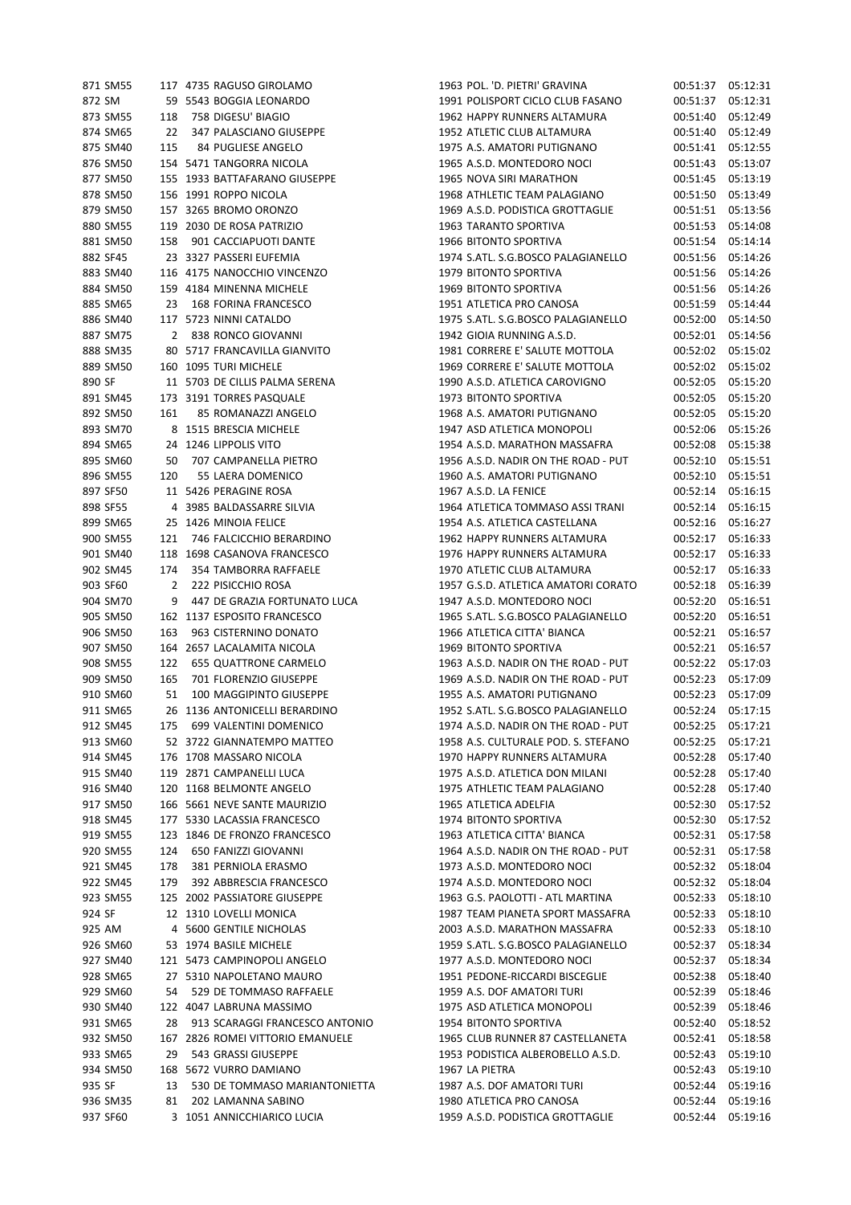| | | | | | | | | |
|---|---|---|---|---|---|---|---|---|
| 871 | SM55 | 117 | 4735 | RAGUSO GIROLAMO | 1963 | POL. 'D. PIETRI' GRAVINA | 00:51:37 | 05:12:31 |
| 872 | SM | 59 | 5543 | BOGGIA LEONARDO | 1991 | POLISPORT CICLO CLUB FASANO | 00:51:37 | 05:12:31 |
| 873 | SM55 | 118 | 758 | DIGESU' BIAGIO | 1962 | HAPPY RUNNERS ALTAMURA | 00:51:40 | 05:12:49 |
| 874 | SM65 | 22 | 347 | PALASCIANO GIUSEPPE | 1952 | ATLETIC CLUB ALTAMURA | 00:51:40 | 05:12:49 |
| 875 | SM40 | 115 | 84 | PUGLIESE ANGELO | 1975 | A.S. AMATORI PUTIGNANO | 00:51:41 | 05:12:55 |
| 876 | SM50 | 154 | 5471 | TANGORRA NICOLA | 1965 | A.S.D. MONTEDORO NOCI | 00:51:43 | 05:13:07 |
| 877 | SM50 | 155 | 1933 | BATTAFARANO GIUSEPPE | 1965 | NOVA SIRI MARATHON | 00:51:45 | 05:13:19 |
| 878 | SM50 | 156 | 1991 | ROPPO NICOLA | 1968 | ATHLETIC TEAM PALAGIANO | 00:51:50 | 05:13:49 |
| 879 | SM50 | 157 | 3265 | BROMO ORONZO | 1969 | A.S.D. PODISTICA GROTTAGLIE | 00:51:51 | 05:13:56 |
| 880 | SM55 | 119 | 2030 | DE ROSA PATRIZIO | 1963 | TARANTO SPORTIVA | 00:51:53 | 05:14:08 |
| 881 | SM50 | 158 | 901 | CACCIAPUOTI DANTE | 1966 | BITONTO SPORTIVA | 00:51:54 | 05:14:14 |
| 882 | SF45 | 23 | 3327 | PASSERI EUFEMIA | 1974 | S.ATL. S.G.BOSCO PALAGIANELLO | 00:51:56 | 05:14:26 |
| 883 | SM40 | 116 | 4175 | NANOCCHIO VINCENZO | 1979 | BITONTO SPORTIVA | 00:51:56 | 05:14:26 |
| 884 | SM50 | 159 | 4184 | MINENNA MICHELE | 1969 | BITONTO SPORTIVA | 00:51:56 | 05:14:26 |
| 885 | SM65 | 23 | 168 | FORINA FRANCESCO | 1951 | ATLETICA PRO CANOSA | 00:51:59 | 05:14:44 |
| 886 | SM40 | 117 | 5723 | NINNI CATALDO | 1975 | S.ATL. S.G.BOSCO PALAGIANELLO | 00:52:00 | 05:14:50 |
| 887 | SM75 | 2 | 838 | RONCO GIOVANNI | 1942 | GIOIA RUNNING A.S.D. | 00:52:01 | 05:14:56 |
| 888 | SM35 | 80 | 5717 | FRANCAVILLA GIANVITO | 1981 | CORRERE E' SALUTE MOTTOLA | 00:52:02 | 05:15:02 |
| 889 | SM50 | 160 | 1095 | TURI MICHELE | 1969 | CORRERE E' SALUTE MOTTOLA | 00:52:02 | 05:15:02 |
| 890 | SF | 11 | 5703 | DE CILLIS PALMA SERENA | 1990 | A.S.D. ATLETICA CAROVIGNO | 00:52:05 | 05:15:20 |
| 891 | SM45 | 173 | 3191 | TORRES PASQUALE | 1973 | BITONTO SPORTIVA | 00:52:05 | 05:15:20 |
| 892 | SM50 | 161 | 85 | ROMANAZZI ANGELO | 1968 | A.S. AMATORI PUTIGNANO | 00:52:05 | 05:15:20 |
| 893 | SM70 | 8 | 1515 | BRESCIA MICHELE | 1947 | ASD ATLETICA MONOPOLI | 00:52:06 | 05:15:26 |
| 894 | SM65 | 24 | 1246 | LIPPOLIS VITO | 1954 | A.S.D. MARATHON MASSAFRA | 00:52:08 | 05:15:38 |
| 895 | SM60 | 50 | 707 | CAMPANELLA PIETRO | 1956 | A.S.D. NADIR ON THE ROAD - PUT | 00:52:10 | 05:15:51 |
| 896 | SM55 | 120 | 55 | LAERA DOMENICO | 1960 | A.S. AMATORI PUTIGNANO | 00:52:10 | 05:15:51 |
| 897 | SF50 | 11 | 5426 | PERAGINE ROSA | 1967 | A.S.D. LA FENICE | 00:52:14 | 05:16:15 |
| 898 | SF55 | 4 | 3985 | BALDASSARRE SILVIA | 1964 | ATLETICA TOMMASO ASSI TRANI | 00:52:14 | 05:16:15 |
| 899 | SM65 | 25 | 1426 | MINOIA FELICE | 1954 | A.S. ATLETICA CASTELLANA | 00:52:16 | 05:16:27 |
| 900 | SM55 | 121 | 746 | FALCICCHIO BERARDINO | 1962 | HAPPY RUNNERS ALTAMURA | 00:52:17 | 05:16:33 |
| 901 | SM40 | 118 | 1698 | CASANOVA FRANCESCO | 1976 | HAPPY RUNNERS ALTAMURA | 00:52:17 | 05:16:33 |
| 902 | SM45 | 174 | 354 | TAMBORRA RAFFAELE | 1970 | ATLETIC CLUB ALTAMURA | 00:52:17 | 05:16:33 |
| 903 | SF60 | 2 | 222 | PISICCHIO ROSA | 1957 | G.S.D. ATLETICA AMATORI CORATO | 00:52:18 | 05:16:39 |
| 904 | SM70 | 9 | 447 | DE GRAZIA FORTUNATO LUCA | 1947 | A.S.D. MONTEDORO NOCI | 00:52:20 | 05:16:51 |
| 905 | SM50 | 162 | 1137 | ESPOSITO FRANCESCO | 1965 | S.ATL. S.G.BOSCO PALAGIANELLO | 00:52:20 | 05:16:51 |
| 906 | SM50 | 163 | 963 | CISTERNINO DONATO | 1966 | ATLETICA CITTA' BIANCA | 00:52:21 | 05:16:57 |
| 907 | SM50 | 164 | 2657 | LACALAMITA NICOLA | 1969 | BITONTO SPORTIVA | 00:52:21 | 05:16:57 |
| 908 | SM55 | 122 | 655 | QUATTRONE CARMELO | 1963 | A.S.D. NADIR ON THE ROAD - PUT | 00:52:22 | 05:17:03 |
| 909 | SM50 | 165 | 701 | FLORENZIO GIUSEPPE | 1969 | A.S.D. NADIR ON THE ROAD - PUT | 00:52:23 | 05:17:09 |
| 910 | SM60 | 51 | 100 | MAGGIPINTO GIUSEPPE | 1955 | A.S. AMATORI PUTIGNANO | 00:52:23 | 05:17:09 |
| 911 | SM65 | 26 | 1136 | ANTONICELLI BERARDINO | 1952 | S.ATL. S.G.BOSCO PALAGIANELLO | 00:52:24 | 05:17:15 |
| 912 | SM45 | 175 | 699 | VALENTINI DOMENICO | 1974 | A.S.D. NADIR ON THE ROAD - PUT | 00:52:25 | 05:17:21 |
| 913 | SM60 | 52 | 3722 | GIANNATEMPO MATTEO | 1958 | A.S. CULTURALE POD. S. STEFANO | 00:52:25 | 05:17:21 |
| 914 | SM45 | 176 | 1708 | MASSARO NICOLA | 1970 | HAPPY RUNNERS ALTAMURA | 00:52:28 | 05:17:40 |
| 915 | SM40 | 119 | 2871 | CAMPANELLI LUCA | 1975 | A.S.D. ATLETICA DON MILANI | 00:52:28 | 05:17:40 |
| 916 | SM40 | 120 | 1168 | BELMONTE ANGELO | 1975 | ATHLETIC TEAM PALAGIANO | 00:52:28 | 05:17:40 |
| 917 | SM50 | 166 | 5661 | NEVE SANTE MAURIZIO | 1965 | ATLETICA ADELFIA | 00:52:30 | 05:17:52 |
| 918 | SM45 | 177 | 5330 | LACASSIA FRANCESCO | 1974 | BITONTO SPORTIVA | 00:52:30 | 05:17:52 |
| 919 | SM55 | 123 | 1846 | DE FRONZO FRANCESCO | 1963 | ATLETICA CITTA' BIANCA | 00:52:31 | 05:17:58 |
| 920 | SM55 | 124 | 650 | FANIZZI GIOVANNI | 1964 | A.S.D. NADIR ON THE ROAD - PUT | 00:52:31 | 05:17:58 |
| 921 | SM45 | 178 | 381 | PERNIOLA ERASMO | 1973 | A.S.D. MONTEDORO NOCI | 00:52:32 | 05:18:04 |
| 922 | SM45 | 179 | 392 | ABBRESCIA FRANCESCO | 1974 | A.S.D. MONTEDORO NOCI | 00:52:32 | 05:18:04 |
| 923 | SM55 | 125 | 2002 | PASSIATORE GIUSEPPE | 1963 | G.S. PAOLOTTI - ATL MARTINA | 00:52:33 | 05:18:10 |
| 924 | SF | 12 | 1310 | LOVELLI MONICA | 1987 | TEAM PIANETA SPORT MASSAFRA | 00:52:33 | 05:18:10 |
| 925 | AM | 4 | 5600 | GENTILE NICHOLAS | 2003 | A.S.D. MARATHON MASSAFRA | 00:52:33 | 05:18:10 |
| 926 | SM60 | 53 | 1974 | BASILE MICHELE | 1959 | S.ATL. S.G.BOSCO PALAGIANELLO | 00:52:37 | 05:18:34 |
| 927 | SM40 | 121 | 5473 | CAMPINOPOLI ANGELO | 1977 | A.S.D. MONTEDORO NOCI | 00:52:37 | 05:18:34 |
| 928 | SM65 | 27 | 5310 | NAPOLETANO MAURO | 1951 | PEDONE-RICCARDI BISCEGLIE | 00:52:38 | 05:18:40 |
| 929 | SM60 | 54 | 529 | DE TOMMASO RAFFAELE | 1959 | A.S. DOF AMATORI TURI | 00:52:39 | 05:18:46 |
| 930 | SM40 | 122 | 4047 | LABRUNA MASSIMO | 1975 | ASD ATLETICA MONOPOLI | 00:52:39 | 05:18:46 |
| 931 | SM65 | 28 | 913 | SCARAGGI FRANCESCO ANTONIO | 1954 | BITONTO SPORTIVA | 00:52:40 | 05:18:52 |
| 932 | SM50 | 167 | 2826 | ROMEI VITTORIO EMANUELE | 1965 | CLUB RUNNER 87 CASTELLANETA | 00:52:41 | 05:18:58 |
| 933 | SM65 | 29 | 543 | GRASSI GIUSEPPE | 1953 | PODISTICA ALBEROBELLO A.S.D. | 00:52:43 | 05:19:10 |
| 934 | SM50 | 168 | 5672 | VURRO DAMIANO | 1967 | LA PIETRA | 00:52:43 | 05:19:10 |
| 935 | SF | 13 | 530 | DE TOMMASO MARIANTONIETTA | 1987 | A.S. DOF AMATORI TURI | 00:52:44 | 05:19:16 |
| 936 | SM35 | 81 | 202 | LAMANNA SABINO | 1980 | ATLETICA PRO CANOSA | 00:52:44 | 05:19:16 |
| 937 | SF60 | 3 | 1051 | ANNICCHIARICO LUCIA | 1959 | A.S.D. PODISTICA GROTTAGLIE | 00:52:44 | 05:19:16 |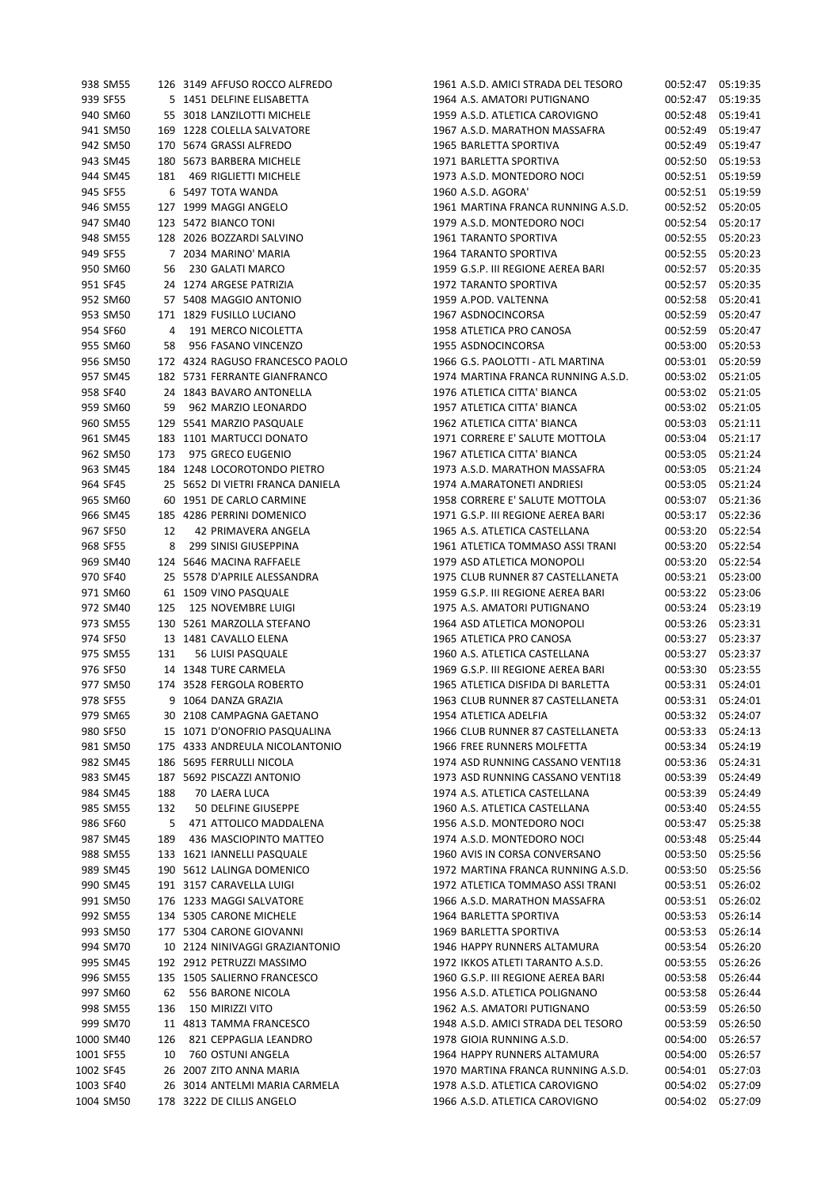| | | | | | | | | |
|---|---|---|---|---|---|---|---|---|
| 938 | SM55 | 126 | 3149 | AFFUSO ROCCO ALFREDO | 1961 | A.S.D. AMICI STRADA DEL TESORO | 00:52:47 | 05:19:35 |
| 939 | SF55 | 5 | 1451 | DELFINE ELISABETTA | 1964 | A.S. AMATORI PUTIGNANO | 00:52:47 | 05:19:35 |
| 940 | SM60 | 55 | 3018 | LANZILOTTI MICHELE | 1959 | A.S.D. ATLETICA CAROVIGNO | 00:52:48 | 05:19:41 |
| 941 | SM50 | 169 | 1228 | COLELLA SALVATORE | 1967 | A.S.D. MARATHON MASSAFRA | 00:52:49 | 05:19:47 |
| 942 | SM50 | 170 | 5674 | GRASSI ALFREDO | 1965 | BARLETTA SPORTIVA | 00:52:49 | 05:19:47 |
| 943 | SM45 | 180 | 5673 | BARBERA MICHELE | 1971 | BARLETTA SPORTIVA | 00:52:50 | 05:19:53 |
| 944 | SM45 | 181 | 469 | RIGLIETTI MICHELE | 1973 | A.S.D. MONTEDORO NOCI | 00:52:51 | 05:19:59 |
| 945 | SF55 | 6 | 5497 | TOTA WANDA | 1960 | A.S.D. AGORA' | 00:52:51 | 05:19:59 |
| 946 | SM55 | 127 | 1999 | MAGGI ANGELO | 1961 | MARTINA FRANCA RUNNING A.S.D. | 00:52:52 | 05:20:05 |
| 947 | SM40 | 123 | 5472 | BIANCO TONI | 1979 | A.S.D. MONTEDORO NOCI | 00:52:54 | 05:20:17 |
| 948 | SM55 | 128 | 2026 | BOZZARDI SALVINO | 1961 | TARANTO SPORTIVA | 00:52:55 | 05:20:23 |
| 949 | SF55 | 7 | 2034 | MARINO' MARIA | 1964 | TARANTO SPORTIVA | 00:52:55 | 05:20:23 |
| 950 | SM60 | 56 | 230 | GALATI MARCO | 1959 | G.S.P. III REGIONE AEREA BARI | 00:52:57 | 05:20:35 |
| 951 | SF45 | 24 | 1274 | ARGESE PATRIZIA | 1972 | TARANTO SPORTIVA | 00:52:57 | 05:20:35 |
| 952 | SM60 | 57 | 5408 | MAGGIO ANTONIO | 1959 | A.POD. VALTENNA | 00:52:58 | 05:20:41 |
| 953 | SM50 | 171 | 1829 | FUSILLO LUCIANO | 1967 | ASDNOCINCORSA | 00:52:59 | 05:20:47 |
| 954 | SF60 | 4 | 191 | MERCO NICOLETTA | 1958 | ATLETICA PRO CANOSA | 00:52:59 | 05:20:47 |
| 955 | SM60 | 58 | 956 | FASANO VINCENZO | 1955 | ASDNOCINCORSA | 00:53:00 | 05:20:53 |
| 956 | SM50 | 172 | 4324 | RAGUSO FRANCESCO PAOLO | 1966 | G.S. PAOLOTTI - ATL MARTINA | 00:53:01 | 05:20:59 |
| 957 | SM45 | 182 | 5731 | FERRANTE GIANFRANCO | 1974 | MARTINA FRANCA RUNNING A.S.D. | 00:53:02 | 05:21:05 |
| 958 | SF40 | 24 | 1843 | BAVARO ANTONELLA | 1976 | ATLETICA CITTA' BIANCA | 00:53:02 | 05:21:05 |
| 959 | SM60 | 59 | 962 | MARZIO LEONARDO | 1957 | ATLETICA CITTA' BIANCA | 00:53:02 | 05:21:05 |
| 960 | SM55 | 129 | 5541 | MARZIO PASQUALE | 1962 | ATLETICA CITTA' BIANCA | 00:53:03 | 05:21:11 |
| 961 | SM45 | 183 | 1101 | MARTUCCI DONATO | 1971 | CORRERE E' SALUTE MOTTOLA | 00:53:04 | 05:21:17 |
| 962 | SM50 | 173 | 975 | GRECO EUGENIO | 1967 | ATLETICA CITTA' BIANCA | 00:53:05 | 05:21:24 |
| 963 | SM45 | 184 | 1248 | LOCOROTONDO PIETRO | 1973 | A.S.D. MARATHON MASSAFRA | 00:53:05 | 05:21:24 |
| 964 | SF45 | 25 | 5652 | DI VIETRI FRANCA DANIELA | 1974 | A.MARATONETI ANDRIESI | 00:53:05 | 05:21:24 |
| 965 | SM60 | 60 | 1951 | DE CARLO CARMINE | 1958 | CORRERE E' SALUTE MOTTOLA | 00:53:07 | 05:21:36 |
| 966 | SM45 | 185 | 4286 | PERRINI DOMENICO | 1971 | G.S.P. III REGIONE AEREA BARI | 00:53:17 | 05:22:36 |
| 967 | SF50 | 12 | 42 | PRIMAVERA ANGELA | 1965 | A.S. ATLETICA CASTELLANA | 00:53:20 | 05:22:54 |
| 968 | SF55 | 8 | 299 | SINISI GIUSEPPINA | 1961 | ATLETICA TOMMASO ASSI TRANI | 00:53:20 | 05:22:54 |
| 969 | SM40 | 124 | 5646 | MACINA RAFFAELE | 1979 | ASD ATLETICA MONOPOLI | 00:53:20 | 05:22:54 |
| 970 | SF40 | 25 | 5578 | D'APRILE ALESSANDRA | 1975 | CLUB RUNNER 87 CASTELLANETA | 00:53:21 | 05:23:00 |
| 971 | SM60 | 61 | 1509 | VINO PASQUALE | 1959 | G.S.P. III REGIONE AEREA BARI | 00:53:22 | 05:23:06 |
| 972 | SM40 | 125 | 125 | NOVEMBRE LUIGI | 1975 | A.S. AMATORI PUTIGNANO | 00:53:24 | 05:23:19 |
| 973 | SM55 | 130 | 5261 | MARZOLLA STEFANO | 1964 | ASD ATLETICA MONOPOLI | 00:53:26 | 05:23:31 |
| 974 | SF50 | 13 | 1481 | CAVALLO ELENA | 1965 | ATLETICA PRO CANOSA | 00:53:27 | 05:23:37 |
| 975 | SM55 | 131 | 56 | LUISI PASQUALE | 1960 | A.S. ATLETICA CASTELLANA | 00:53:27 | 05:23:37 |
| 976 | SF50 | 14 | 1348 | TURE CARMELA | 1969 | G.S.P. III REGIONE AEREA BARI | 00:53:30 | 05:23:55 |
| 977 | SM50 | 174 | 3528 | FERGOLA ROBERTO | 1965 | ATLETICA DISFIDA DI BARLETTA | 00:53:31 | 05:24:01 |
| 978 | SF55 | 9 | 1064 | DANZA GRAZIA | 1963 | CLUB RUNNER 87 CASTELLANETA | 00:53:31 | 05:24:01 |
| 979 | SM65 | 30 | 2108 | CAMPAGNA GAETANO | 1954 | ATLETICA ADELFIA | 00:53:32 | 05:24:07 |
| 980 | SF50 | 15 | 1071 | D'ONOFRIO PASQUALINA | 1966 | CLUB RUNNER 87 CASTELLANETA | 00:53:33 | 05:24:13 |
| 981 | SM50 | 175 | 4333 | ANDREULA NICOLANTONIO | 1966 | FREE RUNNERS MOLFETTA | 00:53:34 | 05:24:19 |
| 982 | SM45 | 186 | 5695 | FERRULLI NICOLA | 1974 | ASD RUNNING CASSANO VENTI18 | 00:53:36 | 05:24:31 |
| 983 | SM45 | 187 | 5692 | PISCAZZI ANTONIO | 1973 | ASD RUNNING CASSANO VENTI18 | 00:53:39 | 05:24:49 |
| 984 | SM45 | 188 | 70 | LAERA LUCA | 1974 | A.S. ATLETICA CASTELLANA | 00:53:39 | 05:24:49 |
| 985 | SM55 | 132 | 50 | DELFINE GIUSEPPE | 1960 | A.S. ATLETICA CASTELLANA | 00:53:40 | 05:24:55 |
| 986 | SF60 | 5 | 471 | ATTOLICO MADDALENA | 1956 | A.S.D. MONTEDORO NOCI | 00:53:47 | 05:25:38 |
| 987 | SM45 | 189 | 436 | MASCIOPINTO MATTEO | 1974 | A.S.D. MONTEDORO NOCI | 00:53:48 | 05:25:44 |
| 988 | SM55 | 133 | 1621 | IANNELLI PASQUALE | 1960 | AVIS IN CORSA CONVERSANO | 00:53:50 | 05:25:56 |
| 989 | SM45 | 190 | 5612 | LALINGA DOMENICO | 1972 | MARTINA FRANCA RUNNING A.S.D. | 00:53:50 | 05:25:56 |
| 990 | SM45 | 191 | 3157 | CARAVELLA LUIGI | 1972 | ATLETICA TOMMASO ASSI TRANI | 00:53:51 | 05:26:02 |
| 991 | SM50 | 176 | 1233 | MAGGI SALVATORE | 1966 | A.S.D. MARATHON MASSAFRA | 00:53:51 | 05:26:02 |
| 992 | SM55 | 134 | 5305 | CARONE MICHELE | 1964 | BARLETTA SPORTIVA | 00:53:53 | 05:26:14 |
| 993 | SM50 | 177 | 5304 | CARONE GIOVANNI | 1969 | BARLETTA SPORTIVA | 00:53:53 | 05:26:14 |
| 994 | SM70 | 10 | 2124 | NINIVAGGI GRAZIANTONIO | 1946 | HAPPY RUNNERS ALTAMURA | 00:53:54 | 05:26:20 |
| 995 | SM45 | 192 | 2912 | PETRUZZI MASSIMO | 1972 | IKKOS ATLETI TARANTO A.S.D. | 00:53:55 | 05:26:26 |
| 996 | SM55 | 135 | 1505 | SALIERNO FRANCESCO | 1960 | G.S.P. III REGIONE AEREA BARI | 00:53:58 | 05:26:44 |
| 997 | SM60 | 62 | 556 | BARONE NICOLA | 1956 | A.S.D. ATLETICA POLIGNANO | 00:53:58 | 05:26:44 |
| 998 | SM55 | 136 | 150 | MIRIZZI VITO | 1962 | A.S. AMATORI PUTIGNANO | 00:53:59 | 05:26:50 |
| 999 | SM70 | 11 | 4813 | TAMMA FRANCESCO | 1948 | A.S.D. AMICI STRADA DEL TESORO | 00:53:59 | 05:26:50 |
| 1000 | SM40 | 126 | 821 | CEPPAGLIA LEANDRO | 1978 | GIOIA RUNNING A.S.D. | 00:54:00 | 05:26:57 |
| 1001 | SF55 | 10 | 760 | OSTUNI ANGELA | 1964 | HAPPY RUNNERS ALTAMURA | 00:54:00 | 05:26:57 |
| 1002 | SF45 | 26 | 2007 | ZITO ANNA MARIA | 1970 | MARTINA FRANCA RUNNING A.S.D. | 00:54:01 | 05:27:03 |
| 1003 | SF40 | 26 | 3014 | ANTELMI MARIA CARMELA | 1978 | A.S.D. ATLETICA CAROVIGNO | 00:54:02 | 05:27:09 |
| 1004 | SM50 | 178 | 3222 | DE CILLIS ANGELO | 1966 | A.S.D. ATLETICA CAROVIGNO | 00:54:02 | 05:27:09 |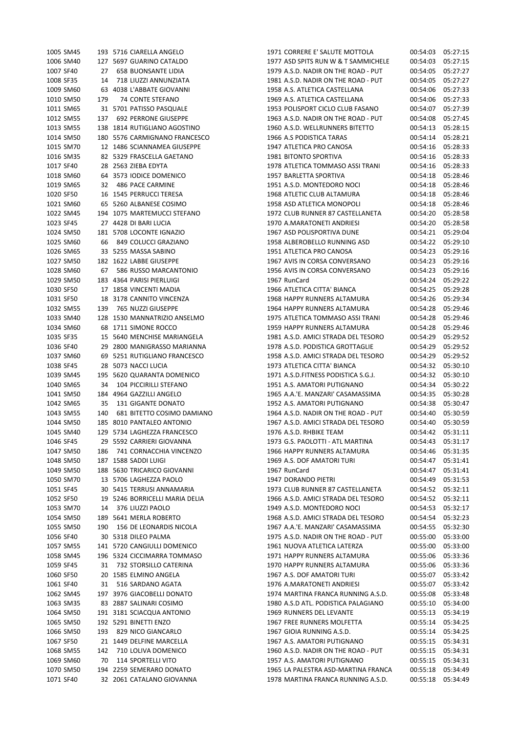| | | | | | | | | |
|---|---|---|---|---|---|---|---|---|
| 1005 | SM45 | 193 | 5716 | CIARELLA ANGELO | 1971 | CORRERE E' SALUTE MOTTOLA | 00:54:03 | 05:27:15 |
| 1006 | SM40 | 127 | 5697 | GUARINO CATALDO | 1977 | ASD SPITS RUN W & T SAMMICHELE | 00:54:03 | 05:27:15 |
| 1007 | SF40 | 27 | 658 | BUONSANTE LIDIA | 1979 | A.S.D. NADIR ON THE ROAD - PUT | 00:54:05 | 05:27:27 |
| 1008 | SF35 | 14 | 718 | LIUZZI ANNUNZIATA | 1981 | A.S.D. NADIR ON THE ROAD - PUT | 00:54:05 | 05:27:27 |
| 1009 | SM60 | 63 | 4038 | L'ABBATE GIOVANNI | 1958 | A.S. ATLETICA CASTELLANA | 00:54:06 | 05:27:33 |
| 1010 | SM50 | 179 | 74 | CONTE STEFANO | 1969 | A.S. ATLETICA CASTELLANA | 00:54:06 | 05:27:33 |
| 1011 | SM65 | 31 | 5701 | PATISSO PASQUALE | 1953 | POLISPORT CICLO CLUB FASANO | 00:54:07 | 05:27:39 |
| 1012 | SM55 | 137 | 692 | PERRONE GIUSEPPE | 1963 | A.S.D. NADIR ON THE ROAD - PUT | 00:54:08 | 05:27:45 |
| 1013 | SM55 | 138 | 1814 | RUTIGLIANO AGOSTINO | 1960 | A.S.D. WELLRUNNERS BITETTO | 00:54:13 | 05:28:15 |
| 1014 | SM50 | 180 | 5576 | CARMIGNANO FRANCESCO | 1966 | A.S PODISTICA TARAS | 00:54:14 | 05:28:21 |
| 1015 | SM70 | 12 | 1486 | SCIANNAMEA GIUSEPPE | 1947 | ATLETICA PRO CANOSA | 00:54:16 | 05:28:33 |
| 1016 | SM35 | 82 | 5329 | FRASCELLA GAETANO | 1981 | BITONTO SPORTIVA | 00:54:16 | 05:28:33 |
| 1017 | SF40 | 28 | 2563 | ZIEBA EDYTA | 1978 | ATLETICA TOMMASO ASSI TRANI | 00:54:16 | 05:28:33 |
| 1018 | SM60 | 64 | 3573 | IODICE DOMENICO | 1957 | BARLETTA SPORTIVA | 00:54:18 | 05:28:46 |
| 1019 | SM65 | 32 | 486 | PACE CARMINE | 1951 | A.S.D. MONTEDORO NOCI | 00:54:18 | 05:28:46 |
| 1020 | SF50 | 16 | 1545 | PERRUCCI TERESA | 1968 | ATLETIC CLUB ALTAMURA | 00:54:18 | 05:28:46 |
| 1021 | SM60 | 65 | 5260 | ALBANESE COSIMO | 1958 | ASD ATLETICA MONOPOLI | 00:54:18 | 05:28:46 |
| 1022 | SM45 | 194 | 1075 | MARTEMUCCI STEFANO | 1972 | CLUB RUNNER 87 CASTELLANETA | 00:54:20 | 05:28:58 |
| 1023 | SF45 | 27 | 4428 | DI BARI LUCIA | 1970 | A.MARATONETI ANDRIESI | 00:54:20 | 05:28:58 |
| 1024 | SM50 | 181 | 5708 | LOCONTE IGNAZIO | 1967 | ASD POLISPORTIVA DUNE | 00:54:21 | 05:29:04 |
| 1025 | SM60 | 66 | 849 | COLUCCI GRAZIANO | 1958 | ALBEROBELLO RUNNING ASD | 00:54:22 | 05:29:10 |
| 1026 | SM65 | 33 | 5255 | MASSA SABINO | 1951 | ATLETICA PRO CANOSA | 00:54:23 | 05:29:16 |
| 1027 | SM50 | 182 | 1622 | LABBE GIUSEPPE | 1967 | AVIS IN CORSA CONVERSANO | 00:54:23 | 05:29:16 |
| 1028 | SM60 | 67 | 586 | RUSSO MARCANTONIO | 1956 | AVIS IN CORSA CONVERSANO | 00:54:23 | 05:29:16 |
| 1029 | SM50 | 183 | 4364 | PARISI PIERLUIGI | 1967 | RunCard | 00:54:24 | 05:29:22 |
| 1030 | SF50 | 17 | 1858 | VINCENTI MADIA | 1966 | ATLETICA CITTA' BIANCA | 00:54:25 | 05:29:28 |
| 1031 | SF50 | 18 | 3178 | CANNITO VINCENZA | 1968 | HAPPY RUNNERS ALTAMURA | 00:54:26 | 05:29:34 |
| 1032 | SM55 | 139 | 765 | NUZZI GIUSEPPE | 1964 | HAPPY RUNNERS ALTAMURA | 00:54:28 | 05:29:46 |
| 1033 | SM40 | 128 | 1530 | MANNATRIZIO ANSELMO | 1975 | ATLETICA TOMMASO ASSI TRANI | 00:54:28 | 05:29:46 |
| 1034 | SM60 | 68 | 1711 | SIMONE ROCCO | 1959 | HAPPY RUNNERS ALTAMURA | 00:54:28 | 05:29:46 |
| 1035 | SF35 | 15 | 5640 | MENCHISE MARIANGELA | 1981 | A.S.D. AMICI STRADA DEL TESORO | 00:54:29 | 05:29:52 |
| 1036 | SF40 | 29 | 2800 | MANIGRASSO MARIANNA | 1978 | A.S.D. PODISTICA GROTTAGLIE | 00:54:29 | 05:29:52 |
| 1037 | SM60 | 69 | 5251 | RUTIGLIANO FRANCESCO | 1958 | A.S.D. AMICI STRADA DEL TESORO | 00:54:29 | 05:29:52 |
| 1038 | SF45 | 28 | 5073 | NACCI LUCIA | 1973 | ATLETICA CITTA' BIANCA | 00:54:32 | 05:30:10 |
| 1039 | SM45 | 195 | 5620 | QUARANTA DOMENICO | 1971 | A.S.D.FITNESS PODISTICA S.G.J. | 00:54:32 | 05:30:10 |
| 1040 | SM65 | 34 | 104 | PICCIRILLI STEFANO | 1951 | A.S. AMATORI PUTIGNANO | 00:54:34 | 05:30:22 |
| 1041 | SM50 | 184 | 4964 | GAZZILLI ANGELO | 1965 | A.A.'E. MANZARI' CASAMASSIMA | 00:54:35 | 05:30:28 |
| 1042 | SM65 | 35 | 131 | GIGANTE DONATO | 1952 | A.S. AMATORI PUTIGNANO | 00:54:38 | 05:30:47 |
| 1043 | SM55 | 140 | 681 | BITETTO COSIMO DAMIANO | 1964 | A.S.D. NADIR ON THE ROAD - PUT | 00:54:40 | 05:30:59 |
| 1044 | SM50 | 185 | 8010 | PANTALEO ANTONIO | 1967 | A.S.D. AMICI STRADA DEL TESORO | 00:54:40 | 05:30:59 |
| 1045 | SM40 | 129 | 5734 | LAGHEZZA FRANCESCO | 1976 | A.S.D. RHBIKE TEAM | 00:54:42 | 05:31:11 |
| 1046 | SF45 | 29 | 5592 | CARRIERI GIOVANNA | 1973 | G.S. PAOLOTTI - ATL MARTINA | 00:54:43 | 05:31:17 |
| 1047 | SM50 | 186 | 741 | CORNACCHIA VINCENZO | 1966 | HAPPY RUNNERS ALTAMURA | 00:54:46 | 05:31:35 |
| 1048 | SM50 | 187 | 1588 | SADDI LUIGI | 1969 | A.S. DOF AMATORI TURI | 00:54:47 | 05:31:41 |
| 1049 | SM50 | 188 | 5630 | TRICARICO GIOVANNI | 1967 | RunCard | 00:54:47 | 05:31:41 |
| 1050 | SM70 | 13 | 5706 | LAGHEZZA PAOLO | 1947 | DORANDO PIETRI | 00:54:49 | 05:31:53 |
| 1051 | SF45 | 30 | 5415 | TERRUSI ANNAMARIA | 1973 | CLUB RUNNER 87 CASTELLANETA | 00:54:52 | 05:32:11 |
| 1052 | SF50 | 19 | 5246 | BORRICELLI MARIA DELIA | 1966 | A.S.D. AMICI STRADA DEL TESORO | 00:54:52 | 05:32:11 |
| 1053 | SM70 | 14 | 376 | LIUZZI PAOLO | 1949 | A.S.D. MONTEDORO NOCI | 00:54:53 | 05:32:17 |
| 1054 | SM50 | 189 | 5641 | MERLA ROBERTO | 1968 | A.S.D. AMICI STRADA DEL TESORO | 00:54:54 | 05:32:23 |
| 1055 | SM50 | 190 | 156 | DE LEONARDIS NICOLA | 1967 | A.A.'E. MANZARI' CASAMASSIMA | 00:54:55 | 05:32:30 |
| 1056 | SF40 | 30 | 5318 | DILEO PALMA | 1975 | A.S.D. NADIR ON THE ROAD - PUT | 00:55:00 | 05:33:00 |
| 1057 | SM55 | 141 | 5720 | CANGIULLI DOMENICO | 1961 | NUOVA ATLETICA LATERZA | 00:55:00 | 05:33:00 |
| 1058 | SM45 | 196 | 5324 | CICCIMARRA TOMMASO | 1971 | HAPPY RUNNERS ALTAMURA | 00:55:06 | 05:33:36 |
| 1059 | SF45 | 31 | 732 | STORSILLO CATERINA | 1970 | HAPPY RUNNERS ALTAMURA | 00:55:06 | 05:33:36 |
| 1060 | SF50 | 20 | 1585 | ELMINO ANGELA | 1967 | A.S. DOF AMATORI TURI | 00:55:07 | 05:33:42 |
| 1061 | SF40 | 31 | 516 | SARDANO AGATA | 1976 | A.MARATONETI ANDRIESI | 00:55:07 | 05:33:42 |
| 1062 | SM45 | 197 | 3976 | GIACOBELLI DONATO | 1974 | MARTINA FRANCA RUNNING A.S.D. | 00:55:08 | 05:33:48 |
| 1063 | SM35 | 83 | 2887 | SALINARI COSIMO | 1980 | A.S.D ATL. PODISTICA PALAGIANO | 00:55:10 | 05:34:00 |
| 1064 | SM50 | 191 | 3181 | SCIACQUA ANTONIO | 1969 | RUNNERS DEL LEVANTE | 00:55:13 | 05:34:19 |
| 1065 | SM50 | 192 | 5291 | BINETTI ENZO | 1967 | FREE RUNNERS MOLFETTA | 00:55:14 | 05:34:25 |
| 1066 | SM50 | 193 | 829 | NICO GIANCARLO | 1967 | GIOIA RUNNING A.S.D. | 00:55:14 | 05:34:25 |
| 1067 | SF50 | 21 | 1449 | DELFINE MARCELLA | 1967 | A.S. AMATORI PUTIGNANO | 00:55:15 | 05:34:31 |
| 1068 | SM55 | 142 | 710 | LOLIVA DOMENICO | 1960 | A.S.D. NADIR ON THE ROAD - PUT | 00:55:15 | 05:34:31 |
| 1069 | SM60 | 70 | 114 | SPORTELLI VITO | 1957 | A.S. AMATORI PUTIGNANO | 00:55:15 | 05:34:31 |
| 1070 | SM50 | 194 | 2259 | SEMERARO DONATO | 1965 | LA PALESTRA ASD-MARTINA FRANCA | 00:55:18 | 05:34:49 |
| 1071 | SF40 | 32 | 2061 | CATALANO GIOVANNA | 1978 | MARTINA FRANCA RUNNING A.S.D. | 00:55:18 | 05:34:49 |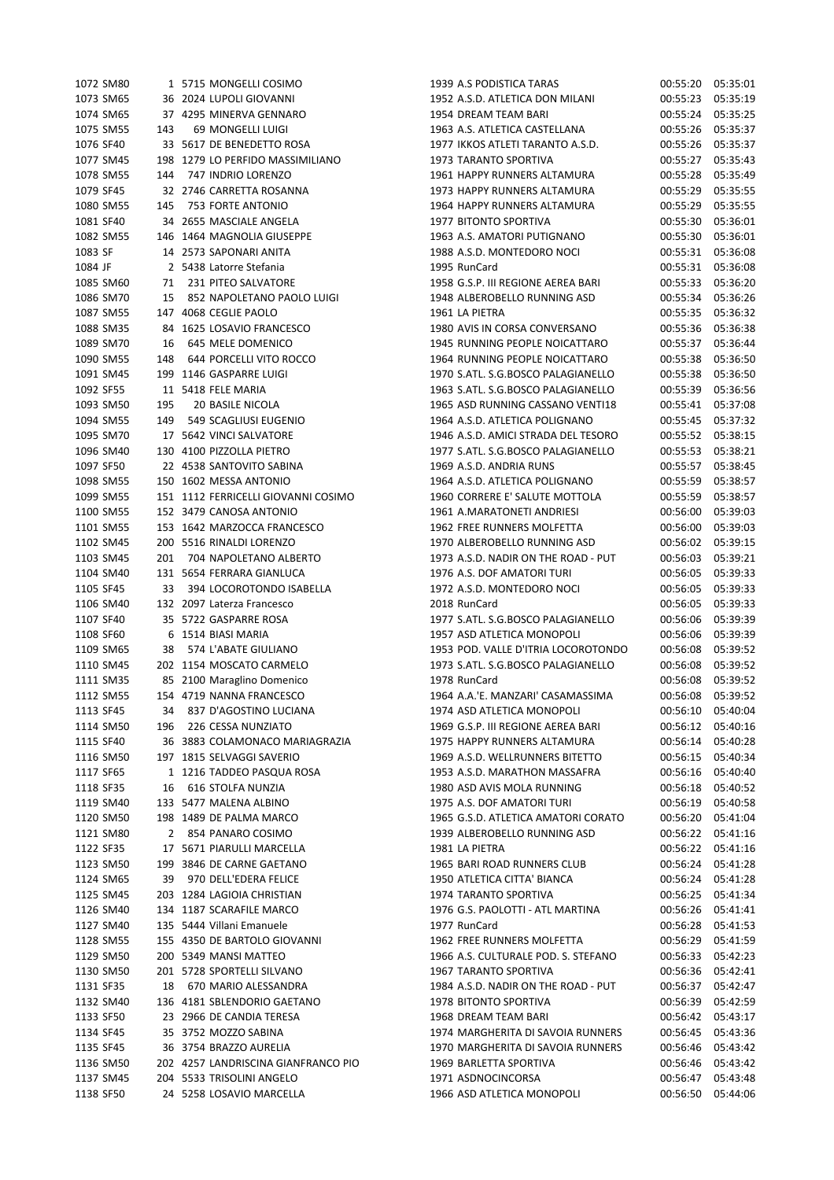| | | | | | | | | |
|---|---|---|---|---|---|---|---|---|
| 1072 | SM80 | 1 | 5715 | MONGELLI COSIMO | 1939 | A.S PODISTICA TARAS | 00:55:20 | 05:35:01 |
| 1073 | SM65 | 36 | 2024 | LUPOLI GIOVANNI | 1952 | A.S.D. ATLETICA DON MILANI | 00:55:23 | 05:35:19 |
| 1074 | SM65 | 37 | 4295 | MINERVA GENNARO | 1954 | DREAM TEAM BARI | 00:55:24 | 05:35:25 |
| 1075 | SM55 | 143 | 69 | MONGELLI LUIGI | 1963 | A.S. ATLETICA CASTELLANA | 00:55:26 | 05:35:37 |
| 1076 | SF40 | 33 | 5617 | DE BENEDETTO ROSA | 1977 | IKKOS ATLETI TARANTO A.S.D. | 00:55:26 | 05:35:37 |
| 1077 | SM45 | 198 | 1279 | LO PERFIDO MASSIMILIANO | 1973 | TARANTO SPORTIVA | 00:55:27 | 05:35:43 |
| 1078 | SM55 | 144 | 747 | INDRIO LORENZO | 1961 | HAPPY RUNNERS ALTAMURA | 00:55:28 | 05:35:49 |
| 1079 | SF45 | 32 | 2746 | CARRETTA ROSANNA | 1973 | HAPPY RUNNERS ALTAMURA | 00:55:29 | 05:35:55 |
| 1080 | SM55 | 145 | 753 | FORTE ANTONIO | 1964 | HAPPY RUNNERS ALTAMURA | 00:55:29 | 05:35:55 |
| 1081 | SF40 | 34 | 2655 | MASCIALE ANGELA | 1977 | BITONTO SPORTIVA | 00:55:30 | 05:36:01 |
| 1082 | SM55 | 146 | 1464 | MAGNOLIA GIUSEPPE | 1963 | A.S. AMATORI PUTIGNANO | 00:55:30 | 05:36:01 |
| 1083 | SF | 14 | 2573 | SAPONARI ANITA | 1988 | A.S.D. MONTEDORO NOCI | 00:55:31 | 05:36:08 |
| 1084 | JF | 2 | 5438 | Latorre Stefania | 1995 | RunCard | 00:55:31 | 05:36:08 |
| 1085 | SM60 | 71 | 231 | PITEO SALVATORE | 1958 | G.S.P. III REGIONE AEREA BARI | 00:55:33 | 05:36:20 |
| 1086 | SM70 | 15 | 852 | NAPOLETANO PAOLO LUIGI | 1948 | ALBEROBELLO RUNNING ASD | 00:55:34 | 05:36:26 |
| 1087 | SM55 | 147 | 4068 | CEGLIE PAOLO | 1961 | LA PIETRA | 00:55:35 | 05:36:32 |
| 1088 | SM35 | 84 | 1625 | LOSAVIO FRANCESCO | 1980 | AVIS IN CORSA CONVERSANO | 00:55:36 | 05:36:38 |
| 1089 | SM70 | 16 | 645 | MELE DOMENICO | 1945 | RUNNING PEOPLE NOICATTARO | 00:55:37 | 05:36:44 |
| 1090 | SM55 | 148 | 644 | PORCELLI VITO ROCCO | 1964 | RUNNING PEOPLE NOICATTARO | 00:55:38 | 05:36:50 |
| 1091 | SM45 | 199 | 1146 | GASPARRE LUIGI | 1970 | S.ATL. S.G.BOSCO PALAGIANELLO | 00:55:38 | 05:36:50 |
| 1092 | SF55 | 11 | 5418 | FELE MARIA | 1963 | S.ATL. S.G.BOSCO PALAGIANELLO | 00:55:39 | 05:36:56 |
| 1093 | SM50 | 195 | 20 | BASILE NICOLA | 1965 | ASD RUNNING CASSANO VENTI18 | 00:55:41 | 05:37:08 |
| 1094 | SM55 | 149 | 549 | SCAGLIUSI EUGENIO | 1964 | A.S.D. ATLETICA POLIGNANO | 00:55:45 | 05:37:32 |
| 1095 | SM70 | 17 | 5642 | VINCI SALVATORE | 1946 | A.S.D. AMICI STRADA DEL TESORO | 00:55:52 | 05:38:15 |
| 1096 | SM40 | 130 | 4100 | PIZZOLLA PIETRO | 1977 | S.ATL. S.G.BOSCO PALAGIANELLO | 00:55:53 | 05:38:21 |
| 1097 | SF50 | 22 | 4538 | SANTOVITO SABINA | 1969 | A.S.D. ANDRIA RUNS | 00:55:57 | 05:38:45 |
| 1098 | SM55 | 150 | 1602 | MESSA ANTONIO | 1964 | A.S.D. ATLETICA POLIGNANO | 00:55:59 | 05:38:57 |
| 1099 | SM55 | 151 | 1112 | FERRICELLI GIOVANNI COSIMO | 1960 | CORRERE E' SALUTE MOTTOLA | 00:55:59 | 05:38:57 |
| 1100 | SM55 | 152 | 3479 | CANOSA ANTONIO | 1961 | A.MARATONETI ANDRIESI | 00:56:00 | 05:39:03 |
| 1101 | SM55 | 153 | 1642 | MARZOCCA FRANCESCO | 1962 | FREE RUNNERS MOLFETTA | 00:56:00 | 05:39:03 |
| 1102 | SM45 | 200 | 5516 | RINALDI LORENZO | 1970 | ALBEROBELLO RUNNING ASD | 00:56:02 | 05:39:15 |
| 1103 | SM45 | 201 | 704 | NAPOLETANO ALBERTO | 1973 | A.S.D. NADIR ON THE ROAD - PUT | 00:56:03 | 05:39:21 |
| 1104 | SM40 | 131 | 5654 | FERRARA GIANLUCA | 1976 | A.S. DOF AMATORI TURI | 00:56:05 | 05:39:33 |
| 1105 | SF45 | 33 | 394 | LOCOROTONDO ISABELLA | 1972 | A.S.D. MONTEDORO NOCI | 00:56:05 | 05:39:33 |
| 1106 | SM40 | 132 | 2097 | Laterza Francesco | 2018 | RunCard | 00:56:05 | 05:39:33 |
| 1107 | SF40 | 35 | 5722 | GASPARRE ROSA | 1977 | S.ATL. S.G.BOSCO PALAGIANELLO | 00:56:06 | 05:39:39 |
| 1108 | SF60 | 6 | 1514 | BIASI MARIA | 1957 | ASD ATLETICA MONOPOLI | 00:56:06 | 05:39:39 |
| 1109 | SM65 | 38 | 574 | L'ABATE GIULIANO | 1953 | POD. VALLE D'ITRIA LOCOROTONDO | 00:56:08 | 05:39:52 |
| 1110 | SM45 | 202 | 1154 | MOSCATO CARMELO | 1973 | S.ATL. S.G.BOSCO PALAGIANELLO | 00:56:08 | 05:39:52 |
| 1111 | SM35 | 85 | 2100 | Maraglino Domenico | 1978 | RunCard | 00:56:08 | 05:39:52 |
| 1112 | SM55 | 154 | 4719 | NANNA FRANCESCO | 1964 | A.A.'E. MANZARI' CASAMASSIMA | 00:56:08 | 05:39:52 |
| 1113 | SF45 | 34 | 837 | D'AGOSTINO LUCIANA | 1974 | ASD ATLETICA MONOPOLI | 00:56:10 | 05:40:04 |
| 1114 | SM50 | 196 | 226 | CESSA NUNZIATO | 1969 | G.S.P. III REGIONE AEREA BARI | 00:56:12 | 05:40:16 |
| 1115 | SF40 | 36 | 3883 | COLAMONACO MARIAGRAZIA | 1975 | HAPPY RUNNERS ALTAMURA | 00:56:14 | 05:40:28 |
| 1116 | SM50 | 197 | 1815 | SELVAGGI SAVERIO | 1969 | A.S.D. WELLRUNNERS BITETTO | 00:56:15 | 05:40:34 |
| 1117 | SF65 | 1 | 1216 | TADDEO PASQUA ROSA | 1953 | A.S.D. MARATHON MASSAFRA | 00:56:16 | 05:40:40 |
| 1118 | SF35 | 16 | 616 | STOLFA NUNZIA | 1980 | ASD AVIS MOLA RUNNING | 00:56:18 | 05:40:52 |
| 1119 | SM40 | 133 | 5477 | MALENA ALBINO | 1975 | A.S. DOF AMATORI TURI | 00:56:19 | 05:40:58 |
| 1120 | SM50 | 198 | 1489 | DE PALMA MARCO | 1965 | G.S.D. ATLETICA AMATORI CORATO | 00:56:20 | 05:41:04 |
| 1121 | SM80 | 2 | 854 | PANARO COSIMO | 1939 | ALBEROBELLO RUNNING ASD | 00:56:22 | 05:41:16 |
| 1122 | SF35 | 17 | 5671 | PIARULLI MARCELLA | 1981 | LA PIETRA | 00:56:22 | 05:41:16 |
| 1123 | SM50 | 199 | 3846 | DE CARNE GAETANO | 1965 | BARI ROAD RUNNERS CLUB | 00:56:24 | 05:41:28 |
| 1124 | SM65 | 39 | 970 | DELL'EDERA FELICE | 1950 | ATLETICA CITTA' BIANCA | 00:56:24 | 05:41:28 |
| 1125 | SM45 | 203 | 1284 | LAGIOIA CHRISTIAN | 1974 | TARANTO SPORTIVA | 00:56:25 | 05:41:34 |
| 1126 | SM40 | 134 | 1187 | SCARAFILE MARCO | 1976 | G.S. PAOLOTTI - ATL MARTINA | 00:56:26 | 05:41:41 |
| 1127 | SM40 | 135 | 5444 | Villani Emanuele | 1977 | RunCard | 00:56:28 | 05:41:53 |
| 1128 | SM55 | 155 | 4350 | DE BARTOLO GIOVANNI | 1962 | FREE RUNNERS MOLFETTA | 00:56:29 | 05:41:59 |
| 1129 | SM50 | 200 | 5349 | MANSI MATTEO | 1966 | A.S. CULTURALE POD. S. STEFANO | 00:56:33 | 05:42:23 |
| 1130 | SM50 | 201 | 5728 | SPORTELLI SILVANO | 1967 | TARANTO SPORTIVA | 00:56:36 | 05:42:41 |
| 1131 | SF35 | 18 | 670 | MARIO ALESSANDRA | 1984 | A.S.D. NADIR ON THE ROAD - PUT | 00:56:37 | 05:42:47 |
| 1132 | SM40 | 136 | 4181 | SBLENDORIO GAETANO | 1978 | BITONTO SPORTIVA | 00:56:39 | 05:42:59 |
| 1133 | SF50 | 23 | 2966 | DE CANDIA TERESA | 1968 | DREAM TEAM BARI | 00:56:42 | 05:43:17 |
| 1134 | SF45 | 35 | 3752 | MOZZO SABINA | 1974 | MARGHERITA DI SAVOIA RUNNERS | 00:56:45 | 05:43:36 |
| 1135 | SF45 | 36 | 3754 | BRAZZO AURELIA | 1970 | MARGHERITA DI SAVOIA RUNNERS | 00:56:46 | 05:43:42 |
| 1136 | SM50 | 202 | 4257 | LANDRISCINA GIANFRANCO PIO | 1969 | BARLETTA SPORTIVA | 00:56:46 | 05:43:42 |
| 1137 | SM45 | 204 | 5533 | TRISOLINI ANGELO | 1971 | ASDNOCINCORSA | 00:56:47 | 05:43:48 |
| 1138 | SF50 | 24 | 5258 | LOSAVIO MARCELLA | 1966 | ASD ATLETICA MONOPOLI | 00:56:50 | 05:44:06 |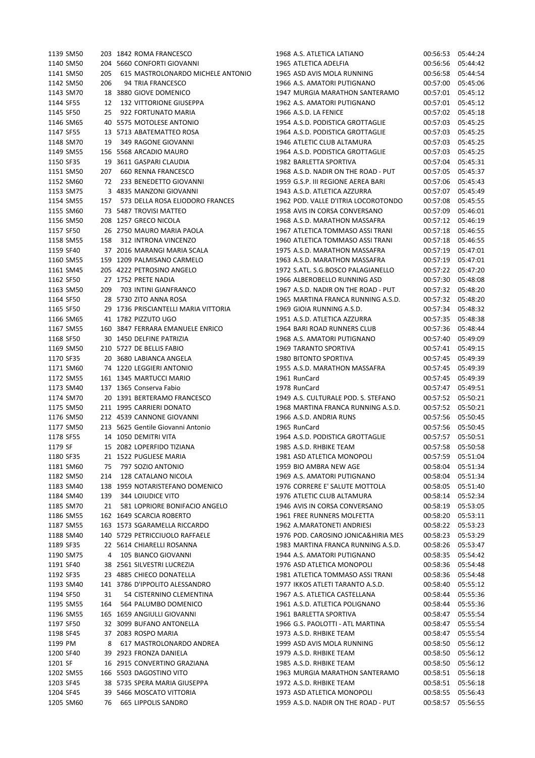| | | | | | | | | | |
|---|---|---|---|---|---|---|---|---|---|
| 1139 | SM50 | 203 | 1842 | ROMA FRANCESCO | 1968 | A.S. ATLETICA LATIANO | 00:56:53 | 05:44:24 |
| 1140 | SM50 | 204 | 5660 | CONFORTI GIOVANNI | 1965 | ATLETICA ADELFIA | 00:56:56 | 05:44:42 |
| 1141 | SM50 | 205 | 615 | MASTROLONARDO MICHELE ANTONIO | 1965 | ASD AVIS MOLA RUNNING | 00:56:58 | 05:44:54 |
| 1142 | SM50 | 206 | 94 | TRIA FRANCESCO | 1966 | A.S. AMATORI PUTIGNANO | 00:57:00 | 05:45:06 |
| 1143 | SM70 | 18 | 3880 | GIOVE DOMENICO | 1947 | MURGIA MARATHON SANTERAMO | 00:57:01 | 05:45:12 |
| 1144 | SF55 | 12 | 132 | VITTORIONE GIUSEPPA | 1962 | A.S. AMATORI PUTIGNANO | 00:57:01 | 05:45:12 |
| 1145 | SF50 | 25 | 922 | FORTUNATO MARIA | 1966 | A.S.D. LA FENICE | 00:57:02 | 05:45:18 |
| 1146 | SM65 | 40 | 5575 | MOTOLESE ANTONIO | 1954 | A.S.D. PODISTICA GROTTAGLIE | 00:57:03 | 05:45:25 |
| 1147 | SF55 | 13 | 5713 | ABATEMATTEO ROSA | 1964 | A.S.D. PODISTICA GROTTAGLIE | 00:57:03 | 05:45:25 |
| 1148 | SM70 | 19 | 349 | RAGONE GIOVANNI | 1946 | ATLETIC CLUB ALTAMURA | 00:57:03 | 05:45:25 |
| 1149 | SM55 | 156 | 5568 | ARCADIO MAURO | 1964 | A.S.D. PODISTICA GROTTAGLIE | 00:57:03 | 05:45:25 |
| 1150 | SF35 | 19 | 3611 | GASPARI CLAUDIA | 1982 | BARLETTA SPORTIVA | 00:57:04 | 05:45:31 |
| 1151 | SM50 | 207 | 660 | RENNA FRANCESCO | 1968 | A.S.D. NADIR ON THE ROAD - PUT | 00:57:05 | 05:45:37 |
| 1152 | SM60 | 72 | 233 | BENEDETTO GIOVANNI | 1959 | G.S.P. III REGIONE AEREA BARI | 00:57:06 | 05:45:43 |
| 1153 | SM75 | 3 | 4835 | MANZONI GIOVANNI | 1943 | A.S.D. ATLETICA AZZURRA | 00:57:07 | 05:45:49 |
| 1154 | SM55 | 157 | 573 | DELLA ROSA ELIODORO FRANCES | 1962 | POD. VALLE D'ITRIA LOCOROTONDO | 00:57:08 | 05:45:55 |
| 1155 | SM60 | 73 | 5487 | TROVISI MATTEO | 1958 | AVIS IN CORSA CONVERSANO | 00:57:09 | 05:46:01 |
| 1156 | SM50 | 208 | 1257 | GRECO NICOLA | 1968 | A.S.D. MARATHON MASSAFRA | 00:57:12 | 05:46:19 |
| 1157 | SF50 | 26 | 2750 | MAURO MARIA PAOLA | 1967 | ATLETICA TOMMASO ASSI TRANI | 00:57:18 | 05:46:55 |
| 1158 | SM55 | 158 | 312 | INTRONA VINCENZO | 1960 | ATLETICA TOMMASO ASSI TRANI | 00:57:18 | 05:46:55 |
| 1159 | SF40 | 37 | 2016 | MARANGI MARIA SCALA | 1975 | A.S.D. MARATHON MASSAFRA | 00:57:19 | 05:47:01 |
| 1160 | SM55 | 159 | 1209 | PALMISANO CARMELO | 1963 | A.S.D. MARATHON MASSAFRA | 00:57:19 | 05:47:01 |
| 1161 | SM45 | 205 | 4222 | PETROSINO ANGELO | 1972 | S.ATL. S.G.BOSCO PALAGIANELLO | 00:57:22 | 05:47:20 |
| 1162 | SF50 | 27 | 1752 | PRETE NADIA | 1966 | ALBEROBELLO RUNNING ASD | 00:57:30 | 05:48:08 |
| 1163 | SM50 | 209 | 703 | INTINI GIANFRANCO | 1967 | A.S.D. NADIR ON THE ROAD - PUT | 00:57:32 | 05:48:20 |
| 1164 | SF50 | 28 | 5730 | ZITO ANNA ROSA | 1965 | MARTINA FRANCA RUNNING A.S.D. | 00:57:32 | 05:48:20 |
| 1165 | SF50 | 29 | 1736 | PRISCIANTELLI MARIA VITTORIA | 1969 | GIOIA RUNNING A.S.D. | 00:57:34 | 05:48:32 |
| 1166 | SM65 | 41 | 1782 | PIZZUTO UGO | 1951 | A.S.D. ATLETICA AZZURRA | 00:57:35 | 05:48:38 |
| 1167 | SM55 | 160 | 3847 | FERRARA EMANUELE ENRICO | 1964 | BARI ROAD RUNNERS CLUB | 00:57:36 | 05:48:44 |
| 1168 | SF50 | 30 | 1450 | DELFINE PATRIZIA | 1968 | A.S. AMATORI PUTIGNANO | 00:57:40 | 05:49:09 |
| 1169 | SM50 | 210 | 5727 | DE BELLIS FABIO | 1969 | TARANTO SPORTIVA | 00:57:41 | 05:49:15 |
| 1170 | SF35 | 20 | 3680 | LABIANCA ANGELA | 1980 | BITONTO SPORTIVA | 00:57:45 | 05:49:39 |
| 1171 | SM60 | 74 | 1220 | LEGGIERI ANTONIO | 1955 | A.S.D. MARATHON MASSAFRA | 00:57:45 | 05:49:39 |
| 1172 | SM55 | 161 | 1345 | MARTUCCI MARIO | 1961 | RunCard | 00:57:45 | 05:49:39 |
| 1173 | SM40 | 137 | 1365 | Conserva Fabio | 1978 | RunCard | 00:57:47 | 05:49:51 |
| 1174 | SM70 | 20 | 1391 | BERTERAMO FRANCESCO | 1949 | A.S. CULTURALE POD. S. STEFANO | 00:57:52 | 05:50:21 |
| 1175 | SM50 | 211 | 1995 | CARRIERI DONATO | 1968 | MARTINA FRANCA RUNNING A.S.D. | 00:57:52 | 05:50:21 |
| 1176 | SM50 | 212 | 4539 | CANNONE GIOVANNI | 1966 | A.S.D. ANDRIA RUNS | 00:57:56 | 05:50:45 |
| 1177 | SM50 | 213 | 5625 | Gentile Giovanni Antonio | 1965 | RunCard | 00:57:56 | 05:50:45 |
| 1178 | SF55 | 14 | 1050 | DEMITRI VITA | 1964 | A.S.D. PODISTICA GROTTAGLIE | 00:57:57 | 05:50:51 |
| 1179 | SF | 15 | 2082 | LOPERFIDO TIZIANA | 1985 | A.S.D. RHBIKE TEAM | 00:57:58 | 05:50:58 |
| 1180 | SF35 | 21 | 1522 | PUGLIESE MARIA | 1981 | ASD ATLETICA MONOPOLI | 00:57:59 | 05:51:04 |
| 1181 | SM60 | 75 | 797 | SOZIO ANTONIO | 1959 | BIO AMBRA NEW AGE | 00:58:04 | 05:51:34 |
| 1182 | SM50 | 214 | 128 | CATALANO NICOLA | 1969 | A.S. AMATORI PUTIGNANO | 00:58:04 | 05:51:34 |
| 1183 | SM40 | 138 | 1959 | NOTARISTEFANO DOMENICO | 1976 | CORRERE E' SALUTE MOTTOLA | 00:58:05 | 05:51:40 |
| 1184 | SM40 | 139 | 344 | LOIUDICE VITO | 1976 | ATLETIC CLUB ALTAMURA | 00:58:14 | 05:52:34 |
| 1185 | SM70 | 21 | 581 | LOPRIORE BONIFACIO ANGELO | 1946 | AVIS IN CORSA CONVERSANO | 00:58:19 | 05:53:05 |
| 1186 | SM55 | 162 | 1649 | SCARCIA ROBERTO | 1961 | FREE RUNNERS MOLFETTA | 00:58:20 | 05:53:11 |
| 1187 | SM55 | 163 | 1573 | SGARAMELLA RICCARDO | 1962 | A.MARATONETI ANDRIESI | 00:58:22 | 05:53:23 |
| 1188 | SM40 | 140 | 5729 | PETRICCIUOLO RAFFAELE | 1976 | POD. CAROSINO JONICA&HIRIA MES | 00:58:23 | 05:53:29 |
| 1189 | SF35 | 22 | 5614 | CHIARELLI ROSANNA | 1983 | MARTINA FRANCA RUNNING A.S.D. | 00:58:26 | 05:53:47 |
| 1190 | SM75 | 4 | 105 | BIANCO GIOVANNI | 1944 | A.S. AMATORI PUTIGNANO | 00:58:35 | 05:54:42 |
| 1191 | SF40 | 38 | 2561 | SILVESTRI LUCREZIA | 1976 | ASD ATLETICA MONOPOLI | 00:58:36 | 05:54:48 |
| 1192 | SF35 | 23 | 4885 | CHIECO DONATELLA | 1981 | ATLETICA TOMMASO ASSI TRANI | 00:58:36 | 05:54:48 |
| 1193 | SM40 | 141 | 3786 | D'IPPOLITO ALESSANDRO | 1977 | IKKOS ATLETI TARANTO A.S.D. | 00:58:40 | 05:55:12 |
| 1194 | SF50 | 31 | 54 | CISTERNINO CLEMENTINA | 1967 | A.S. ATLETICA CASTELLANA | 00:58:44 | 05:55:36 |
| 1195 | SM55 | 164 | 564 | PALUMBO DOMENICO | 1961 | A.S.D. ATLETICA POLIGNANO | 00:58:44 | 05:55:36 |
| 1196 | SM55 | 165 | 1659 | ANGIULLI GIOVANNI | 1961 | BARLETTA SPORTIVA | 00:58:47 | 05:55:54 |
| 1197 | SF50 | 32 | 3099 | BUFANO ANTONELLA | 1966 | G.S. PAOLOTTI - ATL MARTINA | 00:58:47 | 05:55:54 |
| 1198 | SF45 | 37 | 2083 | ROSPO MARIA | 1973 | A.S.D. RHBIKE TEAM | 00:58:47 | 05:55:54 |
| 1199 | PM | 8 | 617 | MASTROLONARDO ANDREA | 1999 | ASD AVIS MOLA RUNNING | 00:58:50 | 05:56:12 |
| 1200 | SF40 | 39 | 2923 | FRONZA DANIELA | 1979 | A.S.D. RHBIKE TEAM | 00:58:50 | 05:56:12 |
| 1201 | SF | 16 | 2915 | CONVERTINO GRAZIANA | 1985 | A.S.D. RHBIKE TEAM | 00:58:50 | 05:56:12 |
| 1202 | SM55 | 166 | 5503 | DAGOSTINO VITO | 1963 | MURGIA MARATHON SANTERAMO | 00:58:51 | 05:56:18 |
| 1203 | SF45 | 38 | 5735 | SPERA MARIA GIUSEPPA | 1972 | A.S.D. RHBIKE TEAM | 00:58:51 | 05:56:18 |
| 1204 | SF45 | 39 | 5466 | MOSCATO VITTORIA | 1973 | ASD ATLETICA MONOPOLI | 00:58:55 | 05:56:43 |
| 1205 | SM60 | 76 | 665 | LIPPOLIS SANDRO | 1959 | A.S.D. NADIR ON THE ROAD - PUT | 00:58:57 | 05:56:55 |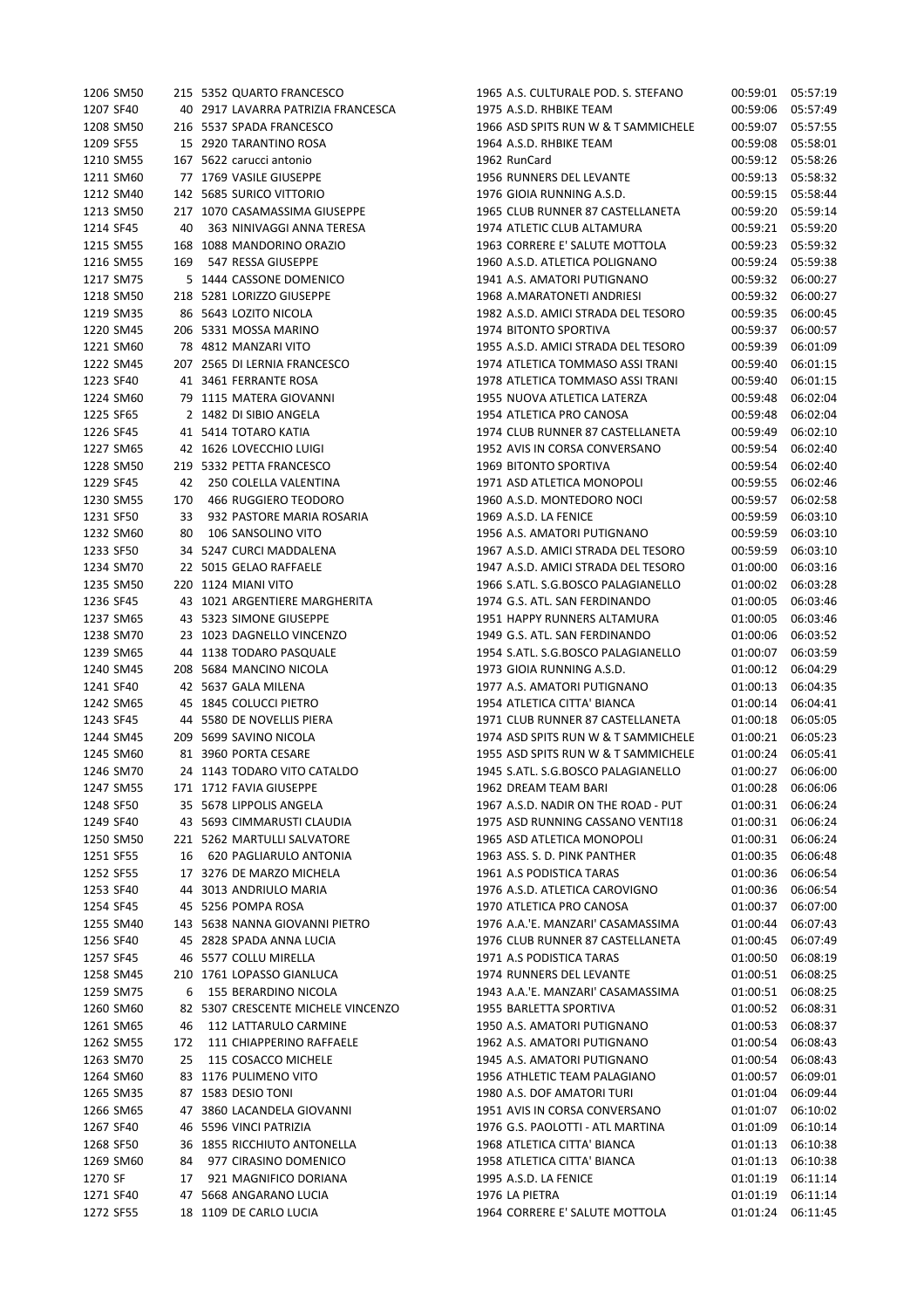| | | | | | | | | |
|---|---|---|---|---|---|---|---|---|
| 1206 | SM50 | 215 | 5352 | QUARTO FRANCESCO | 1965 | A.S. CULTURALE POD. S. STEFANO | 00:59:01 | 05:57:19 |
| 1207 | SF40 | 40 | 2917 | LAVARRA PATRIZIA FRANCESCA | 1975 | A.S.D. RHBIKE TEAM | 00:59:06 | 05:57:49 |
| 1208 | SM50 | 216 | 5537 | SPADA FRANCESCO | 1966 | ASD SPITS RUN W & T SAMMICHELE | 00:59:07 | 05:57:55 |
| 1209 | SF55 | 15 | 2920 | TARANTINO ROSA | 1964 | A.S.D. RHBIKE TEAM | 00:59:08 | 05:58:01 |
| 1210 | SM55 | 167 | 5622 | carucci antonio | 1962 | RunCard | 00:59:12 | 05:58:26 |
| 1211 | SM60 | 77 | 1769 | VASILE GIUSEPPE | 1956 | RUNNERS DEL LEVANTE | 00:59:13 | 05:58:32 |
| 1212 | SM40 | 142 | 5685 | SURICO VITTORIO | 1976 | GIOIA RUNNING A.S.D. | 00:59:15 | 05:58:44 |
| 1213 | SM50 | 217 | 1070 | CASAMASSIMA GIUSEPPE | 1965 | CLUB RUNNER 87 CASTELLANETA | 00:59:20 | 05:59:14 |
| 1214 | SF45 | 40 | 363 | NINIVAGGI ANNA TERESA | 1974 | ATLETIC CLUB ALTAMURA | 00:59:21 | 05:59:20 |
| 1215 | SM55 | 168 | 1088 | MANDORINO ORAZIO | 1963 | CORRERE E' SALUTE MOTTOLA | 00:59:23 | 05:59:32 |
| 1216 | SM55 | 169 | 547 | RESSA GIUSEPPE | 1960 | A.S.D. ATLETICA POLIGNANO | 00:59:24 | 05:59:38 |
| 1217 | SM75 | 5 | 1444 | CASSONE DOMENICO | 1941 | A.S. AMATORI PUTIGNANO | 00:59:32 | 06:00:27 |
| 1218 | SM50 | 218 | 5281 | LORIZZO GIUSEPPE | 1968 | A.MARATONETI ANDRIESI | 00:59:32 | 06:00:27 |
| 1219 | SM35 | 86 | 5643 | LOZITO NICOLA | 1982 | A.S.D. AMICI STRADA DEL TESORO | 00:59:35 | 06:00:45 |
| 1220 | SM45 | 206 | 5331 | MOSSA MARINO | 1974 | BITONTO SPORTIVA | 00:59:37 | 06:00:57 |
| 1221 | SM60 | 78 | 4812 | MANZARI VITO | 1955 | A.S.D. AMICI STRADA DEL TESORO | 00:59:39 | 06:01:09 |
| 1222 | SM45 | 207 | 2565 | DI LERNIA FRANCESCO | 1974 | ATLETICA TOMMASO ASSI TRANI | 00:59:40 | 06:01:15 |
| 1223 | SF40 | 41 | 3461 | FERRANTE ROSA | 1978 | ATLETICA TOMMASO ASSI TRANI | 00:59:40 | 06:01:15 |
| 1224 | SM60 | 79 | 1115 | MATERA GIOVANNI | 1955 | NUOVA ATLETICA LATERZA | 00:59:48 | 06:02:04 |
| 1225 | SF65 | 2 | 1482 | DI SIBIO ANGELA | 1954 | ATLETICA PRO CANOSA | 00:59:48 | 06:02:04 |
| 1226 | SF45 | 41 | 5414 | TOTARO KATIA | 1974 | CLUB RUNNER 87 CASTELLANETA | 00:59:49 | 06:02:10 |
| 1227 | SM65 | 42 | 1626 | LOVECCHIO LUIGI | 1952 | AVIS IN CORSA CONVERSANO | 00:59:54 | 06:02:40 |
| 1228 | SM50 | 219 | 5332 | PETTA FRANCESCO | 1969 | BITONTO SPORTIVA | 00:59:54 | 06:02:40 |
| 1229 | SF45 | 42 | 250 | COLELLA VALENTINA | 1971 | ASD ATLETICA MONOPOLI | 00:59:55 | 06:02:46 |
| 1230 | SM55 | 170 | 466 | RUGGIERO TEODORO | 1960 | A.S.D. MONTEDORO NOCI | 00:59:57 | 06:02:58 |
| 1231 | SF50 | 33 | 932 | PASTORE MARIA ROSARIA | 1969 | A.S.D. LA FENICE | 00:59:59 | 06:03:10 |
| 1232 | SM60 | 80 | 106 | SANSOLINO VITO | 1956 | A.S. AMATORI PUTIGNANO | 00:59:59 | 06:03:10 |
| 1233 | SF50 | 34 | 5247 | CURCI MADDALENA | 1967 | A.S.D. AMICI STRADA DEL TESORO | 00:59:59 | 06:03:10 |
| 1234 | SM70 | 22 | 5015 | GELAO RAFFAELE | 1947 | A.S.D. AMICI STRADA DEL TESORO | 01:00:00 | 06:03:16 |
| 1235 | SM50 | 220 | 1124 | MIANI VITO | 1966 | S.ATL. S.G.BOSCO PALAGIANELLO | 01:00:02 | 06:03:28 |
| 1236 | SF45 | 43 | 1021 | ARGENTIERE MARGHERITA | 1974 | G.S. ATL. SAN FERDINANDO | 01:00:05 | 06:03:46 |
| 1237 | SM65 | 43 | 5323 | SIMONE GIUSEPPE | 1951 | HAPPY RUNNERS ALTAMURA | 01:00:05 | 06:03:46 |
| 1238 | SM70 | 23 | 1023 | DAGNELLO VINCENZO | 1949 | G.S. ATL. SAN FERDINANDO | 01:00:06 | 06:03:52 |
| 1239 | SM65 | 44 | 1138 | TODARO PASQUALE | 1954 | S.ATL. S.G.BOSCO PALAGIANELLO | 01:00:07 | 06:03:59 |
| 1240 | SM45 | 208 | 5684 | MANCINO NICOLA | 1973 | GIOIA RUNNING A.S.D. | 01:00:12 | 06:04:29 |
| 1241 | SF40 | 42 | 5637 | GALA MILENA | 1977 | A.S. AMATORI PUTIGNANO | 01:00:13 | 06:04:35 |
| 1242 | SM65 | 45 | 1845 | COLUCCI PIETRO | 1954 | ATLETICA CITTA' BIANCA | 01:00:14 | 06:04:41 |
| 1243 | SF45 | 44 | 5580 | DE NOVELLIS PIERA | 1971 | CLUB RUNNER 87 CASTELLANETA | 01:00:18 | 06:05:05 |
| 1244 | SM45 | 209 | 5699 | SAVINO NICOLA | 1974 | ASD SPITS RUN W & T SAMMICHELE | 01:00:21 | 06:05:23 |
| 1245 | SM60 | 81 | 3960 | PORTA CESARE | 1955 | ASD SPITS RUN W & T SAMMICHELE | 01:00:24 | 06:05:41 |
| 1246 | SM70 | 24 | 1143 | TODARO VITO CATALDO | 1945 | S.ATL. S.G.BOSCO PALAGIANELLO | 01:00:27 | 06:06:00 |
| 1247 | SM55 | 171 | 1712 | FAVIA GIUSEPPE | 1962 | DREAM TEAM BARI | 01:00:28 | 06:06:06 |
| 1248 | SF50 | 35 | 5678 | LIPPOLIS ANGELA | 1967 | A.S.D. NADIR ON THE ROAD - PUT | 01:00:31 | 06:06:24 |
| 1249 | SF40 | 43 | 5693 | CIMMARUSTI CLAUDIA | 1975 | ASD RUNNING CASSANO VENTI18 | 01:00:31 | 06:06:24 |
| 1250 | SM50 | 221 | 5262 | MARTULLI SALVATORE | 1965 | ASD ATLETICA MONOPOLI | 01:00:31 | 06:06:24 |
| 1251 | SF55 | 16 | 620 | PAGLIARULO ANTONIA | 1963 | ASS. S. D. PINK PANTHER | 01:00:35 | 06:06:48 |
| 1252 | SF55 | 17 | 3276 | DE MARZO MICHELA | 1961 | A.S PODISTICA TARAS | 01:00:36 | 06:06:54 |
| 1253 | SF40 | 44 | 3013 | ANDRIULO MARIA | 1976 | A.S.D. ATLETICA CAROVIGNO | 01:00:36 | 06:06:54 |
| 1254 | SF45 | 45 | 5256 | POMPA ROSA | 1970 | ATLETICA PRO CANOSA | 01:00:37 | 06:07:00 |
| 1255 | SM40 | 143 | 5638 | NANNA GIOVANNI PIETRO | 1976 | A.A.'E. MANZARI' CASAMASSIMA | 01:00:44 | 06:07:43 |
| 1256 | SF40 | 45 | 2828 | SPADA ANNA LUCIA | 1976 | CLUB RUNNER 87 CASTELLANETA | 01:00:45 | 06:07:49 |
| 1257 | SF45 | 46 | 5577 | COLLU MIRELLA | 1971 | A.S PODISTICA TARAS | 01:00:50 | 06:08:19 |
| 1258 | SM45 | 210 | 1761 | LOPASSO GIANLUCA | 1974 | RUNNERS DEL LEVANTE | 01:00:51 | 06:08:25 |
| 1259 | SM75 | 6 | 155 | BERARDINO NICOLA | 1943 | A.A.'E. MANZARI' CASAMASSIMA | 01:00:51 | 06:08:25 |
| 1260 | SM60 | 82 | 5307 | CRESCENTE MICHELE VINCENZO | 1955 | BARLETTA SPORTIVA | 01:00:52 | 06:08:31 |
| 1261 | SM65 | 46 | 112 | LATTARULO CARMINE | 1950 | A.S. AMATORI PUTIGNANO | 01:00:53 | 06:08:37 |
| 1262 | SM55 | 172 | 111 | CHIAPPERINO RAFFAELE | 1962 | A.S. AMATORI PUTIGNANO | 01:00:54 | 06:08:43 |
| 1263 | SM70 | 25 | 115 | COSACCO MICHELE | 1945 | A.S. AMATORI PUTIGNANO | 01:00:54 | 06:08:43 |
| 1264 | SM60 | 83 | 1176 | PULIMENO VITO | 1956 | ATHLETIC TEAM PALAGIANO | 01:00:57 | 06:09:01 |
| 1265 | SM35 | 87 | 1583 | DESIO TONI | 1980 | A.S. DOF AMATORI TURI | 01:01:04 | 06:09:44 |
| 1266 | SM65 | 47 | 3860 | LACANDELA GIOVANNI | 1951 | AVIS IN CORSA CONVERSANO | 01:01:07 | 06:10:02 |
| 1267 | SF40 | 46 | 5596 | VINCI PATRIZIA | 1976 | G.S. PAOLOTTI - ATL MARTINA | 01:01:09 | 06:10:14 |
| 1268 | SF50 | 36 | 1855 | RICCHIUTO ANTONELLA | 1968 | ATLETICA CITTA' BIANCA | 01:01:13 | 06:10:38 |
| 1269 | SM60 | 84 | 977 | CIRASINO DOMENICO | 1958 | ATLETICA CITTA' BIANCA | 01:01:13 | 06:10:38 |
| 1270 | SF | 17 | 921 | MAGNIFICO DORIANA | 1995 | A.S.D. LA FENICE | 01:01:19 | 06:11:14 |
| 1271 | SF40 | 47 | 5668 | ANGARANO LUCIA | 1976 | LA PIETRA | 01:01:19 | 06:11:14 |
| 1272 | SF55 | 18 | 1109 | DE CARLO LUCIA | 1964 | CORRERE E' SALUTE MOTTOLA | 01:01:24 | 06:11:45 |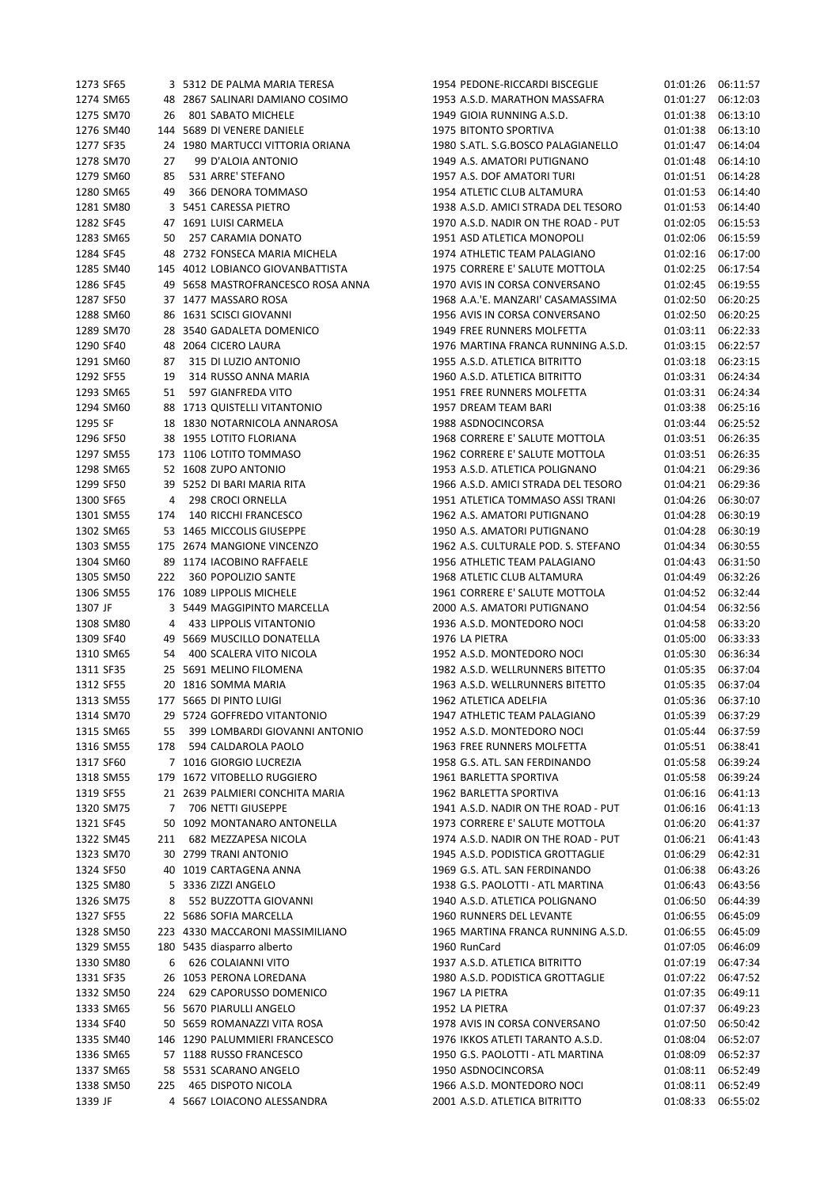| | | | | | | | | |
|---|---|---|---|---|---|---|---|---|
| 1273 | SF65 | 3 | 5312 | DE PALMA MARIA TERESA | 1954 | PEDONE-RICCARDI BISCEGLIE | 01:01:26 | 06:11:57 |
| 1274 | SM65 | 48 | 2867 | SALINARI DAMIANO COSIMO | 1953 | A.S.D. MARATHON MASSAFRA | 01:01:27 | 06:12:03 |
| 1275 | SM70 | 26 | 801 | SABATO MICHELE | 1949 | GIOIA RUNNING A.S.D. | 01:01:38 | 06:13:10 |
| 1276 | SM40 | 144 | 5689 | DI VENERE DANIELE | 1975 | BITONTO SPORTIVA | 01:01:38 | 06:13:10 |
| 1277 | SF35 | 24 | 1980 | MARTUCCI VITTORIA ORIANA | 1980 | S.ATL. S.G.BOSCO PALAGIANELLO | 01:01:47 | 06:14:04 |
| 1278 | SM70 | 27 | 99 | D'ALOIA ANTONIO | 1949 | A.S. AMATORI PUTIGNANO | 01:01:48 | 06:14:10 |
| 1279 | SM60 | 85 | 531 | ARRE' STEFANO | 1957 | A.S. DOF AMATORI TURI | 01:01:51 | 06:14:28 |
| 1280 | SM65 | 49 | 366 | DENORA TOMMASO | 1954 | ATLETIC CLUB ALTAMURA | 01:01:53 | 06:14:40 |
| 1281 | SM80 | 3 | 5451 | CARESSA PIETRO | 1938 | A.S.D. AMICI STRADA DEL TESORO | 01:01:53 | 06:14:40 |
| 1282 | SF45 | 47 | 1691 | LUISI CARMELA | 1970 | A.S.D. NADIR ON THE ROAD - PUT | 01:02:05 | 06:15:53 |
| 1283 | SM65 | 50 | 257 | CARAMIA DONATO | 1951 | ASD ATLETICA MONOPOLI | 01:02:06 | 06:15:59 |
| 1284 | SF45 | 48 | 2732 | FONSECA MARIA MICHELA | 1974 | ATHLETIC TEAM PALAGIANO | 01:02:16 | 06:17:00 |
| 1285 | SM40 | 145 | 4012 | LOBIANCO GIOVANBATTISTA | 1975 | CORRERE E' SALUTE MOTTOLA | 01:02:25 | 06:17:54 |
| 1286 | SF45 | 49 | 5658 | MASTROFRANCESCO ROSA ANNA | 1970 | AVIS IN CORSA CONVERSANO | 01:02:45 | 06:19:55 |
| 1287 | SF50 | 37 | 1477 | MASSARO ROSA | 1968 | A.A.'E. MANZARI' CASAMASSIMA | 01:02:50 | 06:20:25 |
| 1288 | SM60 | 86 | 1631 | SCISCI GIOVANNI | 1956 | AVIS IN CORSA CONVERSANO | 01:02:50 | 06:20:25 |
| 1289 | SM70 | 28 | 3540 | GADALETA DOMENICO | 1949 | FREE RUNNERS MOLFETTA | 01:03:11 | 06:22:33 |
| 1290 | SF40 | 48 | 2064 | CICERO LAURA | 1976 | MARTINA FRANCA RUNNING A.S.D. | 01:03:15 | 06:22:57 |
| 1291 | SM60 | 87 | 315 | DI LUZIO ANTONIO | 1955 | A.S.D. ATLETICA BITRITTO | 01:03:18 | 06:23:15 |
| 1292 | SF55 | 19 | 314 | RUSSO ANNA MARIA | 1960 | A.S.D. ATLETICA BITRITTO | 01:03:31 | 06:24:34 |
| 1293 | SM65 | 51 | 597 | GIANFREDA VITO | 1951 | FREE RUNNERS MOLFETTA | 01:03:31 | 06:24:34 |
| 1294 | SM60 | 88 | 1713 | QUISTELLI VITANTONIO | 1957 | DREAM TEAM BARI | 01:03:38 | 06:25:16 |
| 1295 | SF | 18 | 1830 | NOTARNICOLA ANNAROSA | 1988 | ASDNOCINCORSA | 01:03:44 | 06:25:52 |
| 1296 | SF50 | 38 | 1955 | LOTITO FLORIANA | 1968 | CORRERE E' SALUTE MOTTOLA | 01:03:51 | 06:26:35 |
| 1297 | SM55 | 173 | 1106 | LOTITO TOMMASO | 1962 | CORRERE E' SALUTE MOTTOLA | 01:03:51 | 06:26:35 |
| 1298 | SM65 | 52 | 1608 | ZUPO ANTONIO | 1953 | A.S.D. ATLETICA POLIGNANO | 01:04:21 | 06:29:36 |
| 1299 | SF50 | 39 | 5252 | DI BARI MARIA RITA | 1966 | A.S.D. AMICI STRADA DEL TESORO | 01:04:21 | 06:29:36 |
| 1300 | SF65 | 4 | 298 | CROCI ORNELLA | 1951 | ATLETICA TOMMASO ASSI TRANI | 01:04:26 | 06:30:07 |
| 1301 | SM55 | 174 | 140 | RICCHI FRANCESCO | 1962 | A.S. AMATORI PUTIGNANO | 01:04:28 | 06:30:19 |
| 1302 | SM65 | 53 | 1465 | MICCOLIS GIUSEPPE | 1950 | A.S. AMATORI PUTIGNANO | 01:04:28 | 06:30:19 |
| 1303 | SM55 | 175 | 2674 | MANGIONE VINCENZO | 1962 | A.S. CULTURALE POD. S. STEFANO | 01:04:34 | 06:30:55 |
| 1304 | SM60 | 89 | 1174 | IACOBINO RAFFAELE | 1956 | ATHLETIC TEAM PALAGIANO | 01:04:43 | 06:31:50 |
| 1305 | SM50 | 222 | 360 | POPOLIZIO SANTE | 1968 | ATLETIC CLUB ALTAMURA | 01:04:49 | 06:32:26 |
| 1306 | SM55 | 176 | 1089 | LIPPOLIS MICHELE | 1961 | CORRERE E' SALUTE MOTTOLA | 01:04:52 | 06:32:44 |
| 1307 | JF | 3 | 5449 | MAGGIPINTO MARCELLA | 2000 | A.S. AMATORI PUTIGNANO | 01:04:54 | 06:32:56 |
| 1308 | SM80 | 4 | 433 | LIPPOLIS VITANTONIO | 1936 | A.S.D. MONTEDORO NOCI | 01:04:58 | 06:33:20 |
| 1309 | SF40 | 49 | 5669 | MUSCILLO DONATELLA | 1976 | LA PIETRA | 01:05:00 | 06:33:33 |
| 1310 | SM65 | 54 | 400 | SCALERA VITO NICOLA | 1952 | A.S.D. MONTEDORO NOCI | 01:05:30 | 06:36:34 |
| 1311 | SF35 | 25 | 5691 | MELINO FILOMENA | 1982 | A.S.D. WELLRUNNERS BITETTO | 01:05:35 | 06:37:04 |
| 1312 | SF55 | 20 | 1816 | SOMMA MARIA | 1963 | A.S.D. WELLRUNNERS BITETTO | 01:05:35 | 06:37:04 |
| 1313 | SM55 | 177 | 5665 | DI PINTO LUIGI | 1962 | ATLETICA ADELFIA | 01:05:36 | 06:37:10 |
| 1314 | SM70 | 29 | 5724 | GOFFREDO VITANTONIO | 1947 | ATHLETIC TEAM PALAGIANO | 01:05:39 | 06:37:29 |
| 1315 | SM65 | 55 | 399 | LOMBARDI GIOVANNI ANTONIO | 1952 | A.S.D. MONTEDORO NOCI | 01:05:44 | 06:37:59 |
| 1316 | SM55 | 178 | 594 | CALDAROLA PAOLO | 1963 | FREE RUNNERS MOLFETTA | 01:05:51 | 06:38:41 |
| 1317 | SF60 | 7 | 1016 | GIORGIO LUCREZIA | 1958 | G.S. ATL. SAN FERDINANDO | 01:05:58 | 06:39:24 |
| 1318 | SM55 | 179 | 1672 | VITOBELLO RUGGIERO | 1961 | BARLETTA SPORTIVA | 01:05:58 | 06:39:24 |
| 1319 | SF55 | 21 | 2639 | PALMIERI CONCHITA MARIA | 1962 | BARLETTA SPORTIVA | 01:06:16 | 06:41:13 |
| 1320 | SM75 | 7 | 706 | NETTI GIUSEPPE | 1941 | A.S.D. NADIR ON THE ROAD - PUT | 01:06:16 | 06:41:13 |
| 1321 | SF45 | 50 | 1092 | MONTANARO ANTONELLA | 1973 | CORRERE E' SALUTE MOTTOLA | 01:06:20 | 06:41:37 |
| 1322 | SM45 | 211 | 682 | MEZZAPESA NICOLA | 1974 | A.S.D. NADIR ON THE ROAD - PUT | 01:06:21 | 06:41:43 |
| 1323 | SM70 | 30 | 2799 | TRANI ANTONIO | 1945 | A.S.D. PODISTICA GROTTAGLIE | 01:06:29 | 06:42:31 |
| 1324 | SF50 | 40 | 1019 | CARTAGENA ANNA | 1969 | G.S. ATL. SAN FERDINANDO | 01:06:38 | 06:43:26 |
| 1325 | SM80 | 5 | 3336 | ZIZZI ANGELO | 1938 | G.S. PAOLOTTI - ATL MARTINA | 01:06:43 | 06:43:56 |
| 1326 | SM75 | 8 | 552 | BUZZOTTA GIOVANNI | 1940 | A.S.D. ATLETICA POLIGNANO | 01:06:50 | 06:44:39 |
| 1327 | SF55 | 22 | 5686 | SOFIA MARCELLA | 1960 | RUNNERS DEL LEVANTE | 01:06:55 | 06:45:09 |
| 1328 | SM50 | 223 | 4330 | MACCARONI MASSIMILIANO | 1965 | MARTINA FRANCA RUNNING A.S.D. | 01:06:55 | 06:45:09 |
| 1329 | SM55 | 180 | 5435 | diasparro alberto | 1960 | RunCard | 01:07:05 | 06:46:09 |
| 1330 | SM80 | 6 | 626 | COLAIANNI VITO | 1937 | A.S.D. ATLETICA BITRITTO | 01:07:19 | 06:47:34 |
| 1331 | SF35 | 26 | 1053 | PERONA LOREDANA | 1980 | A.S.D. PODISTICA GROTTAGLIE | 01:07:22 | 06:47:52 |
| 1332 | SM50 | 224 | 629 | CAPORUSSO DOMENICO | 1967 | LA PIETRA | 01:07:35 | 06:49:11 |
| 1333 | SM65 | 56 | 5670 | PIARULLI ANGELO | 1952 | LA PIETRA | 01:07:37 | 06:49:23 |
| 1334 | SF40 | 50 | 5659 | ROMANAZZI VITA ROSA | 1978 | AVIS IN CORSA CONVERSANO | 01:07:50 | 06:50:42 |
| 1335 | SM40 | 146 | 1290 | PALUMMIERI FRANCESCO | 1976 | IKKOS ATLETI TARANTO A.S.D. | 01:08:04 | 06:52:07 |
| 1336 | SM65 | 57 | 1188 | RUSSO FRANCESCO | 1950 | G.S. PAOLOTTI - ATL MARTINA | 01:08:09 | 06:52:37 |
| 1337 | SM65 | 58 | 5531 | SCARANO ANGELO | 1950 | ASDNOCINCORSA | 01:08:11 | 06:52:49 |
| 1338 | SM50 | 225 | 465 | DISPOTO NICOLA | 1966 | A.S.D. MONTEDORO NOCI | 01:08:11 | 06:52:49 |
| 1339 | JF | 4 | 5667 | LOIACONO ALESSANDRA | 2001 | A.S.D. ATLETICA BITRITTO | 01:08:33 | 06:55:02 |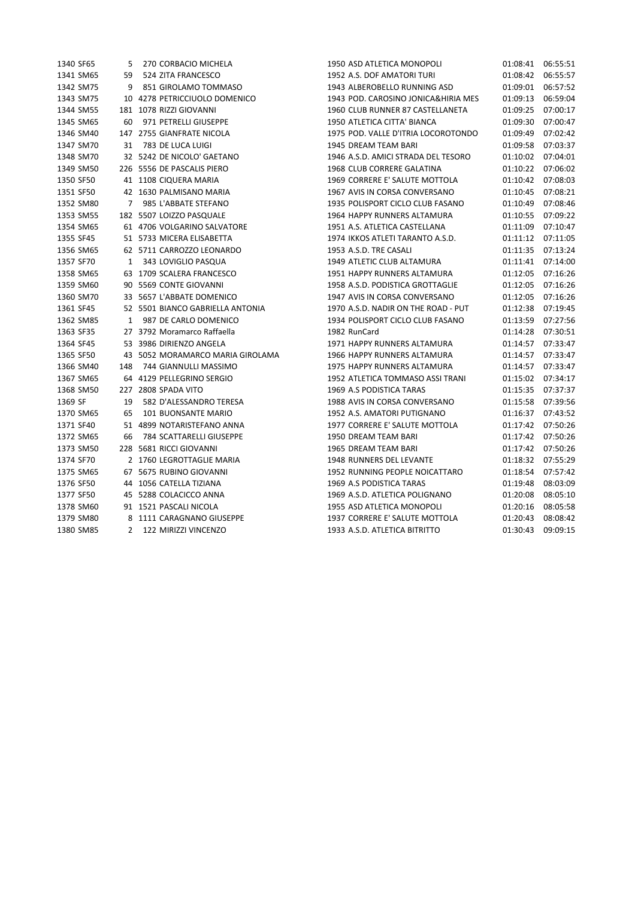| | | | | | | | | | |
|---|---|---|---|---|---|---|---|---|---|
| 1340 | SF65 | 5 | 270 | CORBACIO MICHELA | 1950 | ASD ATLETICA MONOPOLI | 01:08:41 | 06:55:51 |
| 1341 | SM65 | 59 | 524 | ZITA FRANCESCO | 1952 | A.S. DOF AMATORI TURI | 01:08:42 | 06:55:57 |
| 1342 | SM75 | 9 | 851 | GIROLAMO TOMMASO | 1943 | ALBEROBELLO RUNNING ASD | 01:09:01 | 06:57:52 |
| 1343 | SM75 | 10 | 4278 | PETRICCIUOLO DOMENICO | 1943 | POD. CAROSINO JONICA&HIRIA MES | 01:09:13 | 06:59:04 |
| 1344 | SM55 | 181 | 1078 | RIZZI GIOVANNI | 1960 | CLUB RUNNER 87 CASTELLANETA | 01:09:25 | 07:00:17 |
| 1345 | SM65 | 60 | 971 | PETRELLI GIUSEPPE | 1950 | ATLETICA CITTA' BIANCA | 01:09:30 | 07:00:47 |
| 1346 | SM40 | 147 | 2755 | GIANFRATE NICOLA | 1975 | POD. VALLE D'ITRIA LOCOROTONDO | 01:09:49 | 07:02:42 |
| 1347 | SM70 | 31 | 783 | DE LUCA LUIGI | 1945 | DREAM TEAM BARI | 01:09:58 | 07:03:37 |
| 1348 | SM70 | 32 | 5242 | DE NICOLO' GAETANO | 1946 | A.S.D. AMICI STRADA DEL TESORO | 01:10:02 | 07:04:01 |
| 1349 | SM50 | 226 | 5556 | DE PASCALIS PIERO | 1968 | CLUB CORRERE GALATINA | 01:10:22 | 07:06:02 |
| 1350 | SF50 | 41 | 1108 | CIQUERA MARIA | 1969 | CORRERE E' SALUTE MOTTOLA | 01:10:42 | 07:08:03 |
| 1351 | SF50 | 42 | 1630 | PALMISANO MARIA | 1967 | AVIS IN CORSA CONVERSANO | 01:10:45 | 07:08:21 |
| 1352 | SM80 | 7 | 985 | L'ABBATE STEFANO | 1935 | POLISPORT CICLO CLUB FASANO | 01:10:49 | 07:08:46 |
| 1353 | SM55 | 182 | 5507 | LOIZZO PASQUALE | 1964 | HAPPY RUNNERS ALTAMURA | 01:10:55 | 07:09:22 |
| 1354 | SM65 | 61 | 4706 | VOLGARINO SALVATORE | 1951 | A.S. ATLETICA CASTELLANA | 01:11:09 | 07:10:47 |
| 1355 | SF45 | 51 | 5733 | MICERA ELISABETTA | 1974 | IKKOS ATLETI TARANTO A.S.D. | 01:11:12 | 07:11:05 |
| 1356 | SM65 | 62 | 5711 | CARROZZO LEONARDO | 1953 | A.S.D. TRE CASALI | 01:11:35 | 07:13:24 |
| 1357 | SF70 | 1 | 343 | LOVIGLIO PASQUA | 1949 | ATLETIC CLUB ALTAMURA | 01:11:41 | 07:14:00 |
| 1358 | SM65 | 63 | 1709 | SCALERA FRANCESCO | 1951 | HAPPY RUNNERS ALTAMURA | 01:12:05 | 07:16:26 |
| 1359 | SM60 | 90 | 5569 | CONTE GIOVANNI | 1958 | A.S.D. PODISTICA GROTTAGLIE | 01:12:05 | 07:16:26 |
| 1360 | SM70 | 33 | 5657 | L'ABBATE DOMENICO | 1947 | AVIS IN CORSA CONVERSANO | 01:12:05 | 07:16:26 |
| 1361 | SF45 | 52 | 5501 | BIANCO GABRIELLA ANTONIA | 1970 | A.S.D. NADIR ON THE ROAD - PUT | 01:12:38 | 07:19:45 |
| 1362 | SM85 | 1 | 987 | DE CARLO DOMENICO | 1934 | POLISPORT CICLO CLUB FASANO | 01:13:59 | 07:27:56 |
| 1363 | SF35 | 27 | 3792 | Moramarco Raffaella | 1982 | RunCard | 01:14:28 | 07:30:51 |
| 1364 | SF45 | 53 | 3986 | DIRIENZO ANGELA | 1971 | HAPPY RUNNERS ALTAMURA | 01:14:57 | 07:33:47 |
| 1365 | SF50 | 43 | 5052 | MORAMARCO MARIA GIROLAMA | 1966 | HAPPY RUNNERS ALTAMURA | 01:14:57 | 07:33:47 |
| 1366 | SM40 | 148 | 744 | GIANNULLI MASSIMO | 1975 | HAPPY RUNNERS ALTAMURA | 01:14:57 | 07:33:47 |
| 1367 | SM65 | 64 | 4129 | PELLEGRINO SERGIO | 1952 | ATLETICA TOMMASO ASSI TRANI | 01:15:02 | 07:34:17 |
| 1368 | SM50 | 227 | 2808 | SPADA VITO | 1969 | A.S PODISTICA TARAS | 01:15:35 | 07:37:37 |
| 1369 | SF | 19 | 582 | D'ALESSANDRO TERESA | 1988 | AVIS IN CORSA CONVERSANO | 01:15:58 | 07:39:56 |
| 1370 | SM65 | 65 | 101 | BUONSANTE MARIO | 1952 | A.S. AMATORI PUTIGNANO | 01:16:37 | 07:43:52 |
| 1371 | SF40 | 51 | 4899 | NOTARISTEFANO ANNA | 1977 | CORRERE E' SALUTE MOTTOLA | 01:17:42 | 07:50:26 |
| 1372 | SM65 | 66 | 784 | SCATTARELLI GIUSEPPE | 1950 | DREAM TEAM BARI | 01:17:42 | 07:50:26 |
| 1373 | SM50 | 228 | 5681 | RICCI GIOVANNI | 1965 | DREAM TEAM BARI | 01:17:42 | 07:50:26 |
| 1374 | SF70 | 2 | 1760 | LEGROTTAGLIE MARIA | 1948 | RUNNERS DEL LEVANTE | 01:18:32 | 07:55:29 |
| 1375 | SM65 | 67 | 5675 | RUBINO GIOVANNI | 1952 | RUNNING PEOPLE NOICATTARO | 01:18:54 | 07:57:42 |
| 1376 | SF50 | 44 | 1056 | CATELLA TIZIANA | 1969 | A.S PODISTICA TARAS | 01:19:48 | 08:03:09 |
| 1377 | SF50 | 45 | 5288 | COLACICCO ANNA | 1969 | A.S.D. ATLETICA POLIGNANO | 01:20:08 | 08:05:10 |
| 1378 | SM60 | 91 | 1521 | PASCALI NICOLA | 1955 | ASD ATLETICA MONOPOLI | 01:20:16 | 08:05:58 |
| 1379 | SM80 | 8 | 1111 | CARAGNANO GIUSEPPE | 1937 | CORRERE E' SALUTE MOTTOLA | 01:20:43 | 08:08:42 |
| 1380 | SM85 | 2 | 122 | MIRIZZI VINCENZO | 1933 | A.S.D. ATLETICA BITRITTO | 01:30:43 | 09:09:15 |